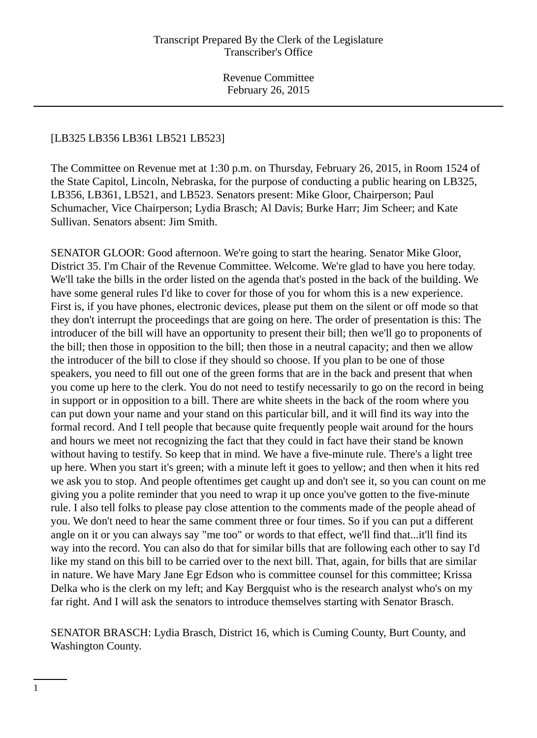[LB325 LB356 LB361 LB521 LB523]

The Committee on Revenue met at 1:30 p.m. on Thursday, February 26, 2015, in Room 1524 of the State Capitol, Lincoln, Nebraska, for the purpose of conducting a public hearing on LB325, LB356, LB361, LB521, and LB523. Senators present: Mike Gloor, Chairperson; Paul Schumacher, Vice Chairperson; Lydia Brasch; Al Davis; Burke Harr; Jim Scheer; and Kate Sullivan. Senators absent: Jim Smith.

SENATOR GLOOR: Good afternoon. We're going to start the hearing. Senator Mike Gloor, District 35. I'm Chair of the Revenue Committee. Welcome. We're glad to have you here today. We'll take the bills in the order listed on the agenda that's posted in the back of the building. We have some general rules I'd like to cover for those of you for whom this is a new experience. First is, if you have phones, electronic devices, please put them on the silent or off mode so that they don't interrupt the proceedings that are going on here. The order of presentation is this: The introducer of the bill will have an opportunity to present their bill; then we'll go to proponents of the bill; then those in opposition to the bill; then those in a neutral capacity; and then we allow the introducer of the bill to close if they should so choose. If you plan to be one of those speakers, you need to fill out one of the green forms that are in the back and present that when you come up here to the clerk. You do not need to testify necessarily to go on the record in being in support or in opposition to a bill. There are white sheets in the back of the room where you can put down your name and your stand on this particular bill, and it will find its way into the formal record. And I tell people that because quite frequently people wait around for the hours and hours we meet not recognizing the fact that they could in fact have their stand be known without having to testify. So keep that in mind. We have a five-minute rule. There's a light tree up here. When you start it's green; with a minute left it goes to yellow; and then when it hits red we ask you to stop. And people oftentimes get caught up and don't see it, so you can count on me giving you a polite reminder that you need to wrap it up once you've gotten to the five-minute rule. I also tell folks to please pay close attention to the comments made of the people ahead of you. We don't need to hear the same comment three or four times. So if you can put a different angle on it or you can always say "me too" or words to that effect, we'll find that...it'll find its way into the record. You can also do that for similar bills that are following each other to say I'd like my stand on this bill to be carried over to the next bill. That, again, for bills that are similar in nature. We have Mary Jane Egr Edson who is committee counsel for this committee; Krissa Delka who is the clerk on my left; and Kay Bergquist who is the research analyst who's on my far right. And I will ask the senators to introduce themselves starting with Senator Brasch.

SENATOR BRASCH: Lydia Brasch, District 16, which is Cuming County, Burt County, and Washington County.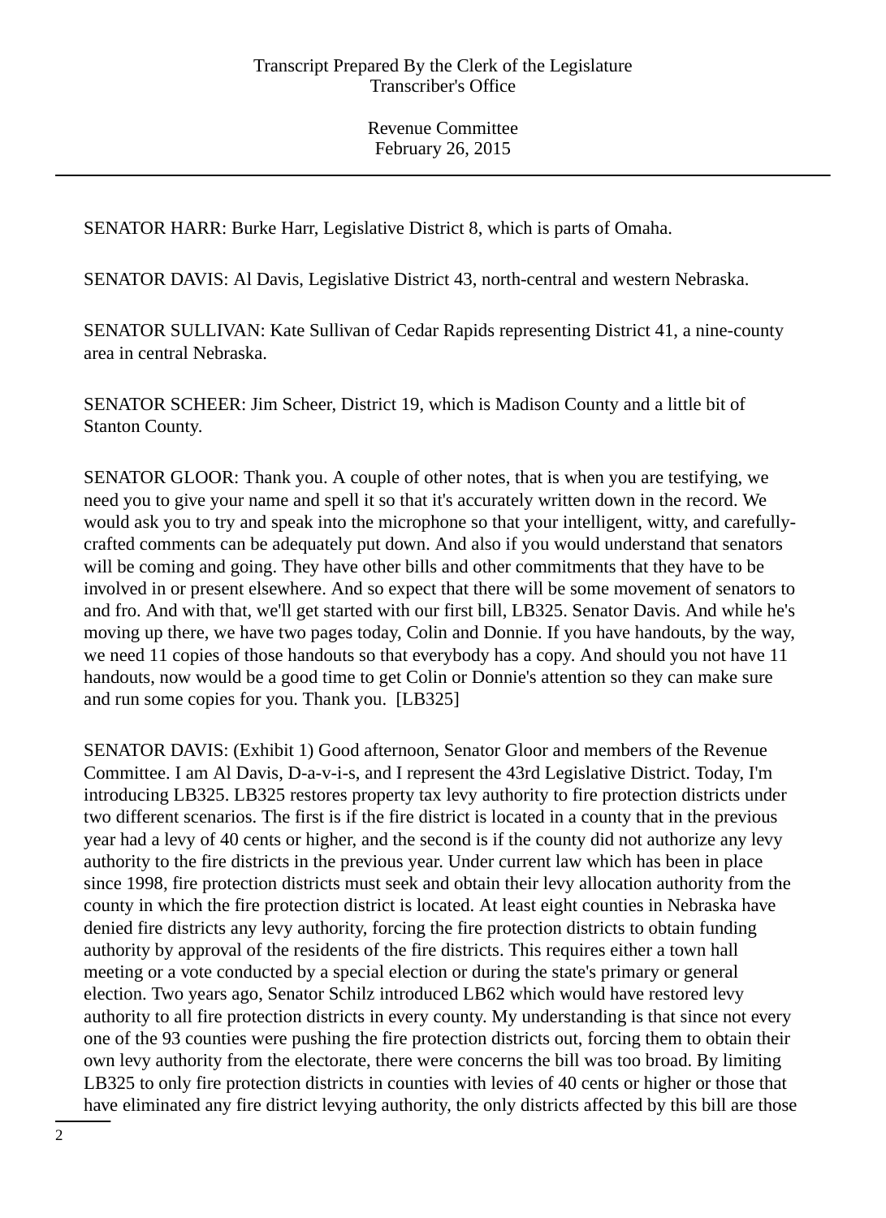SENATOR HARR: Burke Harr, Legislative District 8, which is parts of Omaha.

SENATOR DAVIS: Al Davis, Legislative District 43, north-central and western Nebraska.

SENATOR SULLIVAN: Kate Sullivan of Cedar Rapids representing District 41, a nine-county area in central Nebraska.

SENATOR SCHEER: Jim Scheer, District 19, which is Madison County and a little bit of Stanton County.

SENATOR GLOOR: Thank you. A couple of other notes, that is when you are testifying, we need you to give your name and spell it so that it's accurately written down in the record. We would ask you to try and speak into the microphone so that your intelligent, witty, and carefully-crafted comments can be adequately put down. And also if you would understand that senators will be coming and going. They have other bills and other commitments that they have to be involved in or present elsewhere. And so expect that there will be some movement of senators to and fro. And with that, we'll get started with our first bill, LB325. Senator Davis. And while he's moving up there, we have two pages today, Colin and Donnie. If you have handouts, by the way, we need 11 copies of those handouts so that everybody has a copy. And should you not have 11 handouts, now would be a good time to get Colin or Donnie's attention so they can make sure and run some copies for you. Thank you. [LB325]

SENATOR DAVIS: (Exhibit 1) Good afternoon, Senator Gloor and members of the Revenue Committee. I am Al Davis, D-a-v-i-s, and I represent the 43rd Legislative District. Today, I'm introducing LB325. LB325 restores property tax levy authority to fire protection districts under two different scenarios. The first is if the fire district is located in a county that in the previous year had a levy of 40 cents or higher, and the second is if the county did not authorize any levy authority to the fire districts in the previous year. Under current law which has been in place since 1998, fire protection districts must seek and obtain their levy allocation authority from the county in which the fire protection district is located. At least eight counties in Nebraska have denied fire districts any levy authority, forcing the fire protection districts to obtain funding authority by approval of the residents of the fire districts. This requires either a town hall meeting or a vote conducted by a special election or during the state's primary or general election. Two years ago, Senator Schilz introduced LB62 which would have restored levy authority to all fire protection districts in every county. My understanding is that since not every one of the 93 counties were pushing the fire protection districts out, forcing them to obtain their own levy authority from the electorate, there were concerns the bill was too broad. By limiting LB325 to only fire protection districts in counties with levies of 40 cents or higher or those that have eliminated any fire district levying authority, the only districts affected by this bill are those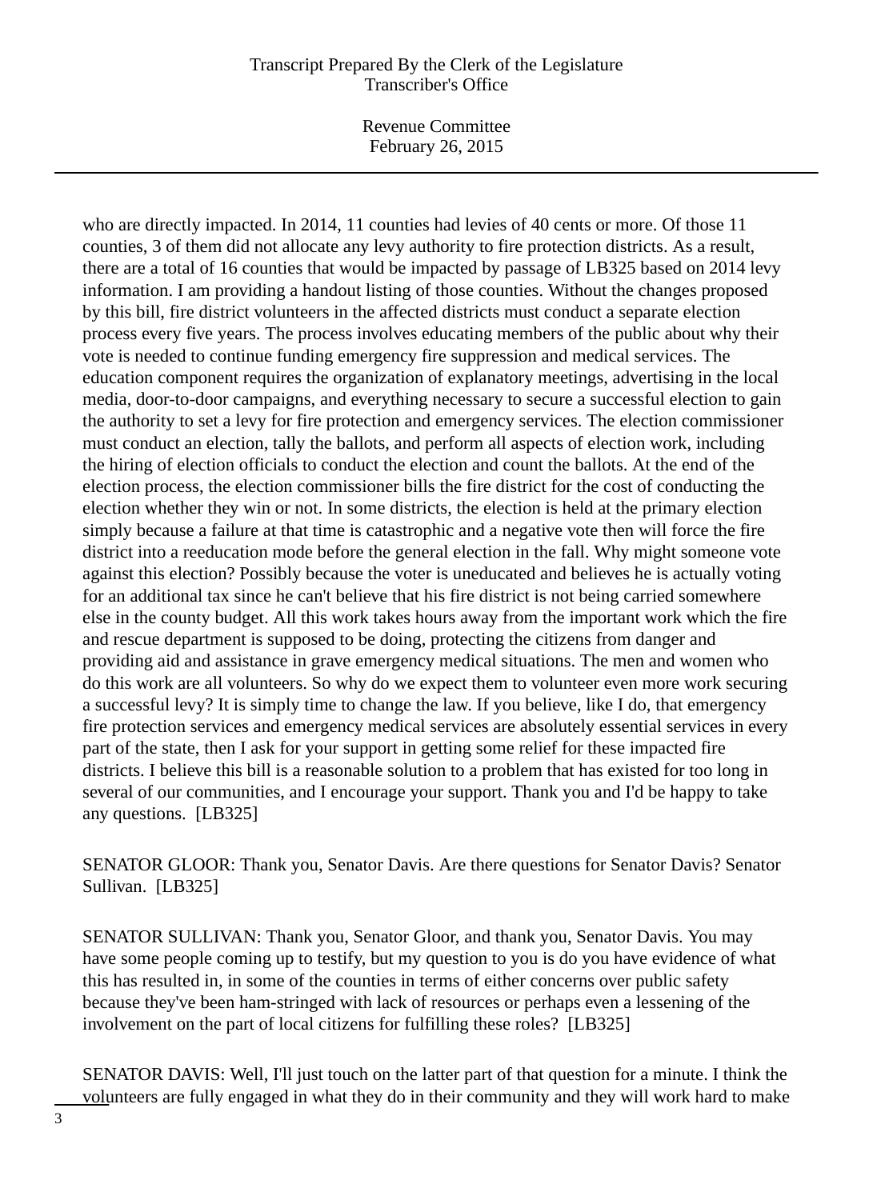who are directly impacted. In 2014, 11 counties had levies of 40 cents or more. Of those 11 counties, 3 of them did not allocate any levy authority to fire protection districts. As a result, there are a total of 16 counties that would be impacted by passage of LB325 based on 2014 levy information. I am providing a handout listing of those counties. Without the changes proposed by this bill, fire district volunteers in the affected districts must conduct a separate election process every five years. The process involves educating members of the public about why their vote is needed to continue funding emergency fire suppression and medical services. The education component requires the organization of explanatory meetings, advertising in the local media, door-to-door campaigns, and everything necessary to secure a successful election to gain the authority to set a levy for fire protection and emergency services. The election commissioner must conduct an election, tally the ballots, and perform all aspects of election work, including the hiring of election officials to conduct the election and count the ballots. At the end of the election process, the election commissioner bills the fire district for the cost of conducting the election whether they win or not. In some districts, the election is held at the primary election simply because a failure at that time is catastrophic and a negative vote then will force the fire district into a reeducation mode before the general election in the fall. Why might someone vote against this election? Possibly because the voter is uneducated and believes he is actually voting for an additional tax since he can't believe that his fire district is not being carried somewhere else in the county budget. All this work takes hours away from the important work which the fire and rescue department is supposed to be doing, protecting the citizens from danger and providing aid and assistance in grave emergency medical situations. The men and women who do this work are all volunteers. So why do we expect them to volunteer even more work securing a successful levy? It is simply time to change the law. If you believe, like I do, that emergency fire protection services and emergency medical services are absolutely essential services in every part of the state, then I ask for your support in getting some relief for these impacted fire districts. I believe this bill is a reasonable solution to a problem that has existed for too long in several of our communities, and I encourage your support. Thank you and I'd be happy to take any questions. [LB325]

SENATOR GLOOR: Thank you, Senator Davis. Are there questions for Senator Davis? Senator Sullivan. [LB325]

SENATOR SULLIVAN: Thank you, Senator Gloor, and thank you, Senator Davis. You may have some people coming up to testify, but my question to you is do you have evidence of what this has resulted in, in some of the counties in terms of either concerns over public safety because they've been ham-stringed with lack of resources or perhaps even a lessening of the involvement on the part of local citizens for fulfilling these roles? [LB325]

SENATOR DAVIS: Well, I'll just touch on the latter part of that question for a minute. I think the volunteers are fully engaged in what they do in their community and they will work hard to make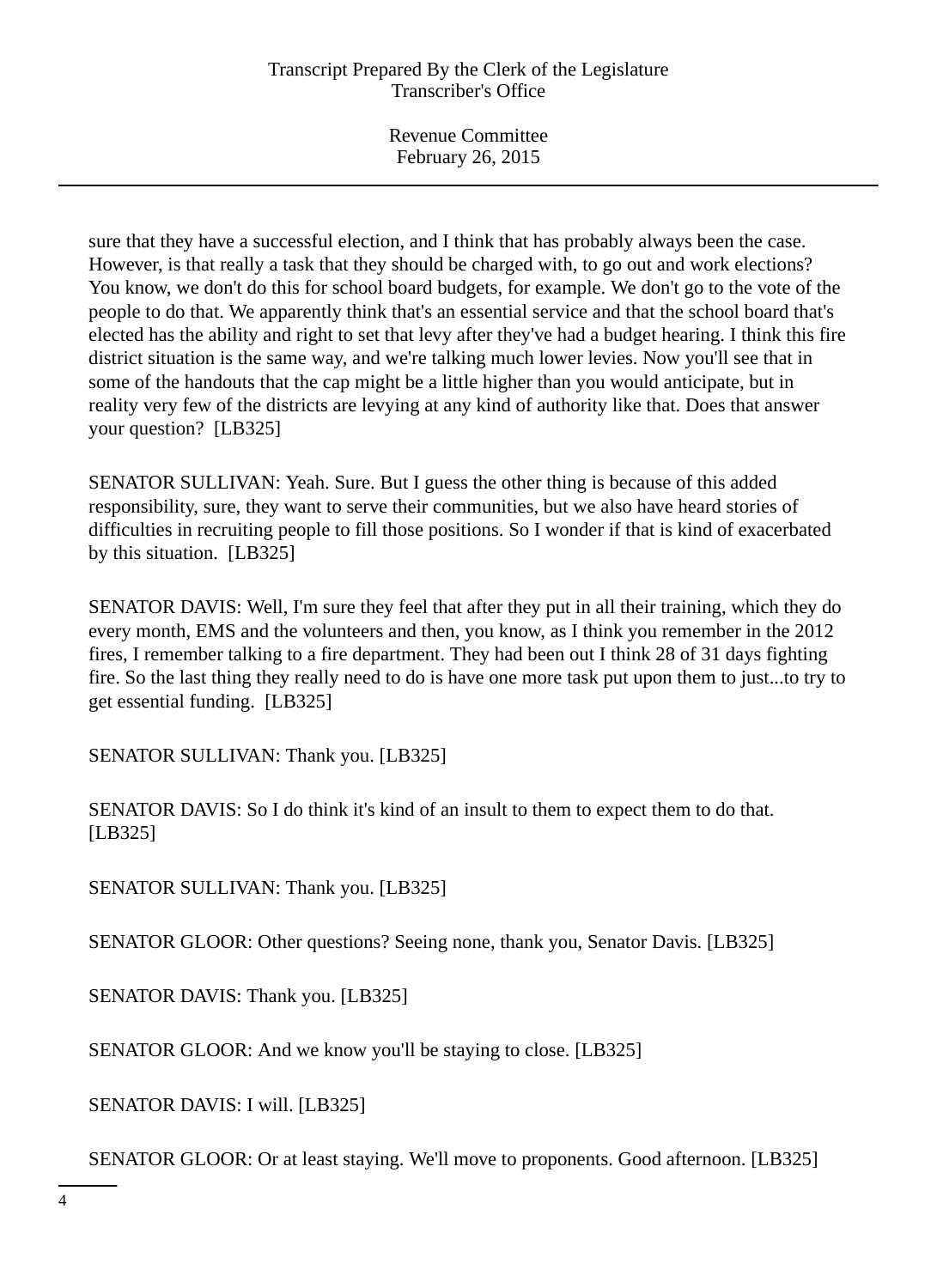sure that they have a successful election, and I think that has probably always been the case. However, is that really a task that they should be charged with, to go out and work elections? You know, we don't do this for school board budgets, for example. We don't go to the vote of the people to do that. We apparently think that's an essential service and that the school board that's elected has the ability and right to set that levy after they've had a budget hearing. I think this fire district situation is the same way, and we're talking much lower levies. Now you'll see that in some of the handouts that the cap might be a little higher than you would anticipate, but in reality very few of the districts are levying at any kind of authority like that. Does that answer your question? [LB325]

SENATOR SULLIVAN: Yeah. Sure. But I guess the other thing is because of this added responsibility, sure, they want to serve their communities, but we also have heard stories of difficulties in recruiting people to fill those positions. So I wonder if that is kind of exacerbated by this situation. [LB325]

SENATOR DAVIS: Well, I'm sure they feel that after they put in all their training, which they do every month, EMS and the volunteers and then, you know, as I think you remember in the 2012 fires, I remember talking to a fire department. They had been out I think 28 of 31 days fighting fire. So the last thing they really need to do is have one more task put upon them to just...to try to get essential funding. [LB325]

SENATOR SULLIVAN: Thank you. [LB325]

SENATOR DAVIS: So I do think it's kind of an insult to them to expect them to do that. [LB325]

SENATOR SULLIVAN: Thank you. [LB325]

SENATOR GLOOR: Other questions? Seeing none, thank you, Senator Davis. [LB325]

SENATOR DAVIS: Thank you. [LB325]

SENATOR GLOOR: And we know you'll be staying to close. [LB325]

SENATOR DAVIS: I will. [LB325]

SENATOR GLOOR: Or at least staying. We'll move to proponents. Good afternoon. [LB325]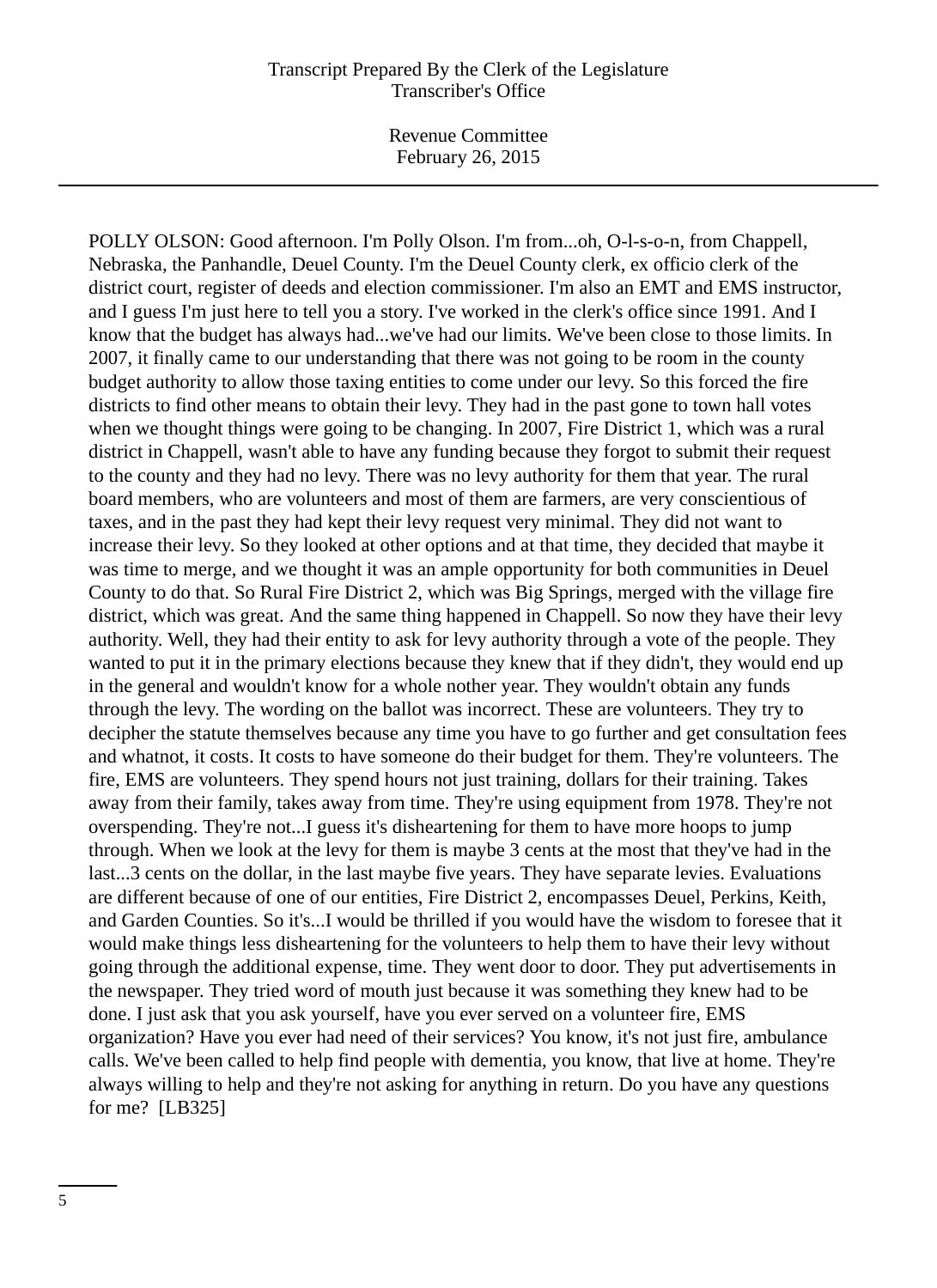POLLY OLSON: Good afternoon. I'm Polly Olson. I'm from...oh, O-l-s-o-n, from Chappell, Nebraska, the Panhandle, Deuel County. I'm the Deuel County clerk, ex officio clerk of the district court, register of deeds and election commissioner. I'm also an EMT and EMS instructor, and I guess I'm just here to tell you a story. I've worked in the clerk's office since 1991. And I know that the budget has always had...we've had our limits. We've been close to those limits. In 2007, it finally came to our understanding that there was not going to be room in the county budget authority to allow those taxing entities to come under our levy. So this forced the fire districts to find other means to obtain their levy. They had in the past gone to town hall votes when we thought things were going to be changing. In 2007, Fire District 1, which was a rural district in Chappell, wasn't able to have any funding because they forgot to submit their request to the county and they had no levy. There was no levy authority for them that year. The rural board members, who are volunteers and most of them are farmers, are very conscientious of taxes, and in the past they had kept their levy request very minimal. They did not want to increase their levy. So they looked at other options and at that time, they decided that maybe it was time to merge, and we thought it was an ample opportunity for both communities in Deuel County to do that. So Rural Fire District 2, which was Big Springs, merged with the village fire district, which was great. And the same thing happened in Chappell. So now they have their levy authority. Well, they had their entity to ask for levy authority through a vote of the people. They wanted to put it in the primary elections because they knew that if they didn't, they would end up in the general and wouldn't know for a whole nother year. They wouldn't obtain any funds through the levy. The wording on the ballot was incorrect. These are volunteers. They try to decipher the statute themselves because any time you have to go further and get consultation fees and whatnot, it costs. It costs to have someone do their budget for them. They're volunteers. The fire, EMS are volunteers. They spend hours not just training, dollars for their training. Takes away from their family, takes away from time. They're using equipment from 1978. They're not overspending. They're not...I guess it's disheartening for them to have more hoops to jump through. When we look at the levy for them is maybe 3 cents at the most that they've had in the last...3 cents on the dollar, in the last maybe five years. They have separate levies. Evaluations are different because of one of our entities, Fire District 2, encompasses Deuel, Perkins, Keith, and Garden Counties. So it's...I would be thrilled if you would have the wisdom to foresee that it would make things less disheartening for the volunteers to help them to have their levy without going through the additional expense, time. They went door to door. They put advertisements in the newspaper. They tried word of mouth just because it was something they knew had to be done. I just ask that you ask yourself, have you ever served on a volunteer fire, EMS organization? Have you ever had need of their services? You know, it's not just fire, ambulance calls. We've been called to help find people with dementia, you know, that live at home. They're always willing to help and they're not asking for anything in return. Do you have any questions for me? [LB325]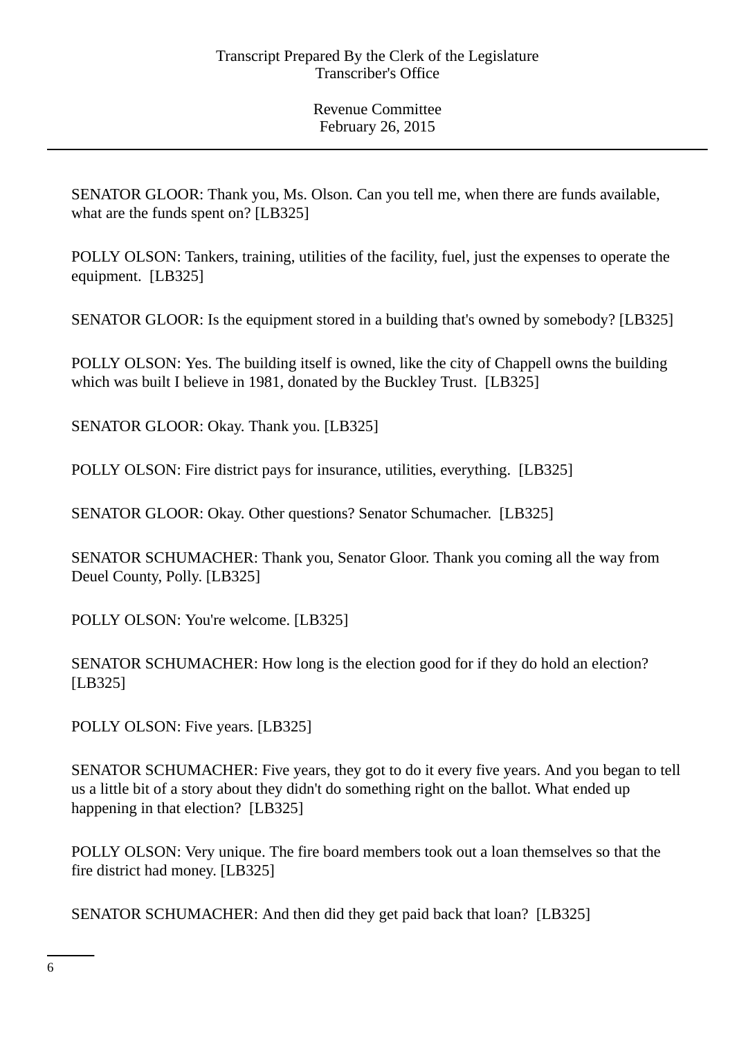SENATOR GLOOR: Thank you, Ms. Olson. Can you tell me, when there are funds available, what are the funds spent on? [LB325]

POLLY OLSON: Tankers, training, utilities of the facility, fuel, just the expenses to operate the equipment. [LB325]

SENATOR GLOOR: Is the equipment stored in a building that's owned by somebody? [LB325]

POLLY OLSON: Yes. The building itself is owned, like the city of Chappell owns the building which was built I believe in 1981, donated by the Buckley Trust. [LB325]

SENATOR GLOOR: Okay. Thank you. [LB325]

POLLY OLSON: Fire district pays for insurance, utilities, everything. [LB325]

SENATOR GLOOR: Okay. Other questions? Senator Schumacher. [LB325]

SENATOR SCHUMACHER: Thank you, Senator Gloor. Thank you coming all the way from Deuel County, Polly. [LB325]

POLLY OLSON: You're welcome. [LB325]

SENATOR SCHUMACHER: How long is the election good for if they do hold an election? [LB325]

POLLY OLSON: Five years. [LB325]

SENATOR SCHUMACHER: Five years, they got to do it every five years. And you began to tell us a little bit of a story about they didn't do something right on the ballot. What ended up happening in that election? [LB325]

POLLY OLSON: Very unique. The fire board members took out a loan themselves so that the fire district had money. [LB325]

SENATOR SCHUMACHER: And then did they get paid back that loan? [LB325]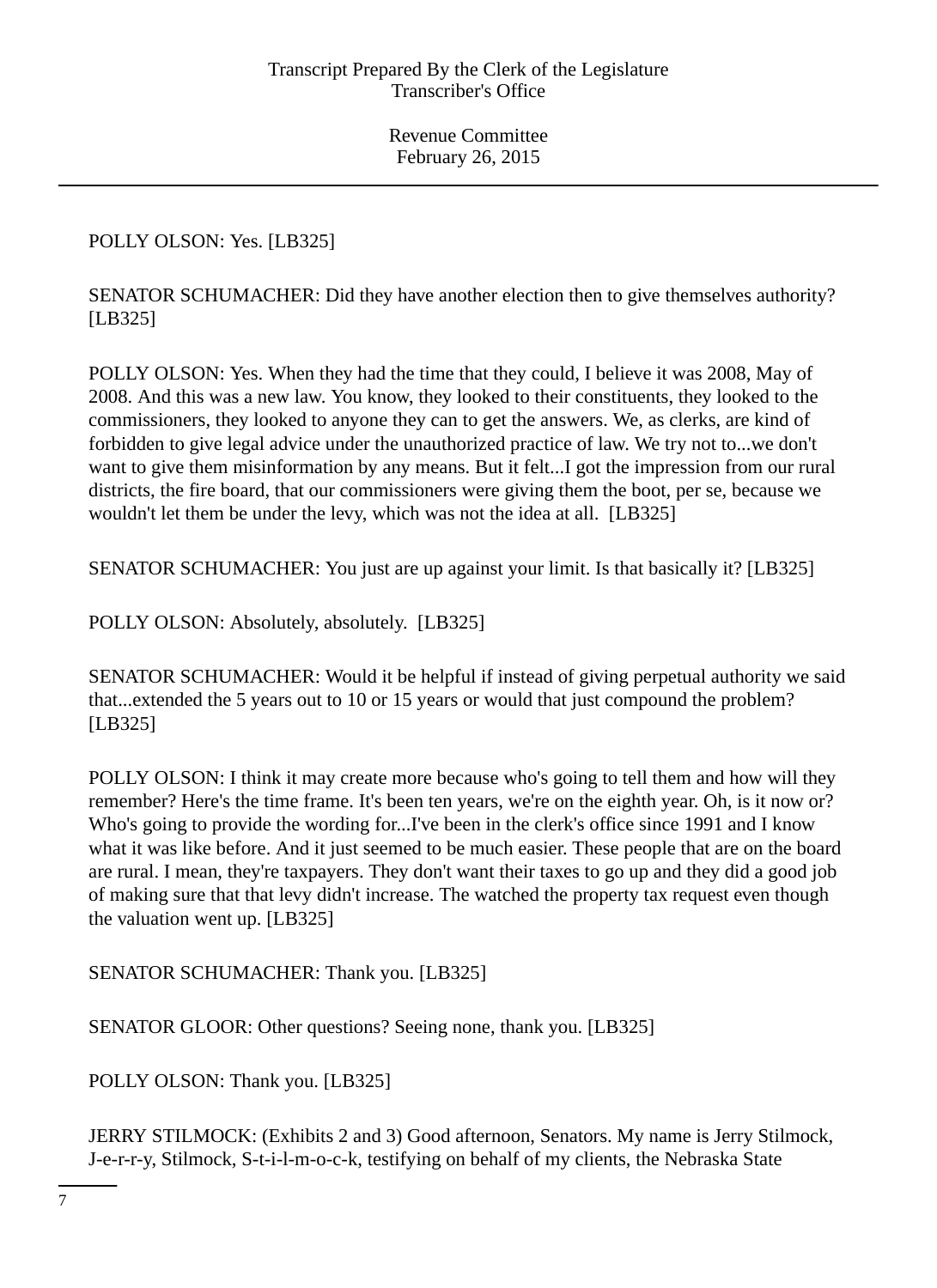POLLY OLSON: Yes. [LB325]

SENATOR SCHUMACHER: Did they have another election then to give themselves authority? [LB325]

POLLY OLSON: Yes. When they had the time that they could, I believe it was 2008, May of 2008. And this was a new law. You know, they looked to their constituents, they looked to the commissioners, they looked to anyone they can to get the answers. We, as clerks, are kind of forbidden to give legal advice under the unauthorized practice of law. We try not to...we don't want to give them misinformation by any means. But it felt...I got the impression from our rural districts, the fire board, that our commissioners were giving them the boot, per se, because we wouldn't let them be under the levy, which was not the idea at all. [LB325]

SENATOR SCHUMACHER: You just are up against your limit. Is that basically it? [LB325]

POLLY OLSON: Absolutely, absolutely. [LB325]

SENATOR SCHUMACHER: Would it be helpful if instead of giving perpetual authority we said that...extended the 5 years out to 10 or 15 years or would that just compound the problem? [LB325]

POLLY OLSON: I think it may create more because who's going to tell them and how will they remember? Here's the time frame. It's been ten years, we're on the eighth year. Oh, is it now or? Who's going to provide the wording for...I've been in the clerk's office since 1991 and I know what it was like before. And it just seemed to be much easier. These people that are on the board are rural. I mean, they're taxpayers. They don't want their taxes to go up and they did a good job of making sure that that levy didn't increase. The watched the property tax request even though the valuation went up. [LB325]

SENATOR SCHUMACHER: Thank you. [LB325]

SENATOR GLOOR: Other questions? Seeing none, thank you. [LB325]

POLLY OLSON: Thank you. [LB325]

JERRY STILMOCK: (Exhibits 2 and 3) Good afternoon, Senators. My name is Jerry Stilmock, J-e-r-r-y, Stilmock, S-t-i-l-m-o-c-k, testifying on behalf of my clients, the Nebraska State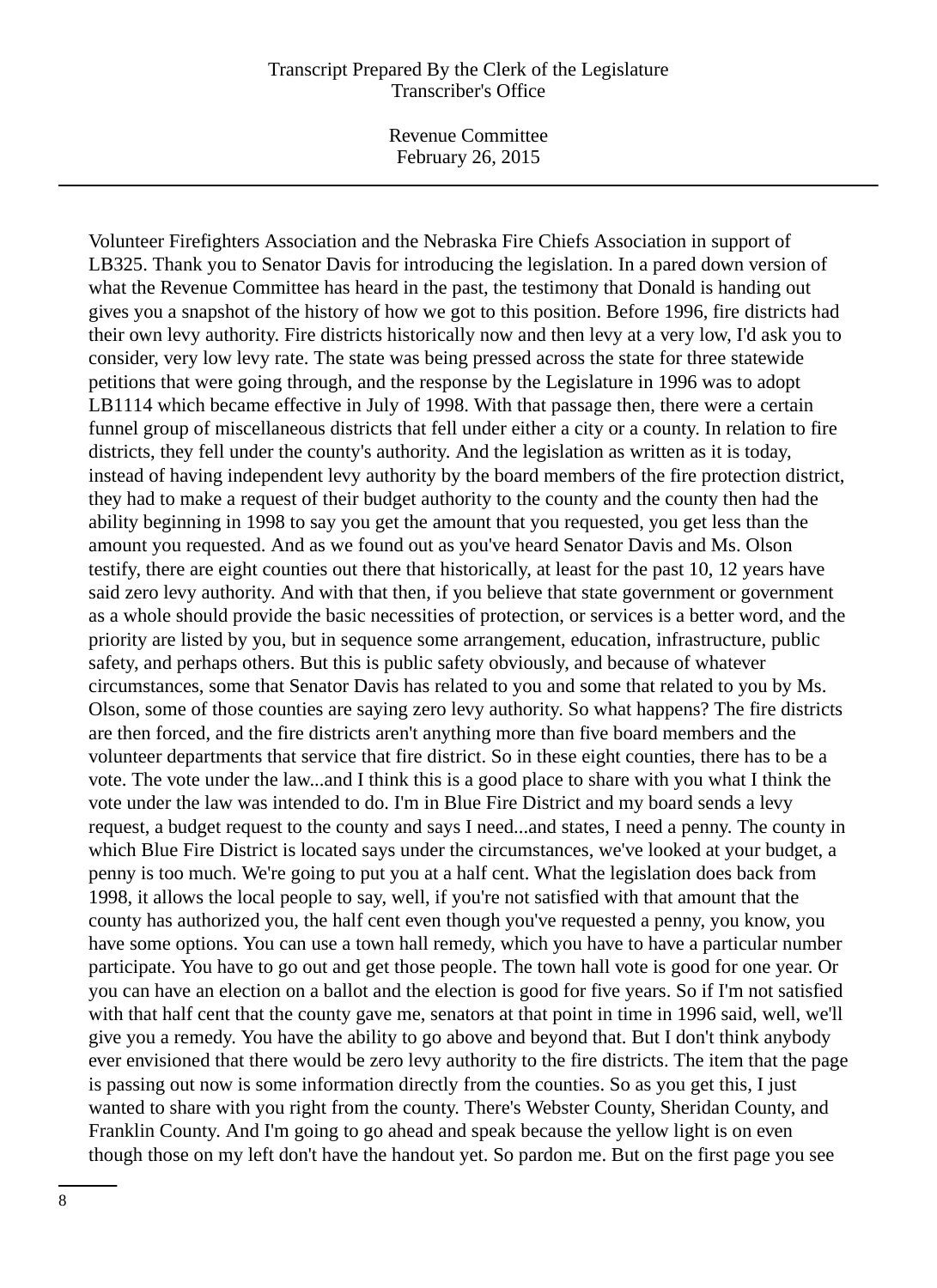Volunteer Firefighters Association and the Nebraska Fire Chiefs Association in support of LB325. Thank you to Senator Davis for introducing the legislation. In a pared down version of what the Revenue Committee has heard in the past, the testimony that Donald is handing out gives you a snapshot of the history of how we got to this position. Before 1996, fire districts had their own levy authority. Fire districts historically now and then levy at a very low, I'd ask you to consider, very low levy rate. The state was being pressed across the state for three statewide petitions that were going through, and the response by the Legislature in 1996 was to adopt LB1114 which became effective in July of 1998. With that passage then, there were a certain funnel group of miscellaneous districts that fell under either a city or a county. In relation to fire districts, they fell under the county's authority. And the legislation as written as it is today, instead of having independent levy authority by the board members of the fire protection district, they had to make a request of their budget authority to the county and the county then had the ability beginning in 1998 to say you get the amount that you requested, you get less than the amount you requested. And as we found out as you've heard Senator Davis and Ms. Olson testify, there are eight counties out there that historically, at least for the past 10, 12 years have said zero levy authority. And with that then, if you believe that state government or government as a whole should provide the basic necessities of protection, or services is a better word, and the priority are listed by you, but in sequence some arrangement, education, infrastructure, public safety, and perhaps others. But this is public safety obviously, and because of whatever circumstances, some that Senator Davis has related to you and some that related to you by Ms. Olson, some of those counties are saying zero levy authority. So what happens? The fire districts are then forced, and the fire districts aren't anything more than five board members and the volunteer departments that service that fire district. So in these eight counties, there has to be a vote. The vote under the law...and I think this is a good place to share with you what I think the vote under the law was intended to do. I'm in Blue Fire District and my board sends a levy request, a budget request to the county and says I need...and states, I need a penny. The county in which Blue Fire District is located says under the circumstances, we've looked at your budget, a penny is too much. We're going to put you at a half cent. What the legislation does back from 1998, it allows the local people to say, well, if you're not satisfied with that amount that the county has authorized you, the half cent even though you've requested a penny, you know, you have some options. You can use a town hall remedy, which you have to have a particular number participate. You have to go out and get those people. The town hall vote is good for one year. Or you can have an election on a ballot and the election is good for five years. So if I'm not satisfied with that half cent that the county gave me, senators at that point in time in 1996 said, well, we'll give you a remedy. You have the ability to go above and beyond that. But I don't think anybody ever envisioned that there would be zero levy authority to the fire districts. The item that the page is passing out now is some information directly from the counties. So as you get this, I just wanted to share with you right from the county. There's Webster County, Sheridan County, and Franklin County. And I'm going to go ahead and speak because the yellow light is on even though those on my left don't have the handout yet. So pardon me. But on the first page you see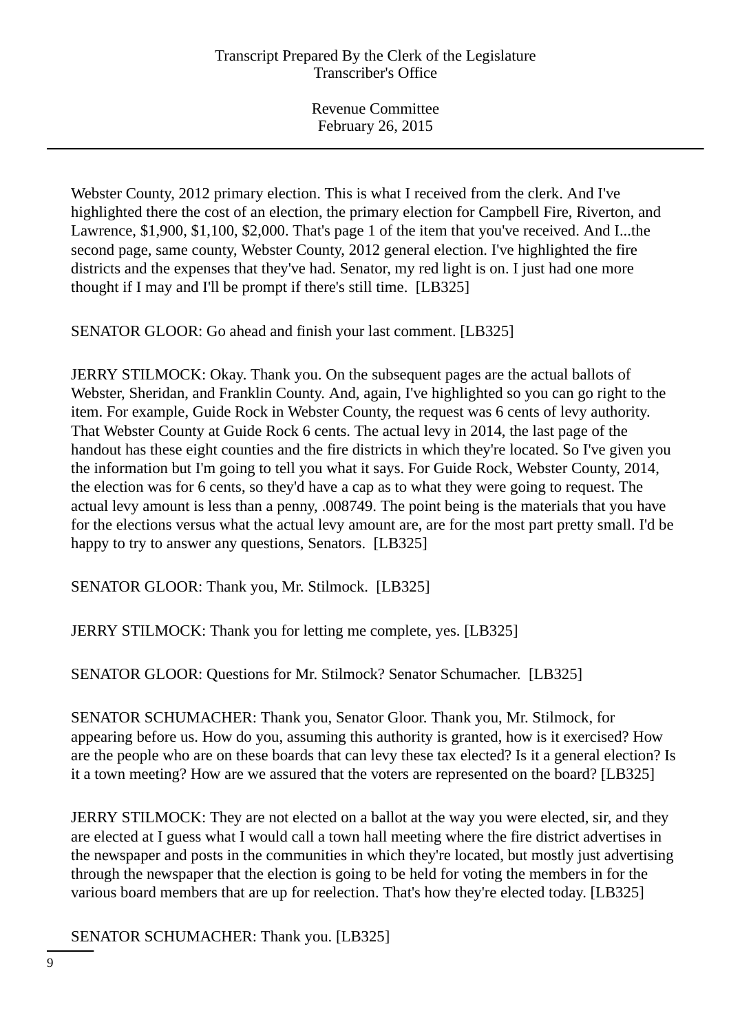Webster County, 2012 primary election. This is what I received from the clerk. And I've highlighted there the cost of an election, the primary election for Campbell Fire, Riverton, and Lawrence, $1,900, $1,100, $2,000. That's page 1 of the item that you've received. And I...the second page, same county, Webster County, 2012 general election. I've highlighted the fire districts and the expenses that they've had. Senator, my red light is on. I just had one more thought if I may and I'll be prompt if there's still time. [LB325]

SENATOR GLOOR: Go ahead and finish your last comment. [LB325]

JERRY STILMOCK: Okay. Thank you. On the subsequent pages are the actual ballots of Webster, Sheridan, and Franklin County. And, again, I've highlighted so you can go right to the item. For example, Guide Rock in Webster County, the request was 6 cents of levy authority. That Webster County at Guide Rock 6 cents. The actual levy in 2014, the last page of the handout has these eight counties and the fire districts in which they're located. So I've given you the information but I'm going to tell you what it says. For Guide Rock, Webster County, 2014, the election was for 6 cents, so they'd have a cap as to what they were going to request. The actual levy amount is less than a penny, .008749. The point being is the materials that you have for the elections versus what the actual levy amount are, are for the most part pretty small. I'd be happy to try to answer any questions, Senators. [LB325]

SENATOR GLOOR: Thank you, Mr. Stilmock. [LB325]

JERRY STILMOCK: Thank you for letting me complete, yes. [LB325]

SENATOR GLOOR: Questions for Mr. Stilmock? Senator Schumacher. [LB325]

SENATOR SCHUMACHER: Thank you, Senator Gloor. Thank you, Mr. Stilmock, for appearing before us. How do you, assuming this authority is granted, how is it exercised? How are the people who are on these boards that can levy these tax elected? Is it a general election? Is it a town meeting? How are we assured that the voters are represented on the board? [LB325]

JERRY STILMOCK: They are not elected on a ballot at the way you were elected, sir, and they are elected at I guess what I would call a town hall meeting where the fire district advertises in the newspaper and posts in the communities in which they're located, but mostly just advertising through the newspaper that the election is going to be held for voting the members in for the various board members that are up for reelection. That's how they're elected today. [LB325]

SENATOR SCHUMACHER: Thank you. [LB325]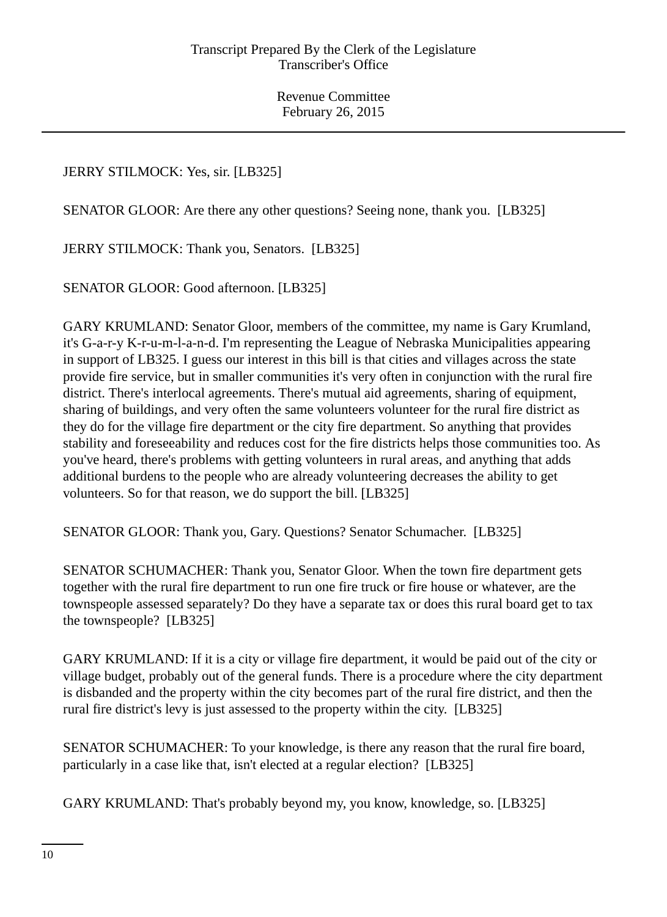JERRY STILMOCK: Yes, sir. [LB325]

SENATOR GLOOR: Are there any other questions? Seeing none, thank you. [LB325]

JERRY STILMOCK: Thank you, Senators. [LB325]

SENATOR GLOOR: Good afternoon. [LB325]

GARY KRUMLAND: Senator Gloor, members of the committee, my name is Gary Krumland, it's G-a-r-y K-r-u-m-l-a-n-d. I'm representing the League of Nebraska Municipalities appearing in support of LB325. I guess our interest in this bill is that cities and villages across the state provide fire service, but in smaller communities it's very often in conjunction with the rural fire district. There's interlocal agreements. There's mutual aid agreements, sharing of equipment, sharing of buildings, and very often the same volunteers volunteer for the rural fire district as they do for the village fire department or the city fire department. So anything that provides stability and foreseeability and reduces cost for the fire districts helps those communities too. As you've heard, there's problems with getting volunteers in rural areas, and anything that adds additional burdens to the people who are already volunteering decreases the ability to get volunteers. So for that reason, we do support the bill. [LB325]

SENATOR GLOOR: Thank you, Gary. Questions? Senator Schumacher. [LB325]

SENATOR SCHUMACHER: Thank you, Senator Gloor. When the town fire department gets together with the rural fire department to run one fire truck or fire house or whatever, are the townspeople assessed separately? Do they have a separate tax or does this rural board get to tax the townspeople? [LB325]

GARY KRUMLAND: If it is a city or village fire department, it would be paid out of the city or village budget, probably out of the general funds. There is a procedure where the city department is disbanded and the property within the city becomes part of the rural fire district, and then the rural fire district's levy is just assessed to the property within the city. [LB325]

SENATOR SCHUMACHER: To your knowledge, is there any reason that the rural fire board, particularly in a case like that, isn't elected at a regular election? [LB325]

GARY KRUMLAND: That's probably beyond my, you know, knowledge, so. [LB325]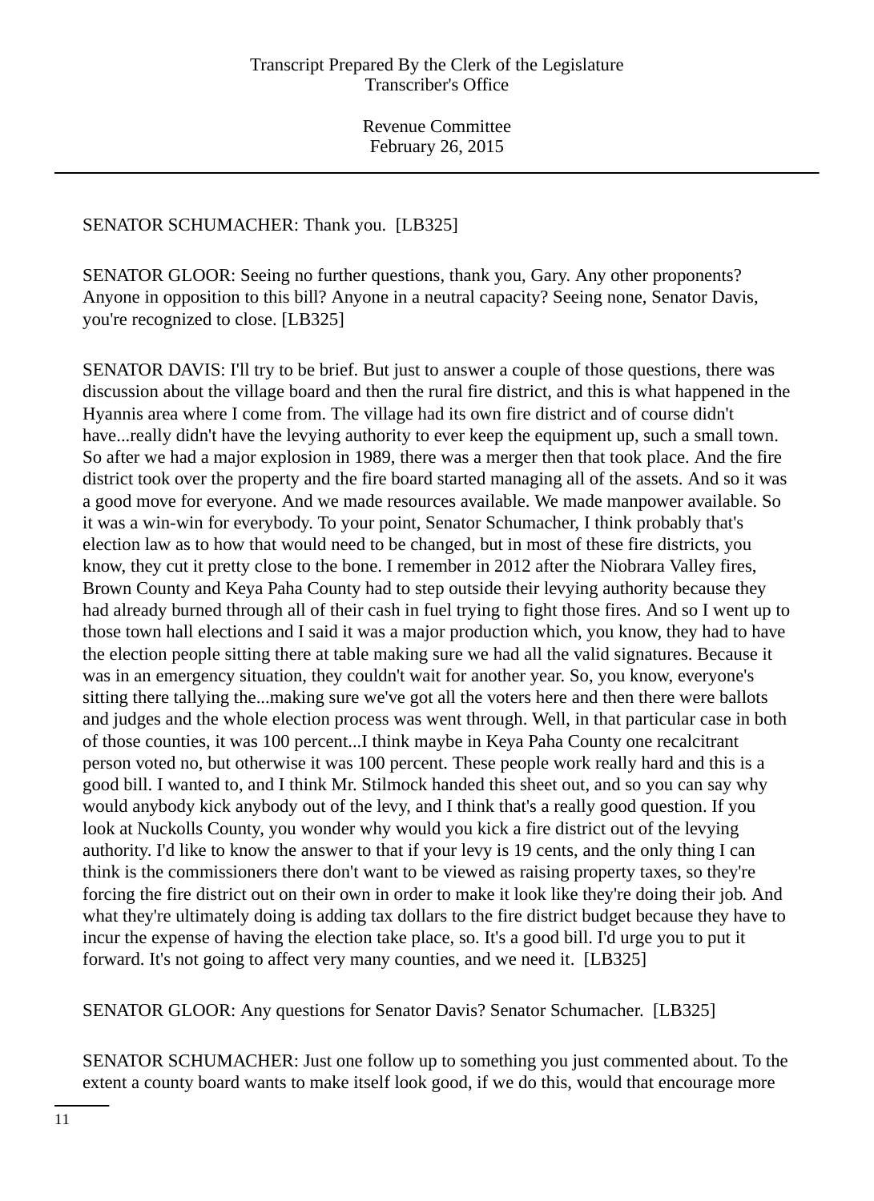SENATOR SCHUMACHER: Thank you. [LB325]

SENATOR GLOOR: Seeing no further questions, thank you, Gary. Any other proponents? Anyone in opposition to this bill? Anyone in a neutral capacity? Seeing none, Senator Davis, you're recognized to close. [LB325]

SENATOR DAVIS: I'll try to be brief. But just to answer a couple of those questions, there was discussion about the village board and then the rural fire district, and this is what happened in the Hyannis area where I come from. The village had its own fire district and of course didn't have...really didn't have the levying authority to ever keep the equipment up, such a small town. So after we had a major explosion in 1989, there was a merger then that took place. And the fire district took over the property and the fire board started managing all of the assets. And so it was a good move for everyone. And we made resources available. We made manpower available. So it was a win-win for everybody. To your point, Senator Schumacher, I think probably that's election law as to how that would need to be changed, but in most of these fire districts, you know, they cut it pretty close to the bone. I remember in 2012 after the Niobrara Valley fires, Brown County and Keya Paha County had to step outside their levying authority because they had already burned through all of their cash in fuel trying to fight those fires. And so I went up to those town hall elections and I said it was a major production which, you know, they had to have the election people sitting there at table making sure we had all the valid signatures. Because it was in an emergency situation, they couldn't wait for another year. So, you know, everyone's sitting there tallying the...making sure we've got all the voters here and then there were ballots and judges and the whole election process was went through. Well, in that particular case in both of those counties, it was 100 percent...I think maybe in Keya Paha County one recalcitrant person voted no, but otherwise it was 100 percent. These people work really hard and this is a good bill. I wanted to, and I think Mr. Stilmock handed this sheet out, and so you can say why would anybody kick anybody out of the levy, and I think that's a really good question. If you look at Nuckolls County, you wonder why would you kick a fire district out of the levying authority. I'd like to know the answer to that if your levy is 19 cents, and the only thing I can think is the commissioners there don't want to be viewed as raising property taxes, so they're forcing the fire district out on their own in order to make it look like they're doing their job. And what they're ultimately doing is adding tax dollars to the fire district budget because they have to incur the expense of having the election take place, so. It's a good bill. I'd urge you to put it forward. It's not going to affect very many counties, and we need it. [LB325]

SENATOR GLOOR: Any questions for Senator Davis? Senator Schumacher. [LB325]

SENATOR SCHUMACHER: Just one follow up to something you just commented about. To the extent a county board wants to make itself look good, if we do this, would that encourage more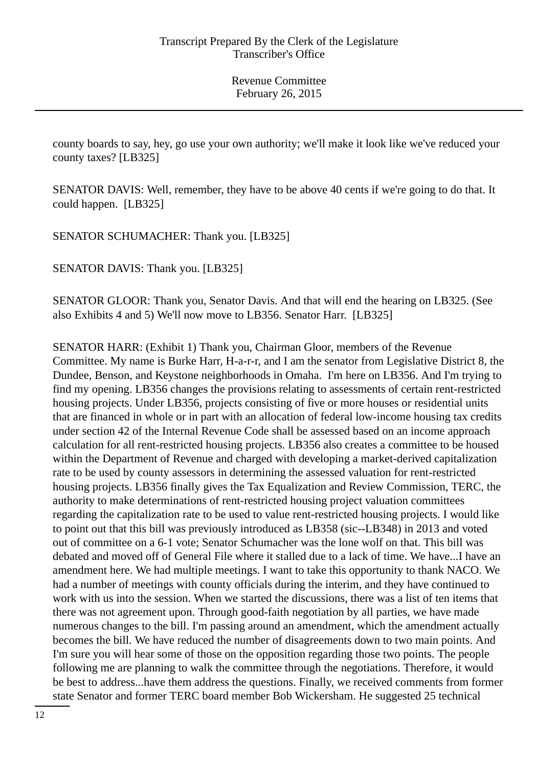county boards to say, hey, go use your own authority; we'll make it look like we've reduced your county taxes? [LB325]

SENATOR DAVIS: Well, remember, they have to be above 40 cents if we're going to do that. It could happen. [LB325]

SENATOR SCHUMACHER: Thank you. [LB325]

SENATOR DAVIS: Thank you. [LB325]

SENATOR GLOOR: Thank you, Senator Davis. And that will end the hearing on LB325. (See also Exhibits 4 and 5) We'll now move to LB356. Senator Harr. [LB325]

SENATOR HARR: (Exhibit 1) Thank you, Chairman Gloor, members of the Revenue Committee. My name is Burke Harr, H-a-r-r, and I am the senator from Legislative District 8, the Dundee, Benson, and Keystone neighborhoods in Omaha. I'm here on LB356. And I'm trying to find my opening. LB356 changes the provisions relating to assessments of certain rent-restricted housing projects. Under LB356, projects consisting of five or more houses or residential units that are financed in whole or in part with an allocation of federal low-income housing tax credits under section 42 of the Internal Revenue Code shall be assessed based on an income approach calculation for all rent-restricted housing projects. LB356 also creates a committee to be housed within the Department of Revenue and charged with developing a market-derived capitalization rate to be used by county assessors in determining the assessed valuation for rent-restricted housing projects. LB356 finally gives the Tax Equalization and Review Commission, TERC, the authority to make determinations of rent-restricted housing project valuation committees regarding the capitalization rate to be used to value rent-restricted housing projects. I would like to point out that this bill was previously introduced as LB358 (sic--LB348) in 2013 and voted out of committee on a 6-1 vote; Senator Schumacher was the lone wolf on that. This bill was debated and moved off of General File where it stalled due to a lack of time. We have...I have an amendment here. We had multiple meetings. I want to take this opportunity to thank NACO. We had a number of meetings with county officials during the interim, and they have continued to work with us into the session. When we started the discussions, there was a list of ten items that there was not agreement upon. Through good-faith negotiation by all parties, we have made numerous changes to the bill. I'm passing around an amendment, which the amendment actually becomes the bill. We have reduced the number of disagreements down to two main points. And I'm sure you will hear some of those on the opposition regarding those two points. The people following me are planning to walk the committee through the negotiations. Therefore, it would be best to address...have them address the questions. Finally, we received comments from former state Senator and former TERC board member Bob Wickersham. He suggested 25 technical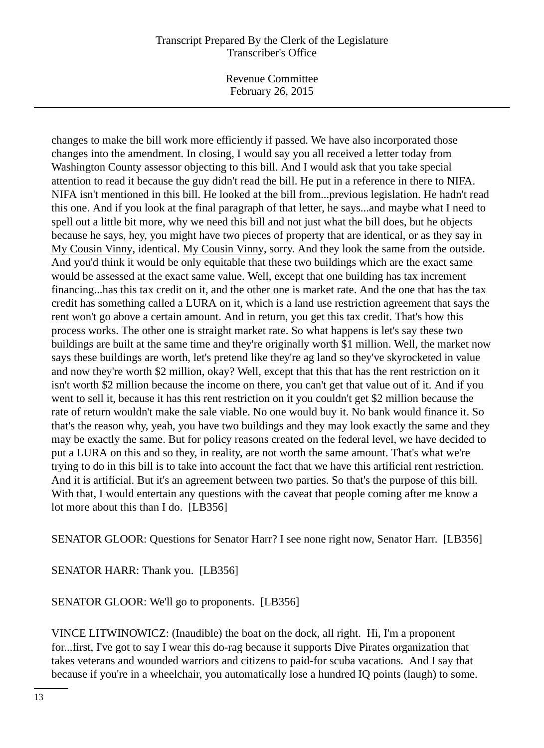changes to make the bill work more efficiently if passed. We have also incorporated those changes into the amendment. In closing, I would say you all received a letter today from Washington County assessor objecting to this bill. And I would ask that you take special attention to read it because the guy didn't read the bill. He put in a reference in there to NIFA. NIFA isn't mentioned in this bill. He looked at the bill from...previous legislation. He hadn't read this one. And if you look at the final paragraph of that letter, he says...and maybe what I need to spell out a little bit more, why we need this bill and not just what the bill does, but he objects because he says, hey, you might have two pieces of property that are identical, or as they say in My Cousin Vinny, identical. My Cousin Vinny, sorry. And they look the same from the outside. And you'd think it would be only equitable that these two buildings which are the exact same would be assessed at the exact same value. Well, except that one building has tax increment financing...has this tax credit on it, and the other one is market rate. And the one that has the tax credit has something called a LURA on it, which is a land use restriction agreement that says the rent won't go above a certain amount. And in return, you get this tax credit. That's how this process works. The other one is straight market rate. So what happens is let's say these two buildings are built at the same time and they're originally worth $1 million. Well, the market now says these buildings are worth, let's pretend like they're ag land so they've skyrocketed in value and now they're worth $2 million, okay? Well, except that this that has the rent restriction on it isn't worth $2 million because the income on there, you can't get that value out of it. And if you went to sell it, because it has this rent restriction on it you couldn't get $2 million because the rate of return wouldn't make the sale viable. No one would buy it. No bank would finance it. So that's the reason why, yeah, you have two buildings and they may look exactly the same and they may be exactly the same. But for policy reasons created on the federal level, we have decided to put a LURA on this and so they, in reality, are not worth the same amount. That's what we're trying to do in this bill is to take into account the fact that we have this artificial rent restriction. And it is artificial. But it's an agreement between two parties. So that's the purpose of this bill. With that, I would entertain any questions with the caveat that people coming after me know a lot more about this than I do.  [LB356]

SENATOR GLOOR: Questions for Senator Harr? I see none right now, Senator Harr.  [LB356]

SENATOR HARR: Thank you.  [LB356]

SENATOR GLOOR: We'll go to proponents.  [LB356]

VINCE LITWINOWICZ: (Inaudible) the boat on the dock, all right.  Hi, I'm a proponent for...first, I've got to say I wear this do-rag because it supports Dive Pirates organization that takes veterans and wounded warriors and citizens to paid-for scuba vacations.  And I say that because if you're in a wheelchair, you automatically lose a hundred IQ points (laugh) to some.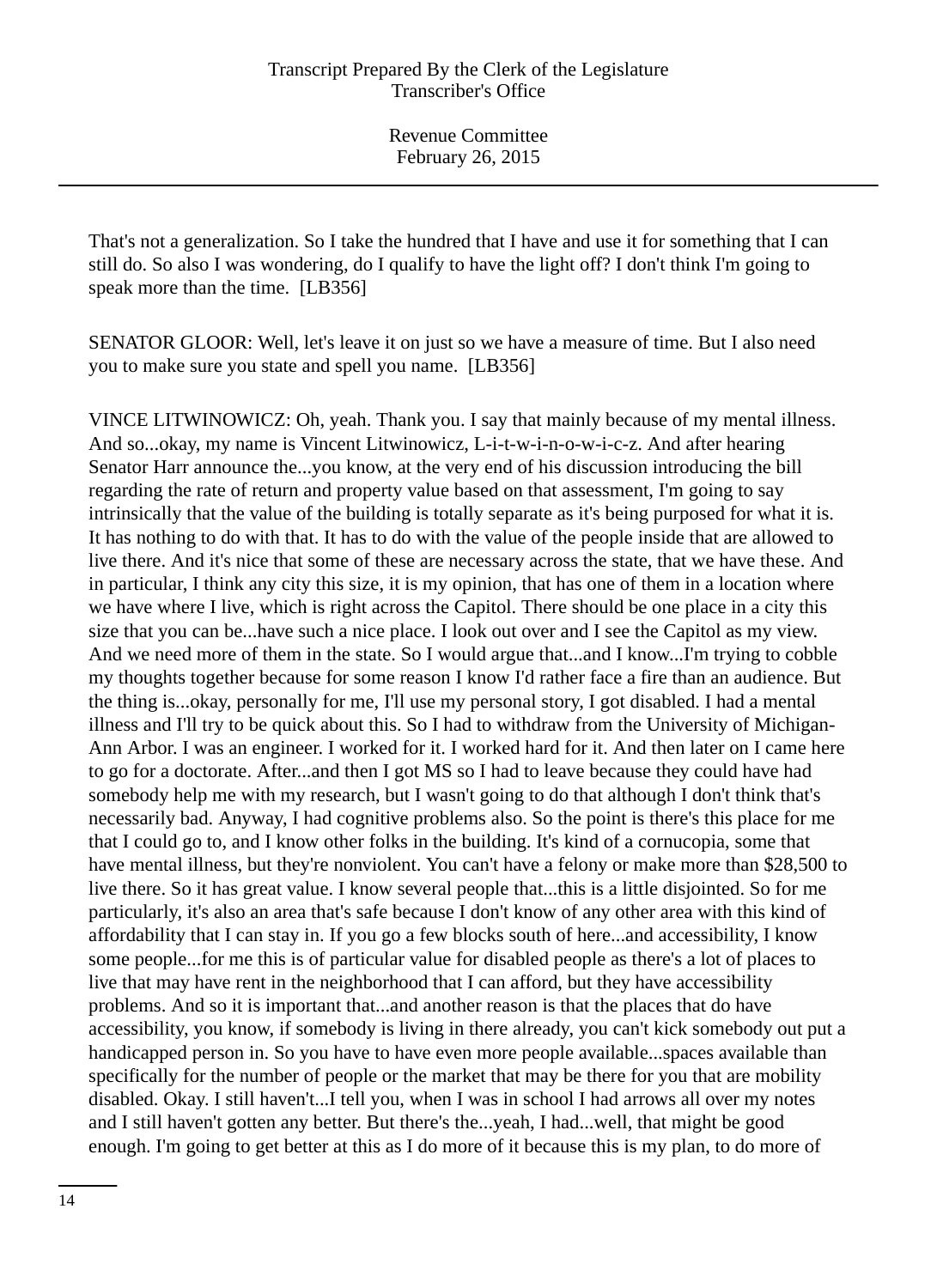That's not a generalization. So I take the hundred that I have and use it for something that I can still do. So also I was wondering, do I qualify to have the light off? I don't think I'm going to speak more than the time. [LB356]

SENATOR GLOOR: Well, let's leave it on just so we have a measure of time. But I also need you to make sure you state and spell you name. [LB356]

VINCE LITWINOWICZ: Oh, yeah. Thank you. I say that mainly because of my mental illness. And so...okay, my name is Vincent Litwinowicz, L-i-t-w-i-n-o-w-i-c-z. And after hearing Senator Harr announce the...you know, at the very end of his discussion introducing the bill regarding the rate of return and property value based on that assessment, I'm going to say intrinsically that the value of the building is totally separate as it's being purposed for what it is. It has nothing to do with that. It has to do with the value of the people inside that are allowed to live there. And it's nice that some of these are necessary across the state, that we have these. And in particular, I think any city this size, it is my opinion, that has one of them in a location where we have where I live, which is right across the Capitol. There should be one place in a city this size that you can be...have such a nice place. I look out over and I see the Capitol as my view. And we need more of them in the state. So I would argue that...and I know...I'm trying to cobble my thoughts together because for some reason I know I'd rather face a fire than an audience. But the thing is...okay, personally for me, I'll use my personal story, I got disabled. I had a mental illness and I'll try to be quick about this. So I had to withdraw from the University of Michigan-Ann Arbor. I was an engineer. I worked for it. I worked hard for it. And then later on I came here to go for a doctorate. After...and then I got MS so I had to leave because they could have had somebody help me with my research, but I wasn't going to do that although I don't think that's necessarily bad. Anyway, I had cognitive problems also. So the point is there's this place for me that I could go to, and I know other folks in the building. It's kind of a cornucopia, some that have mental illness, but they're nonviolent. You can't have a felony or make more than $28,500 to live there. So it has great value. I know several people that...this is a little disjointed. So for me particularly, it's also an area that's safe because I don't know of any other area with this kind of affordability that I can stay in. If you go a few blocks south of here...and accessibility, I know some people...for me this is of particular value for disabled people as there's a lot of places to live that may have rent in the neighborhood that I can afford, but they have accessibility problems. And so it is important that...and another reason is that the places that do have accessibility, you know, if somebody is living in there already, you can't kick somebody out put a handicapped person in. So you have to have even more people available...spaces available than specifically for the number of people or the market that may be there for you that are mobility disabled. Okay. I still haven't...I tell you, when I was in school I had arrows all over my notes and I still haven't gotten any better. But there's the...yeah, I had...well, that might be good enough. I'm going to get better at this as I do more of it because this is my plan, to do more of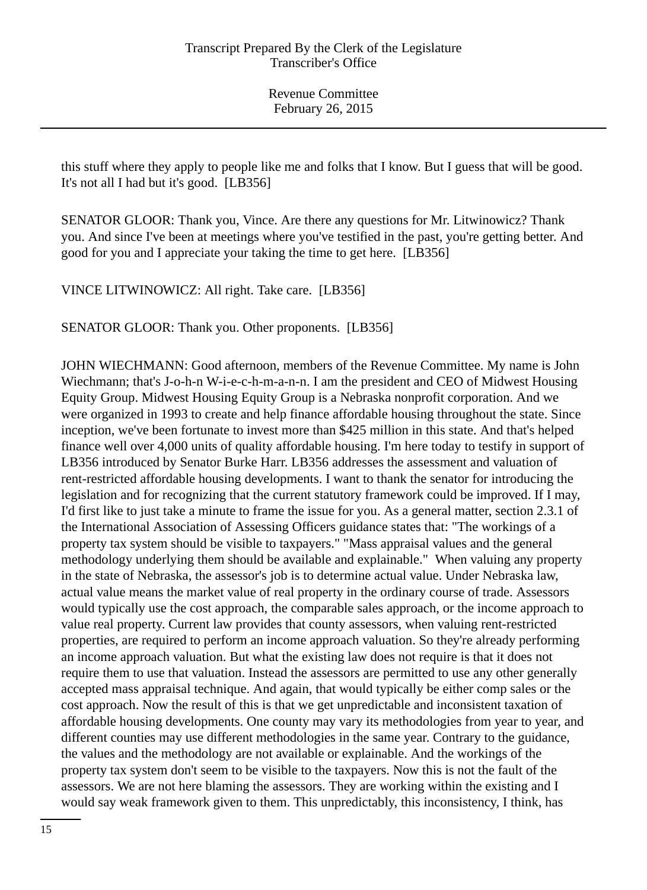this stuff where they apply to people like me and folks that I know. But I guess that will be good. It's not all I had but it's good.  [LB356]

SENATOR GLOOR: Thank you, Vince. Are there any questions for Mr. Litwinowicz? Thank you. And since I've been at meetings where you've testified in the past, you're getting better. And good for you and I appreciate your taking the time to get here.  [LB356]

VINCE LITWINOWICZ: All right. Take care.  [LB356]

SENATOR GLOOR: Thank you. Other proponents.  [LB356]

JOHN WIECHMANN: Good afternoon, members of the Revenue Committee. My name is John Wiechmann; that's J-o-h-n W-i-e-c-h-m-a-n-n. I am the president and CEO of Midwest Housing Equity Group. Midwest Housing Equity Group is a Nebraska nonprofit corporation. And we were organized in 1993 to create and help finance affordable housing throughout the state. Since inception, we've been fortunate to invest more than $425 million in this state. And that's helped finance well over 4,000 units of quality affordable housing. I'm here today to testify in support of LB356 introduced by Senator Burke Harr. LB356 addresses the assessment and valuation of rent-restricted affordable housing developments. I want to thank the senator for introducing the legislation and for recognizing that the current statutory framework could be improved. If I may, I'd first like to just take a minute to frame the issue for you. As a general matter, section 2.3.1 of the International Association of Assessing Officers guidance states that: "The workings of a property tax system should be visible to taxpayers." "Mass appraisal values and the general methodology underlying them should be available and explainable."  When valuing any property in the state of Nebraska, the assessor's job is to determine actual value. Under Nebraska law, actual value means the market value of real property in the ordinary course of trade. Assessors would typically use the cost approach, the comparable sales approach, or the income approach to value real property. Current law provides that county assessors, when valuing rent-restricted properties, are required to perform an income approach valuation. So they're already performing an income approach valuation. But what the existing law does not require is that it does not require them to use that valuation. Instead the assessors are permitted to use any other generally accepted mass appraisal technique. And again, that would typically be either comp sales or the cost approach. Now the result of this is that we get unpredictable and inconsistent taxation of affordable housing developments. One county may vary its methodologies from year to year, and different counties may use different methodologies in the same year. Contrary to the guidance, the values and the methodology are not available or explainable. And the workings of the property tax system don't seem to be visible to the taxpayers. Now this is not the fault of the assessors. We are not here blaming the assessors. They are working within the existing and I would say weak framework given to them. This unpredictably, this inconsistency, I think, has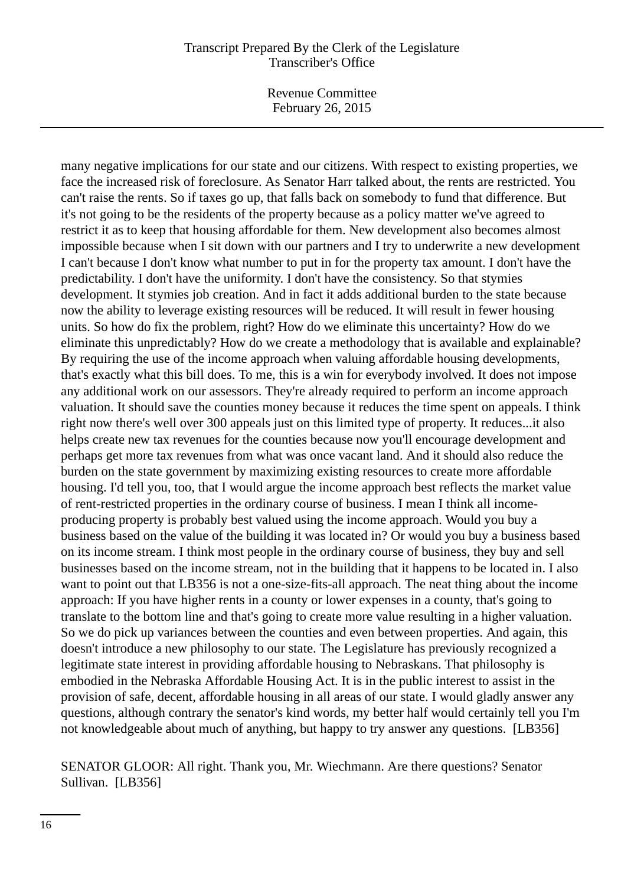many negative implications for our state and our citizens. With respect to existing properties, we face the increased risk of foreclosure. As Senator Harr talked about, the rents are restricted. You can't raise the rents. So if taxes go up, that falls back on somebody to fund that difference. But it's not going to be the residents of the property because as a policy matter we've agreed to restrict it as to keep that housing affordable for them. New development also becomes almost impossible because when I sit down with our partners and I try to underwrite a new development I can't because I don't know what number to put in for the property tax amount. I don't have the predictability. I don't have the uniformity. I don't have the consistency. So that stymies development. It stymies job creation. And in fact it adds additional burden to the state because now the ability to leverage existing resources will be reduced. It will result in fewer housing units. So how do fix the problem, right? How do we eliminate this uncertainty? How do we eliminate this unpredictably? How do we create a methodology that is available and explainable? By requiring the use of the income approach when valuing affordable housing developments, that's exactly what this bill does. To me, this is a win for everybody involved. It does not impose any additional work on our assessors. They're already required to perform an income approach valuation. It should save the counties money because it reduces the time spent on appeals. I think right now there's well over 300 appeals just on this limited type of property. It reduces...it also helps create new tax revenues for the counties because now you'll encourage development and perhaps get more tax revenues from what was once vacant land. And it should also reduce the burden on the state government by maximizing existing resources to create more affordable housing. I'd tell you, too, that I would argue the income approach best reflects the market value of rent-restricted properties in the ordinary course of business. I mean I think all income-producing property is probably best valued using the income approach. Would you buy a business based on the value of the building it was located in? Or would you buy a business based on its income stream. I think most people in the ordinary course of business, they buy and sell businesses based on the income stream, not in the building that it happens to be located in. I also want to point out that LB356 is not a one-size-fits-all approach. The neat thing about the income approach: If you have higher rents in a county or lower expenses in a county, that's going to translate to the bottom line and that's going to create more value resulting in a higher valuation. So we do pick up variances between the counties and even between properties. And again, this doesn't introduce a new philosophy to our state. The Legislature has previously recognized a legitimate state interest in providing affordable housing to Nebraskans. That philosophy is embodied in the Nebraska Affordable Housing Act. It is in the public interest to assist in the provision of safe, decent, affordable housing in all areas of our state. I would gladly answer any questions, although contrary the senator's kind words, my better half would certainly tell you I'm not knowledgeable about much of anything, but happy to try answer any questions. [LB356]

SENATOR GLOOR: All right. Thank you, Mr. Wiechmann. Are there questions? Senator Sullivan. [LB356]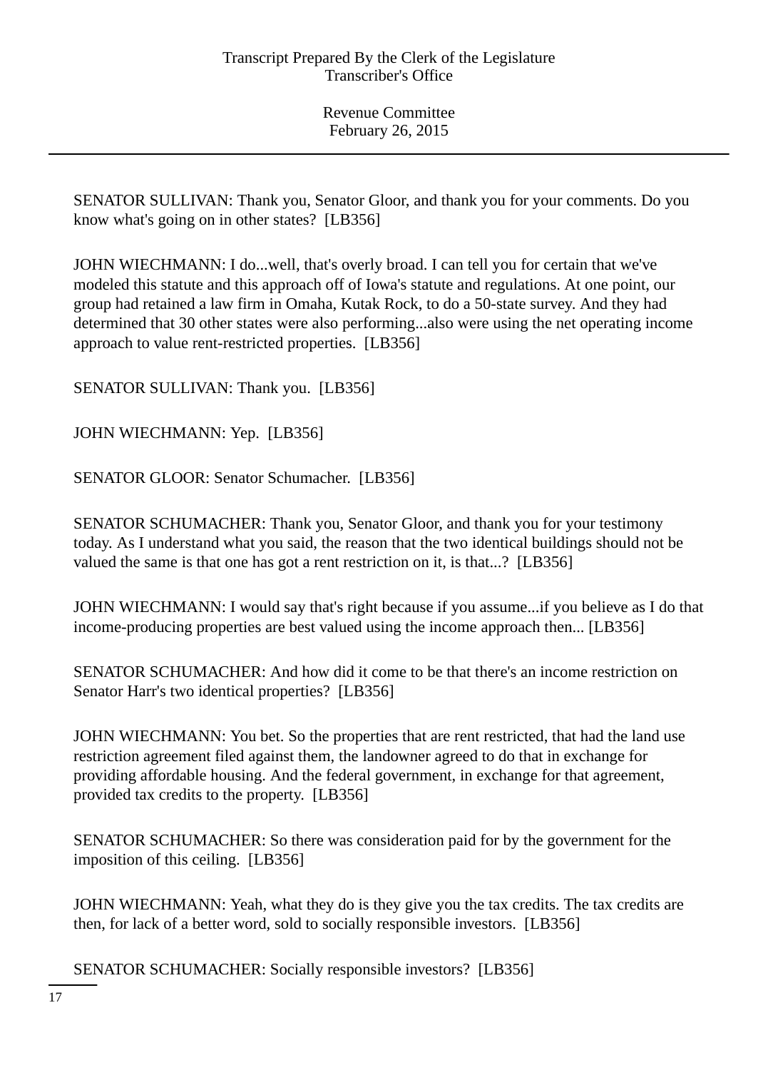SENATOR SULLIVAN: Thank you, Senator Gloor, and thank you for your comments. Do you know what's going on in other states? [LB356]

JOHN WIECHMANN: I do...well, that's overly broad. I can tell you for certain that we've modeled this statute and this approach off of Iowa's statute and regulations. At one point, our group had retained a law firm in Omaha, Kutak Rock, to do a 50-state survey. And they had determined that 30 other states were also performing...also were using the net operating income approach to value rent-restricted properties. [LB356]

SENATOR SULLIVAN: Thank you. [LB356]

JOHN WIECHMANN: Yep. [LB356]

SENATOR GLOOR: Senator Schumacher. [LB356]

SENATOR SCHUMACHER: Thank you, Senator Gloor, and thank you for your testimony today. As I understand what you said, the reason that the two identical buildings should not be valued the same is that one has got a rent restriction on it, is that...? [LB356]

JOHN WIECHMANN: I would say that's right because if you assume...if you believe as I do that income-producing properties are best valued using the income approach then... [LB356]

SENATOR SCHUMACHER: And how did it come to be that there's an income restriction on Senator Harr's two identical properties? [LB356]

JOHN WIECHMANN: You bet. So the properties that are rent restricted, that had the land use restriction agreement filed against them, the landowner agreed to do that in exchange for providing affordable housing. And the federal government, in exchange for that agreement, provided tax credits to the property. [LB356]

SENATOR SCHUMACHER: So there was consideration paid for by the government for the imposition of this ceiling. [LB356]

JOHN WIECHMANN: Yeah, what they do is they give you the tax credits. The tax credits are then, for lack of a better word, sold to socially responsible investors. [LB356]

SENATOR SCHUMACHER: Socially responsible investors? [LB356]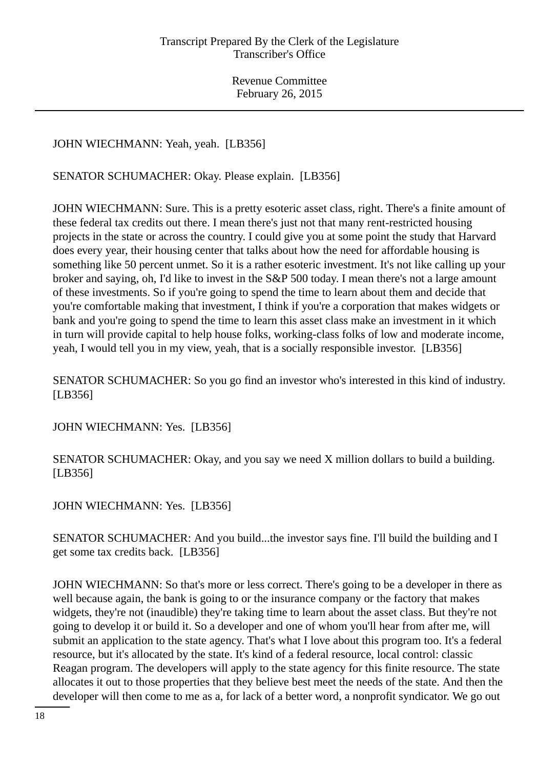JOHN WIECHMANN: Yeah, yeah. [LB356]

SENATOR SCHUMACHER: Okay. Please explain. [LB356]

JOHN WIECHMANN: Sure. This is a pretty esoteric asset class, right. There's a finite amount of these federal tax credits out there. I mean there's just not that many rent-restricted housing projects in the state or across the country. I could give you at some point the study that Harvard does every year, their housing center that talks about how the need for affordable housing is something like 50 percent unmet. So it is a rather esoteric investment. It's not like calling up your broker and saying, oh, I'd like to invest in the S&P 500 today. I mean there's not a large amount of these investments. So if you're going to spend the time to learn about them and decide that you're comfortable making that investment, I think if you're a corporation that makes widgets or bank and you're going to spend the time to learn this asset class make an investment in it which in turn will provide capital to help house folks, working-class folks of low and moderate income, yeah, I would tell you in my view, yeah, that is a socially responsible investor. [LB356]

SENATOR SCHUMACHER: So you go find an investor who's interested in this kind of industry. [LB356]

JOHN WIECHMANN: Yes. [LB356]

SENATOR SCHUMACHER: Okay, and you say we need X million dollars to build a building. [LB356]

JOHN WIECHMANN: Yes. [LB356]

SENATOR SCHUMACHER: And you build...the investor says fine. I'll build the building and I get some tax credits back. [LB356]

JOHN WIECHMANN: So that's more or less correct. There's going to be a developer in there as well because again, the bank is going to or the insurance company or the factory that makes widgets, they're not (inaudible) they're taking time to learn about the asset class. But they're not going to develop it or build it. So a developer and one of whom you'll hear from after me, will submit an application to the state agency. That's what I love about this program too. It's a federal resource, but it's allocated by the state. It's kind of a federal resource, local control: classic Reagan program. The developers will apply to the state agency for this finite resource. The state allocates it out to those properties that they believe best meet the needs of the state. And then the developer will then come to me as a, for lack of a better word, a nonprofit syndicator. We go out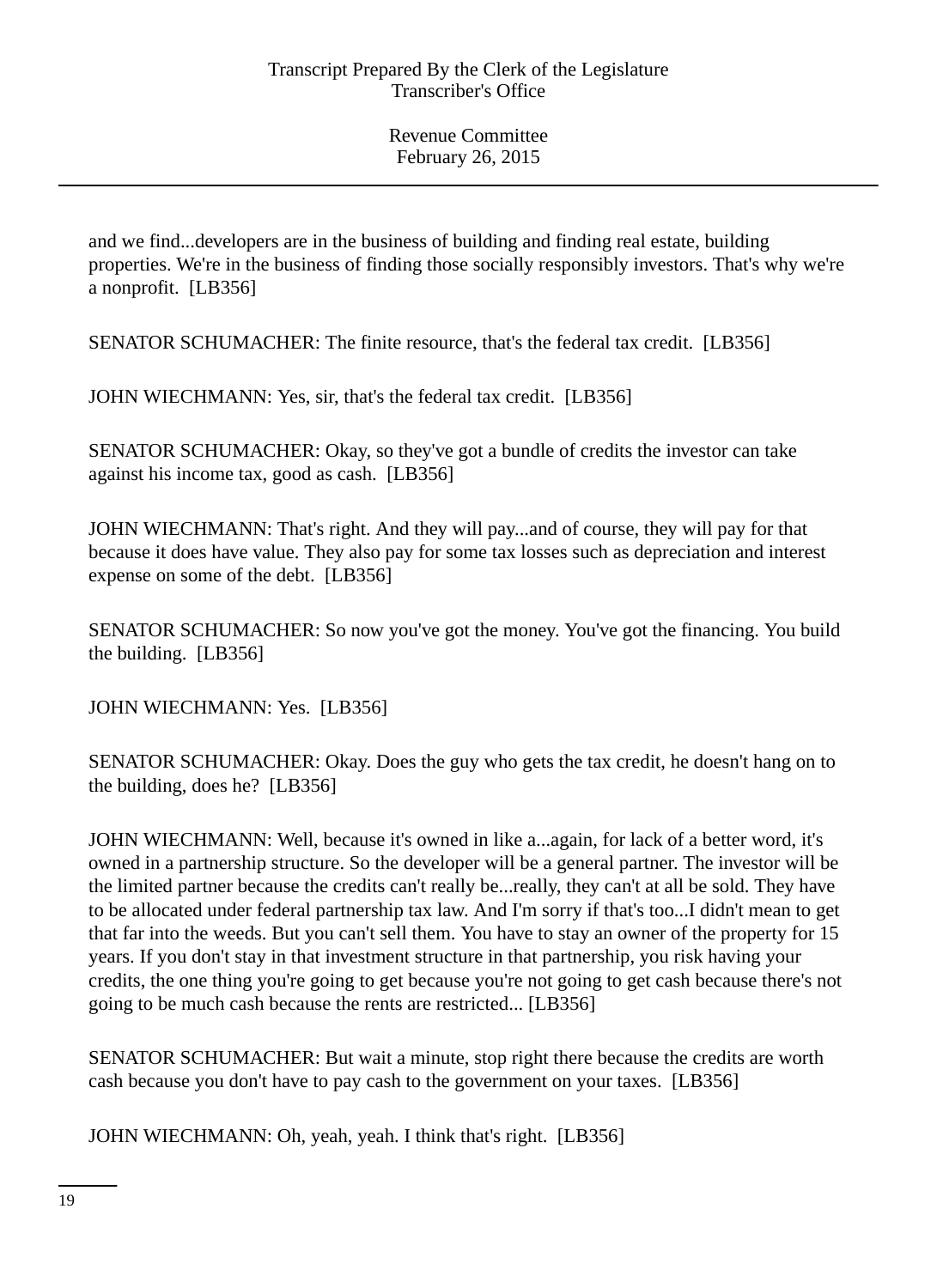and we find...developers are in the business of building and finding real estate, building properties. We're in the business of finding those socially responsibly investors. That's why we're a nonprofit. [LB356]

SENATOR SCHUMACHER: The finite resource, that's the federal tax credit. [LB356]

JOHN WIECHMANN: Yes, sir, that's the federal tax credit. [LB356]

SENATOR SCHUMACHER: Okay, so they've got a bundle of credits the investor can take against his income tax, good as cash. [LB356]

JOHN WIECHMANN: That's right. And they will pay...and of course, they will pay for that because it does have value. They also pay for some tax losses such as depreciation and interest expense on some of the debt. [LB356]

SENATOR SCHUMACHER: So now you've got the money. You've got the financing. You build the building. [LB356]

JOHN WIECHMANN: Yes. [LB356]

SENATOR SCHUMACHER: Okay. Does the guy who gets the tax credit, he doesn't hang on to the building, does he? [LB356]

JOHN WIECHMANN: Well, because it's owned in like a...again, for lack of a better word, it's owned in a partnership structure. So the developer will be a general partner. The investor will be the limited partner because the credits can't really be...really, they can't at all be sold. They have to be allocated under federal partnership tax law. And I'm sorry if that's too...I didn't mean to get that far into the weeds. But you can't sell them. You have to stay an owner of the property for 15 years. If you don't stay in that investment structure in that partnership, you risk having your credits, the one thing you're going to get because you're not going to get cash because there's not going to be much cash because the rents are restricted... [LB356]

SENATOR SCHUMACHER: But wait a minute, stop right there because the credits are worth cash because you don't have to pay cash to the government on your taxes. [LB356]

JOHN WIECHMANN: Oh, yeah, yeah. I think that's right. [LB356]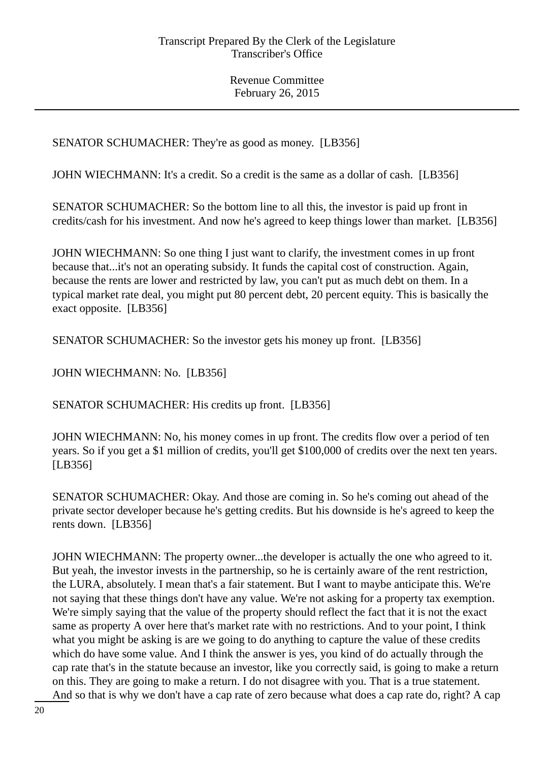SENATOR SCHUMACHER: They're as good as money. [LB356]

JOHN WIECHMANN: It's a credit. So a credit is the same as a dollar of cash. [LB356]

SENATOR SCHUMACHER: So the bottom line to all this, the investor is paid up front in credits/cash for his investment. And now he's agreed to keep things lower than market. [LB356]

JOHN WIECHMANN: So one thing I just want to clarify, the investment comes in up front because that...it's not an operating subsidy. It funds the capital cost of construction. Again, because the rents are lower and restricted by law, you can't put as much debt on them. In a typical market rate deal, you might put 80 percent debt, 20 percent equity. This is basically the exact opposite. [LB356]

SENATOR SCHUMACHER: So the investor gets his money up front. [LB356]

JOHN WIECHMANN: No. [LB356]

SENATOR SCHUMACHER: His credits up front. [LB356]

JOHN WIECHMANN: No, his money comes in up front. The credits flow over a period of ten years. So if you get a $1 million of credits, you'll get $100,000 of credits over the next ten years. [LB356]

SENATOR SCHUMACHER: Okay. And those are coming in. So he's coming out ahead of the private sector developer because he's getting credits. But his downside is he's agreed to keep the rents down. [LB356]

JOHN WIECHMANN: The property owner...the developer is actually the one who agreed to it. But yeah, the investor invests in the partnership, so he is certainly aware of the rent restriction, the LURA, absolutely. I mean that's a fair statement. But I want to maybe anticipate this. We're not saying that these things don't have any value. We're not asking for a property tax exemption. We're simply saying that the value of the property should reflect the fact that it is not the exact same as property A over here that's market rate with no restrictions. And to your point, I think what you might be asking is are we going to do anything to capture the value of these credits which do have some value. And I think the answer is yes, you kind of do actually through the cap rate that's in the statute because an investor, like you correctly said, is going to make a return on this. They are going to make a return. I do not disagree with you. That is a true statement. And so that is why we don't have a cap rate of zero because what does a cap rate do, right? A cap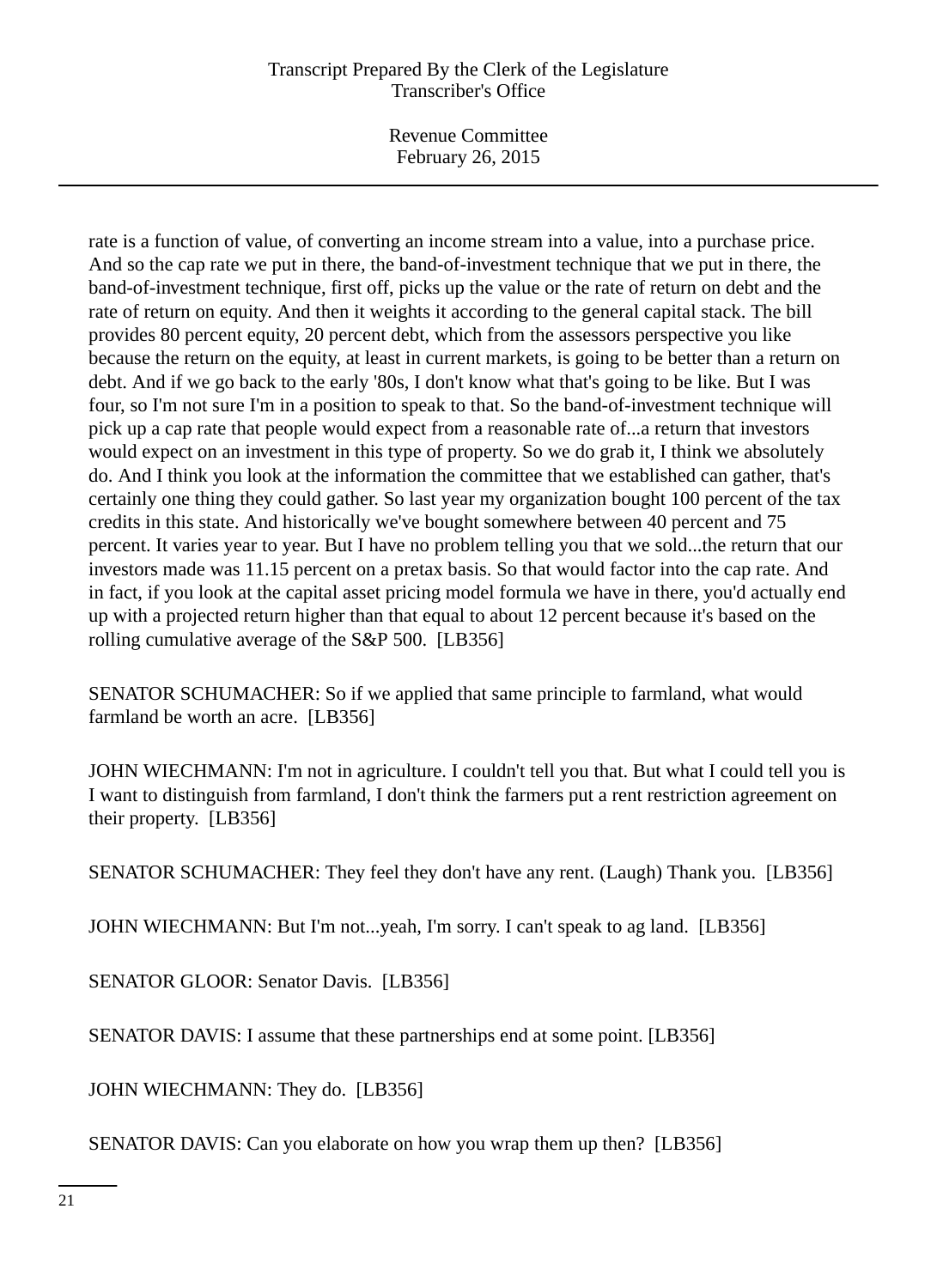rate is a function of value, of converting an income stream into a value, into a purchase price. And so the cap rate we put in there, the band-of-investment technique that we put in there, the band-of-investment technique, first off, picks up the value or the rate of return on debt and the rate of return on equity. And then it weights it according to the general capital stack. The bill provides 80 percent equity, 20 percent debt, which from the assessors perspective you like because the return on the equity, at least in current markets, is going to be better than a return on debt. And if we go back to the early '80s, I don't know what that's going to be like. But I was four, so I'm not sure I'm in a position to speak to that. So the band-of-investment technique will pick up a cap rate that people would expect from a reasonable rate of...a return that investors would expect on an investment in this type of property. So we do grab it, I think we absolutely do. And I think you look at the information the committee that we established can gather, that's certainly one thing they could gather. So last year my organization bought 100 percent of the tax credits in this state. And historically we've bought somewhere between 40 percent and 75 percent. It varies year to year. But I have no problem telling you that we sold...the return that our investors made was 11.15 percent on a pretax basis. So that would factor into the cap rate. And in fact, if you look at the capital asset pricing model formula we have in there, you'd actually end up with a projected return higher than that equal to about 12 percent because it's based on the rolling cumulative average of the S&P 500. [LB356]

SENATOR SCHUMACHER: So if we applied that same principle to farmland, what would farmland be worth an acre. [LB356]

JOHN WIECHMANN: I'm not in agriculture. I couldn't tell you that. But what I could tell you is I want to distinguish from farmland, I don't think the farmers put a rent restriction agreement on their property. [LB356]

SENATOR SCHUMACHER: They feel they don't have any rent. (Laugh) Thank you. [LB356]

JOHN WIECHMANN: But I'm not...yeah, I'm sorry. I can't speak to ag land. [LB356]

SENATOR GLOOR: Senator Davis. [LB356]

SENATOR DAVIS: I assume that these partnerships end at some point. [LB356]

JOHN WIECHMANN: They do. [LB356]

SENATOR DAVIS: Can you elaborate on how you wrap them up then? [LB356]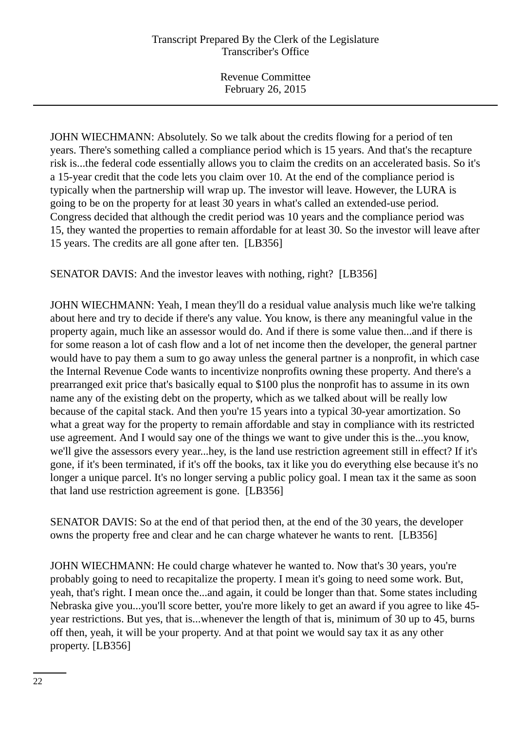JOHN WIECHMANN: Absolutely. So we talk about the credits flowing for a period of ten years. There's something called a compliance period which is 15 years. And that's the recapture risk is...the federal code essentially allows you to claim the credits on an accelerated basis. So it's a 15-year credit that the code lets you claim over 10. At the end of the compliance period is typically when the partnership will wrap up. The investor will leave. However, the LURA is going to be on the property for at least 30 years in what's called an extended-use period. Congress decided that although the credit period was 10 years and the compliance period was 15, they wanted the properties to remain affordable for at least 30. So the investor will leave after 15 years. The credits are all gone after ten. [LB356]

SENATOR DAVIS: And the investor leaves with nothing, right? [LB356]

JOHN WIECHMANN: Yeah, I mean they'll do a residual value analysis much like we're talking about here and try to decide if there's any value. You know, is there any meaningful value in the property again, much like an assessor would do. And if there is some value then...and if there is for some reason a lot of cash flow and a lot of net income then the developer, the general partner would have to pay them a sum to go away unless the general partner is a nonprofit, in which case the Internal Revenue Code wants to incentivize nonprofits owning these property. And there's a prearranged exit price that's basically equal to $100 plus the nonprofit has to assume in its own name any of the existing debt on the property, which as we talked about will be really low because of the capital stack. And then you're 15 years into a typical 30-year amortization. So what a great way for the property to remain affordable and stay in compliance with its restricted use agreement. And I would say one of the things we want to give under this is the...you know, we'll give the assessors every year...hey, is the land use restriction agreement still in effect? If it's gone, if it's been terminated, if it's off the books, tax it like you do everything else because it's no longer a unique parcel. It's no longer serving a public policy goal. I mean tax it the same as soon that land use restriction agreement is gone. [LB356]

SENATOR DAVIS: So at the end of that period then, at the end of the 30 years, the developer owns the property free and clear and he can charge whatever he wants to rent. [LB356]

JOHN WIECHMANN: He could charge whatever he wanted to. Now that's 30 years, you're probably going to need to recapitalize the property. I mean it's going to need some work. But, yeah, that's right. I mean once the...and again, it could be longer than that. Some states including Nebraska give you...you'll score better, you're more likely to get an award if you agree to like 45-year restrictions. But yes, that is...whenever the length of that is, minimum of 30 up to 45, burns off then, yeah, it will be your property. And at that point we would say tax it as any other property. [LB356]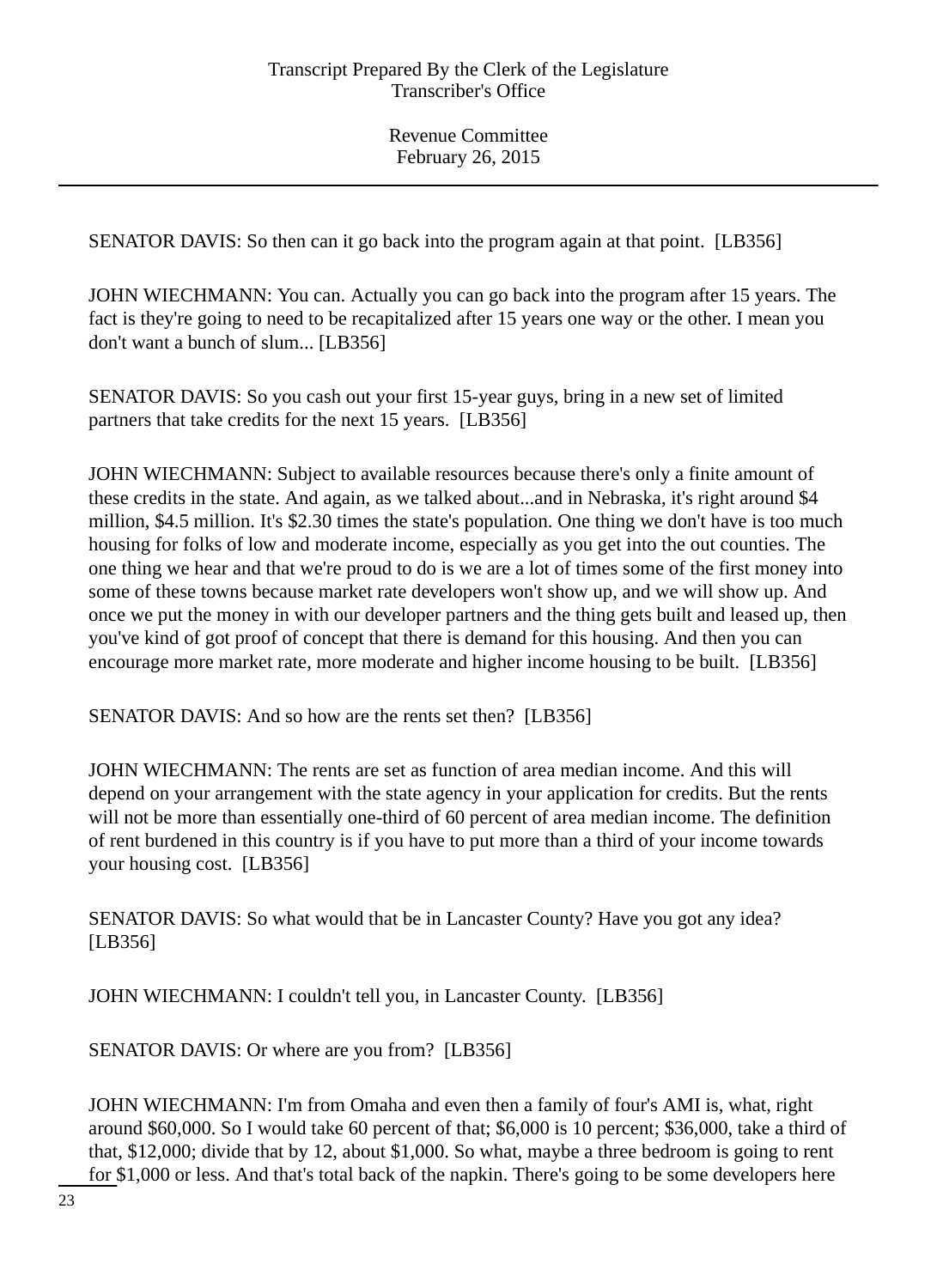SENATOR DAVIS: So then can it go back into the program again at that point. [LB356]

JOHN WIECHMANN: You can. Actually you can go back into the program after 15 years. The fact is they're going to need to be recapitalized after 15 years one way or the other. I mean you don't want a bunch of slum... [LB356]

SENATOR DAVIS: So you cash out your first 15-year guys, bring in a new set of limited partners that take credits for the next 15 years. [LB356]

JOHN WIECHMANN: Subject to available resources because there's only a finite amount of these credits in the state. And again, as we talked about...and in Nebraska, it's right around $4 million, $4.5 million. It's $2.30 times the state's population. One thing we don't have is too much housing for folks of low and moderate income, especially as you get into the out counties. The one thing we hear and that we're proud to do is we are a lot of times some of the first money into some of these towns because market rate developers won't show up, and we will show up. And once we put the money in with our developer partners and the thing gets built and leased up, then you've kind of got proof of concept that there is demand for this housing. And then you can encourage more market rate, more moderate and higher income housing to be built. [LB356]

SENATOR DAVIS: And so how are the rents set then? [LB356]

JOHN WIECHMANN: The rents are set as function of area median income. And this will depend on your arrangement with the state agency in your application for credits. But the rents will not be more than essentially one-third of 60 percent of area median income. The definition of rent burdened in this country is if you have to put more than a third of your income towards your housing cost. [LB356]

SENATOR DAVIS: So what would that be in Lancaster County? Have you got any idea? [LB356]

JOHN WIECHMANN: I couldn't tell you, in Lancaster County. [LB356]

SENATOR DAVIS: Or where are you from? [LB356]

JOHN WIECHMANN: I'm from Omaha and even then a family of four's AMI is, what, right around $60,000. So I would take 60 percent of that; $6,000 is 10 percent; $36,000, take a third of that, $12,000; divide that by 12, about $1,000. So what, maybe a three bedroom is going to rent for $1,000 or less. And that's total back of the napkin. There's going to be some developers here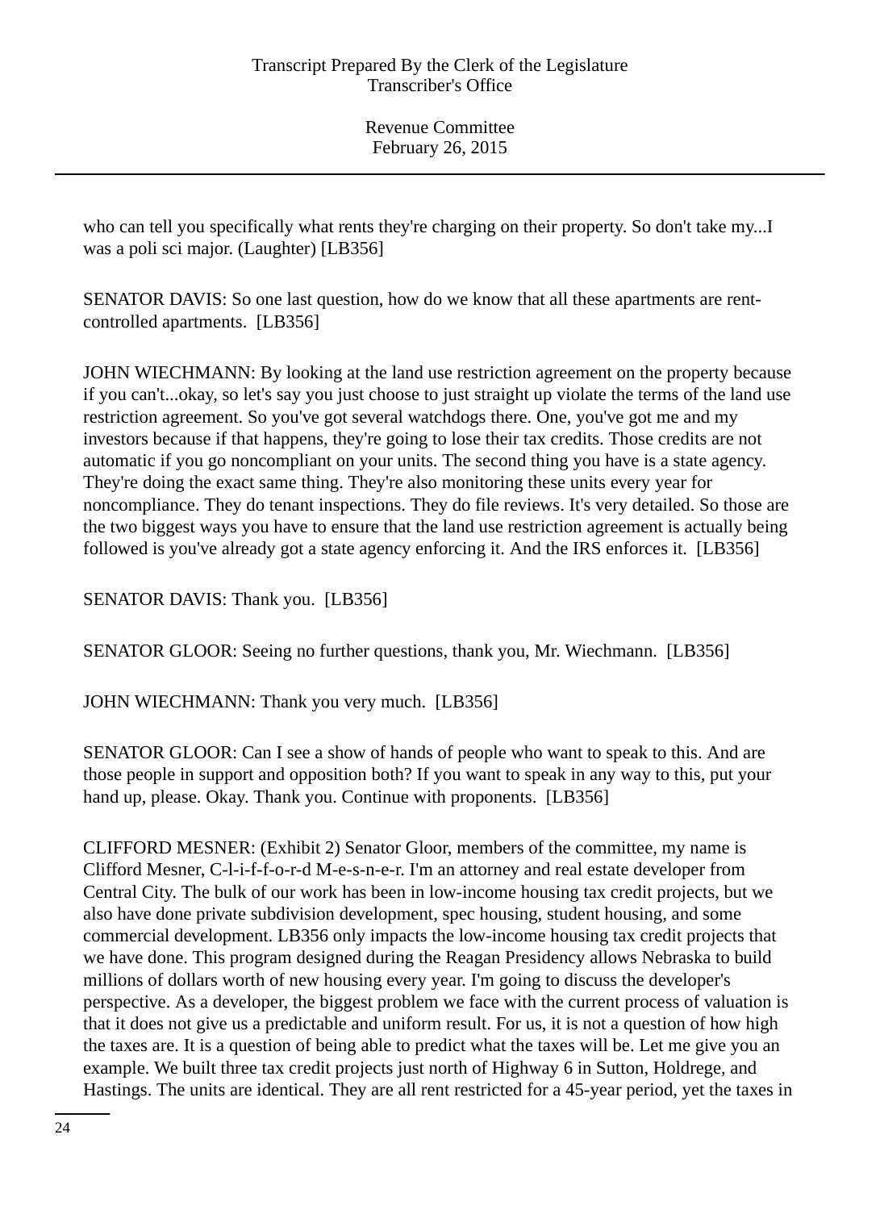who can tell you specifically what rents they're charging on their property. So don't take my...I was a poli sci major. (Laughter) [LB356]

SENATOR DAVIS: So one last question, how do we know that all these apartments are rent-controlled apartments. [LB356]

JOHN WIECHMANN: By looking at the land use restriction agreement on the property because if you can't...okay, so let's say you just choose to just straight up violate the terms of the land use restriction agreement. So you've got several watchdogs there. One, you've got me and my investors because if that happens, they're going to lose their tax credits. Those credits are not automatic if you go noncompliant on your units. The second thing you have is a state agency. They're doing the exact same thing. They're also monitoring these units every year for noncompliance. They do tenant inspections. They do file reviews. It's very detailed. So those are the two biggest ways you have to ensure that the land use restriction agreement is actually being followed is you've already got a state agency enforcing it. And the IRS enforces it. [LB356]

SENATOR DAVIS: Thank you. [LB356]

SENATOR GLOOR: Seeing no further questions, thank you, Mr. Wiechmann. [LB356]

JOHN WIECHMANN: Thank you very much. [LB356]

SENATOR GLOOR: Can I see a show of hands of people who want to speak to this. And are those people in support and opposition both? If you want to speak in any way to this, put your hand up, please. Okay. Thank you. Continue with proponents. [LB356]

CLIFFORD MESNER: (Exhibit 2) Senator Gloor, members of the committee, my name is Clifford Mesner, C-l-i-f-f-o-r-d M-e-s-n-e-r. I'm an attorney and real estate developer from Central City. The bulk of our work has been in low-income housing tax credit projects, but we also have done private subdivision development, spec housing, student housing, and some commercial development. LB356 only impacts the low-income housing tax credit projects that we have done. This program designed during the Reagan Presidency allows Nebraska to build millions of dollars worth of new housing every year. I'm going to discuss the developer's perspective. As a developer, the biggest problem we face with the current process of valuation is that it does not give us a predictable and uniform result. For us, it is not a question of how high the taxes are. It is a question of being able to predict what the taxes will be. Let me give you an example. We built three tax credit projects just north of Highway 6 in Sutton, Holdrege, and Hastings. The units are identical. They are all rent restricted for a 45-year period, yet the taxes in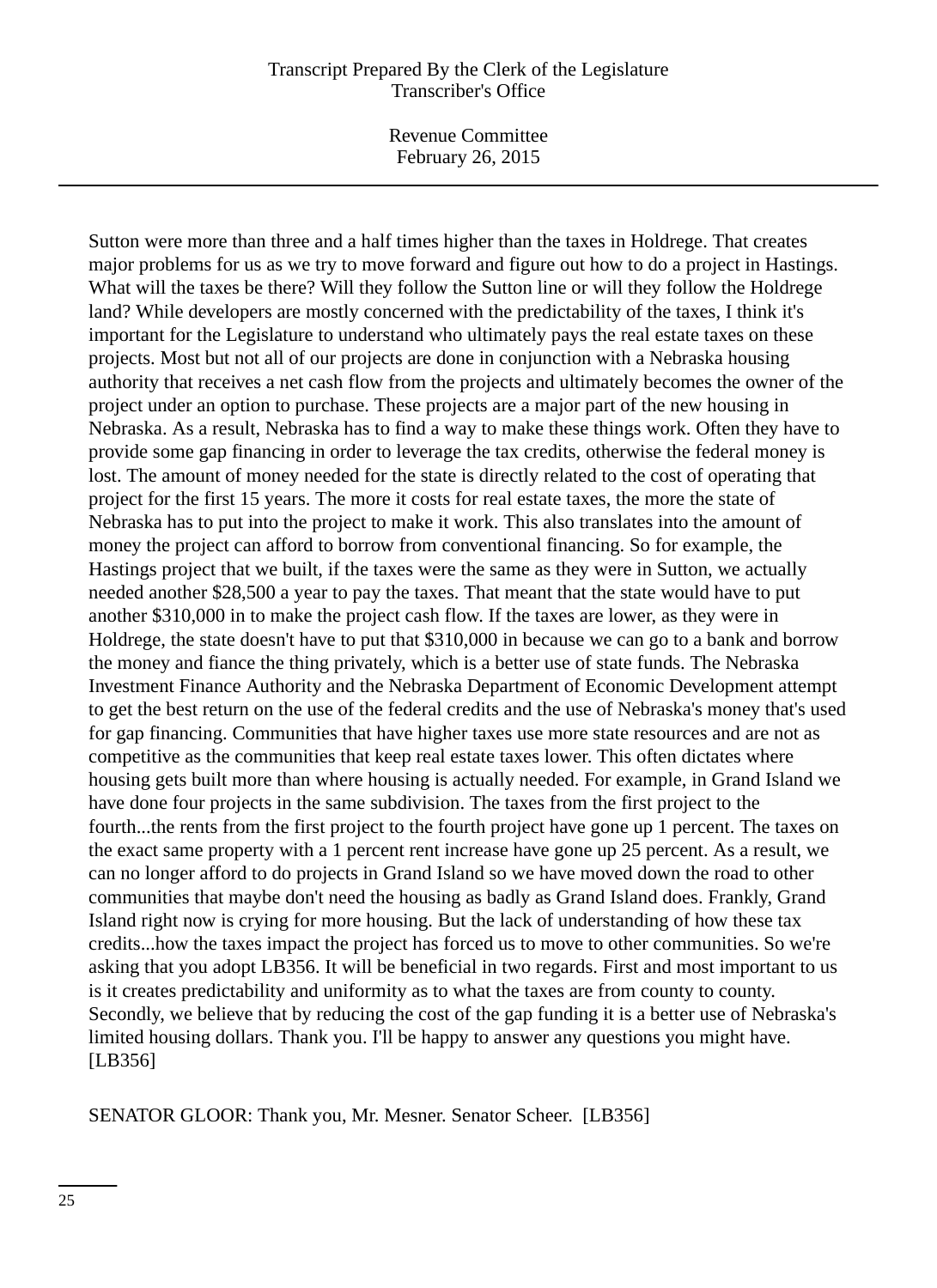Sutton were more than three and a half times higher than the taxes in Holdrege. That creates major problems for us as we try to move forward and figure out how to do a project in Hastings. What will the taxes be there? Will they follow the Sutton line or will they follow the Holdrege land? While developers are mostly concerned with the predictability of the taxes, I think it's important for the Legislature to understand who ultimately pays the real estate taxes on these projects. Most but not all of our projects are done in conjunction with a Nebraska housing authority that receives a net cash flow from the projects and ultimately becomes the owner of the project under an option to purchase. These projects are a major part of the new housing in Nebraska. As a result, Nebraska has to find a way to make these things work. Often they have to provide some gap financing in order to leverage the tax credits, otherwise the federal money is lost. The amount of money needed for the state is directly related to the cost of operating that project for the first 15 years. The more it costs for real estate taxes, the more the state of Nebraska has to put into the project to make it work. This also translates into the amount of money the project can afford to borrow from conventional financing. So for example, the Hastings project that we built, if the taxes were the same as they were in Sutton, we actually needed another $28,500 a year to pay the taxes. That meant that the state would have to put another $310,000 in to make the project cash flow. If the taxes are lower, as they were in Holdrege, the state doesn't have to put that $310,000 in because we can go to a bank and borrow the money and fiance the thing privately, which is a better use of state funds. The Nebraska Investment Finance Authority and the Nebraska Department of Economic Development attempt to get the best return on the use of the federal credits and the use of Nebraska's money that's used for gap financing. Communities that have higher taxes use more state resources and are not as competitive as the communities that keep real estate taxes lower. This often dictates where housing gets built more than where housing is actually needed. For example, in Grand Island we have done four projects in the same subdivision. The taxes from the first project to the fourth...the rents from the first project to the fourth project have gone up 1 percent. The taxes on the exact same property with a 1 percent rent increase have gone up 25 percent. As a result, we can no longer afford to do projects in Grand Island so we have moved down the road to other communities that maybe don't need the housing as badly as Grand Island does. Frankly, Grand Island right now is crying for more housing. But the lack of understanding of how these tax credits...how the taxes impact the project has forced us to move to other communities. So we're asking that you adopt LB356. It will be beneficial in two regards. First and most important to us is it creates predictability and uniformity as to what the taxes are from county to county. Secondly, we believe that by reducing the cost of the gap funding it is a better use of Nebraska's limited housing dollars. Thank you. I'll be happy to answer any questions you might have. [LB356]

SENATOR GLOOR: Thank you, Mr. Mesner. Senator Scheer. [LB356]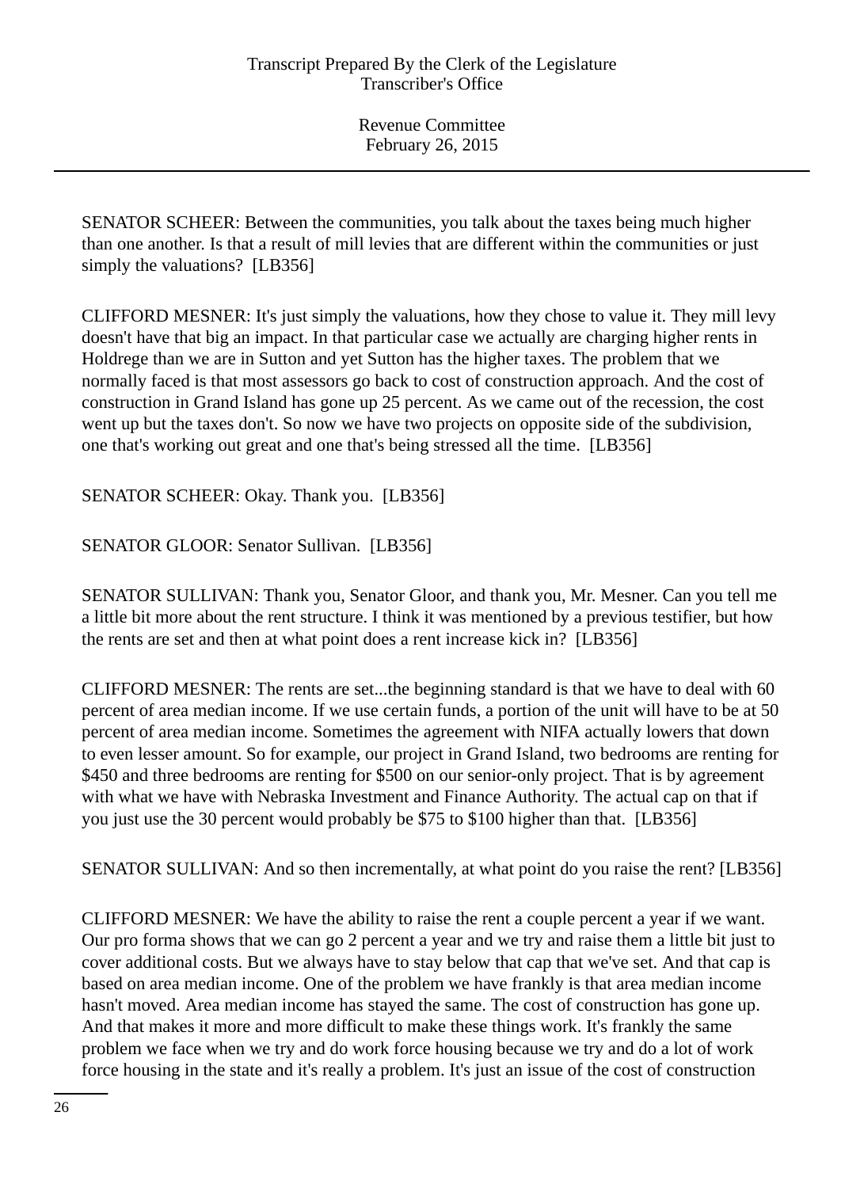SENATOR SCHEER: Between the communities, you talk about the taxes being much higher than one another. Is that a result of mill levies that are different within the communities or just simply the valuations? [LB356]

CLIFFORD MESNER: It's just simply the valuations, how they chose to value it. They mill levy doesn't have that big an impact. In that particular case we actually are charging higher rents in Holdrege than we are in Sutton and yet Sutton has the higher taxes. The problem that we normally faced is that most assessors go back to cost of construction approach. And the cost of construction in Grand Island has gone up 25 percent. As we came out of the recession, the cost went up but the taxes don't. So now we have two projects on opposite side of the subdivision, one that's working out great and one that's being stressed all the time. [LB356]

SENATOR SCHEER: Okay. Thank you. [LB356]

SENATOR GLOOR: Senator Sullivan. [LB356]

SENATOR SULLIVAN: Thank you, Senator Gloor, and thank you, Mr. Mesner. Can you tell me a little bit more about the rent structure. I think it was mentioned by a previous testifier, but how the rents are set and then at what point does a rent increase kick in? [LB356]

CLIFFORD MESNER: The rents are set...the beginning standard is that we have to deal with 60 percent of area median income. If we use certain funds, a portion of the unit will have to be at 50 percent of area median income. Sometimes the agreement with NIFA actually lowers that down to even lesser amount. So for example, our project in Grand Island, two bedrooms are renting for $450 and three bedrooms are renting for $500 on our senior-only project. That is by agreement with what we have with Nebraska Investment and Finance Authority. The actual cap on that if you just use the 30 percent would probably be $75 to $100 higher than that. [LB356]

SENATOR SULLIVAN: And so then incrementally, at what point do you raise the rent? [LB356]

CLIFFORD MESNER: We have the ability to raise the rent a couple percent a year if we want. Our pro forma shows that we can go 2 percent a year and we try and raise them a little bit just to cover additional costs. But we always have to stay below that cap that we've set. And that cap is based on area median income. One of the problem we have frankly is that area median income hasn't moved. Area median income has stayed the same. The cost of construction has gone up. And that makes it more and more difficult to make these things work. It's frankly the same problem we face when we try and do work force housing because we try and do a lot of work force housing in the state and it's really a problem. It's just an issue of the cost of construction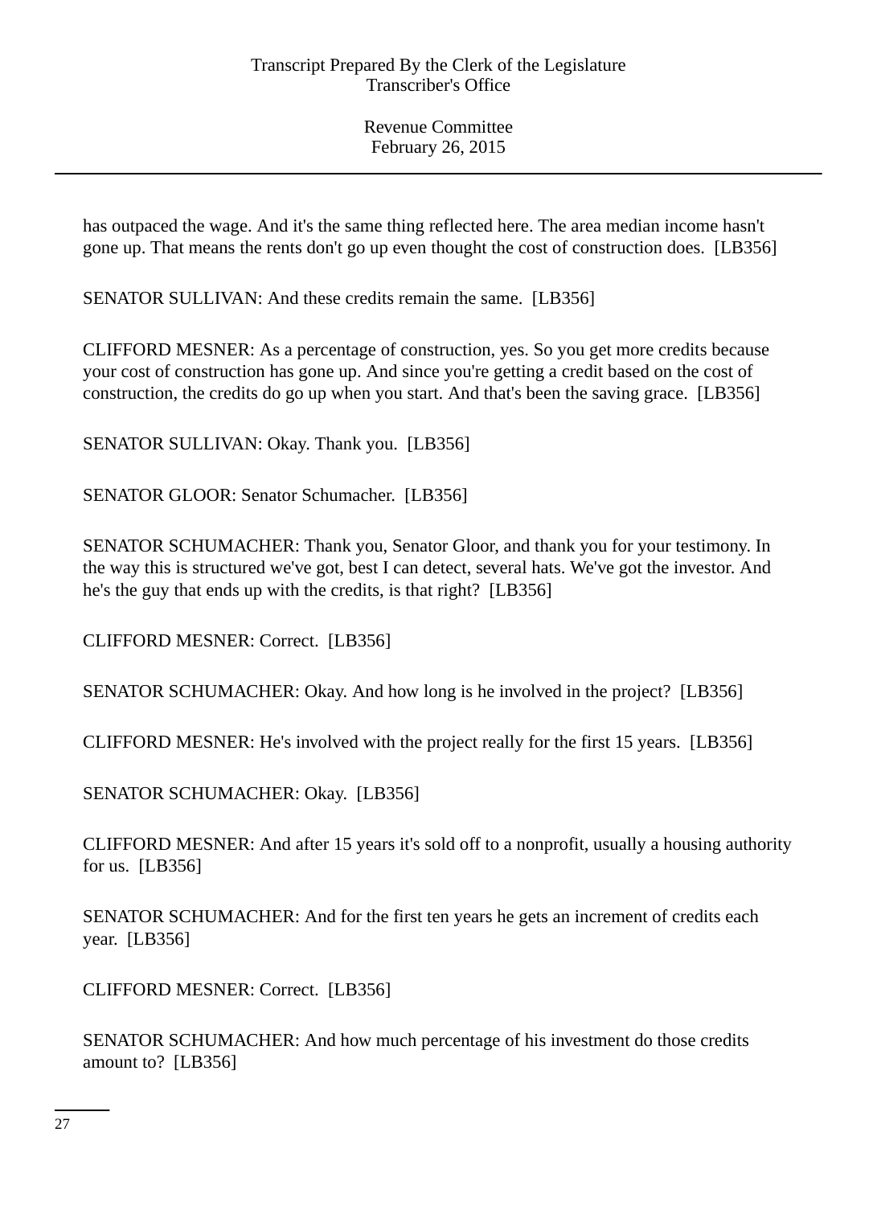has outpaced the wage. And it's the same thing reflected here. The area median income hasn't gone up. That means the rents don't go up even thought the cost of construction does.  [LB356]

SENATOR SULLIVAN: And these credits remain the same.  [LB356]

CLIFFORD MESNER: As a percentage of construction, yes. So you get more credits because your cost of construction has gone up. And since you're getting a credit based on the cost of construction, the credits do go up when you start. And that's been the saving grace.  [LB356]

SENATOR SULLIVAN: Okay. Thank you.  [LB356]

SENATOR GLOOR: Senator Schumacher.  [LB356]

SENATOR SCHUMACHER: Thank you, Senator Gloor, and thank you for your testimony. In the way this is structured we've got, best I can detect, several hats. We've got the investor. And he's the guy that ends up with the credits, is that right?  [LB356]

CLIFFORD MESNER: Correct.  [LB356]

SENATOR SCHUMACHER: Okay. And how long is he involved in the project?  [LB356]

CLIFFORD MESNER: He's involved with the project really for the first 15 years.  [LB356]

SENATOR SCHUMACHER: Okay.  [LB356]

CLIFFORD MESNER: And after 15 years it's sold off to a nonprofit, usually a housing authority for us.  [LB356]

SENATOR SCHUMACHER: And for the first ten years he gets an increment of credits each year.  [LB356]

CLIFFORD MESNER: Correct.  [LB356]

SENATOR SCHUMACHER: And how much percentage of his investment do those credits amount to?  [LB356]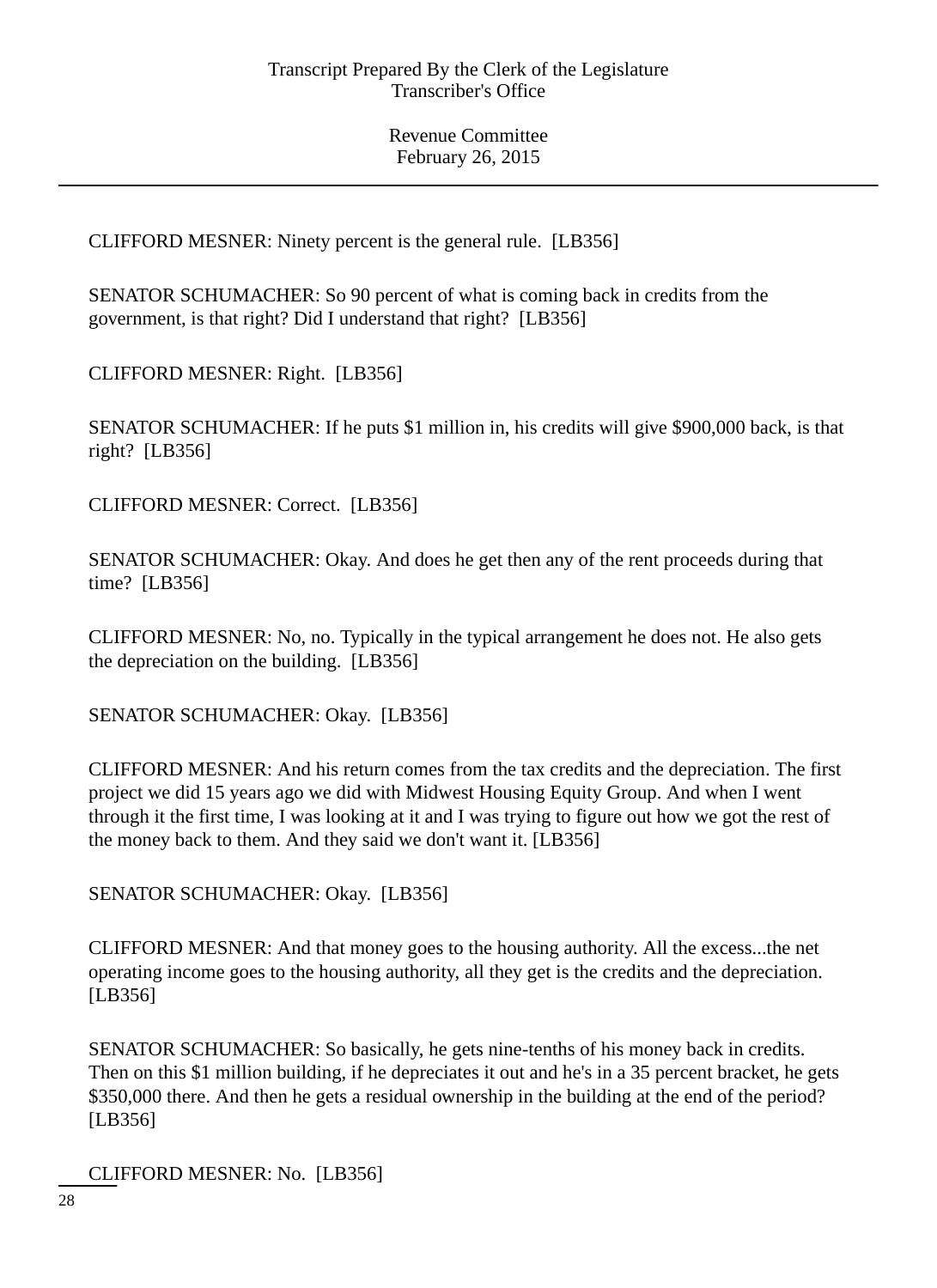CLIFFORD MESNER: Ninety percent is the general rule. [LB356]

SENATOR SCHUMACHER: So 90 percent of what is coming back in credits from the government, is that right? Did I understand that right? [LB356]

CLIFFORD MESNER: Right. [LB356]

SENATOR SCHUMACHER: If he puts $1 million in, his credits will give $900,000 back, is that right? [LB356]

CLIFFORD MESNER: Correct. [LB356]

SENATOR SCHUMACHER: Okay. And does he get then any of the rent proceeds during that time? [LB356]

CLIFFORD MESNER: No, no. Typically in the typical arrangement he does not. He also gets the depreciation on the building. [LB356]

SENATOR SCHUMACHER: Okay. [LB356]

CLIFFORD MESNER: And his return comes from the tax credits and the depreciation. The first project we did 15 years ago we did with Midwest Housing Equity Group. And when I went through it the first time, I was looking at it and I was trying to figure out how we got the rest of the money back to them. And they said we don't want it. [LB356]

SENATOR SCHUMACHER: Okay. [LB356]

CLIFFORD MESNER: And that money goes to the housing authority. All the excess...the net operating income goes to the housing authority, all they get is the credits and the depreciation. [LB356]

SENATOR SCHUMACHER: So basically, he gets nine-tenths of his money back in credits. Then on this $1 million building, if he depreciates it out and he's in a 35 percent bracket, he gets $350,000 there. And then he gets a residual ownership in the building at the end of the period? [LB356]

CLIFFORD MESNER: No. [LB356]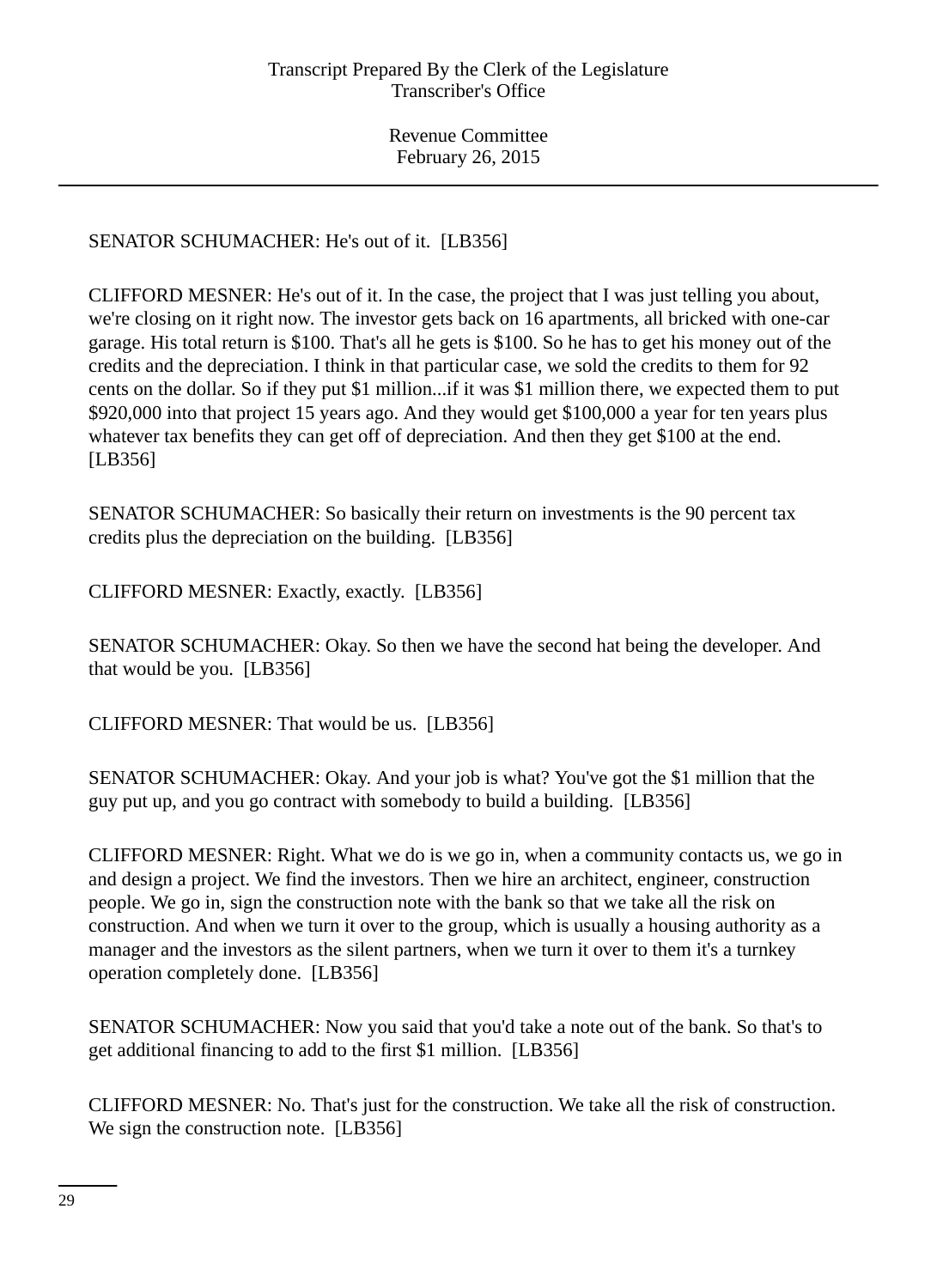SENATOR SCHUMACHER: He's out of it.  [LB356]

CLIFFORD MESNER: He's out of it. In the case, the project that I was just telling you about, we're closing on it right now. The investor gets back on 16 apartments, all bricked with one-car garage. His total return is $100. That's all he gets is $100. So he has to get his money out of the credits and the depreciation. I think in that particular case, we sold the credits to them for 92 cents on the dollar. So if they put $1 million...if it was $1 million there, we expected them to put $920,000 into that project 15 years ago. And they would get $100,000 a year for ten years plus whatever tax benefits they can get off of depreciation. And then they get $100 at the end.  [LB356]

SENATOR SCHUMACHER: So basically their return on investments is the 90 percent tax credits plus the depreciation on the building.  [LB356]

CLIFFORD MESNER: Exactly, exactly.  [LB356]

SENATOR SCHUMACHER: Okay. So then we have the second hat being the developer. And that would be you.  [LB356]

CLIFFORD MESNER: That would be us.  [LB356]

SENATOR SCHUMACHER: Okay. And your job is what? You've got the $1 million that the guy put up, and you go contract with somebody to build a building.  [LB356]

CLIFFORD MESNER: Right. What we do is we go in, when a community contacts us, we go in and design a project. We find the investors. Then we hire an architect, engineer, construction people. We go in, sign the construction note with the bank so that we take all the risk on construction. And when we turn it over to the group, which is usually a housing authority as a manager and the investors as the silent partners, when we turn it over to them it's a turnkey operation completely done.  [LB356]

SENATOR SCHUMACHER: Now you said that you'd take a note out of the bank. So that's to get additional financing to add to the first $1 million.  [LB356]

CLIFFORD MESNER: No. That's just for the construction. We take all the risk of construction. We sign the construction note.  [LB356]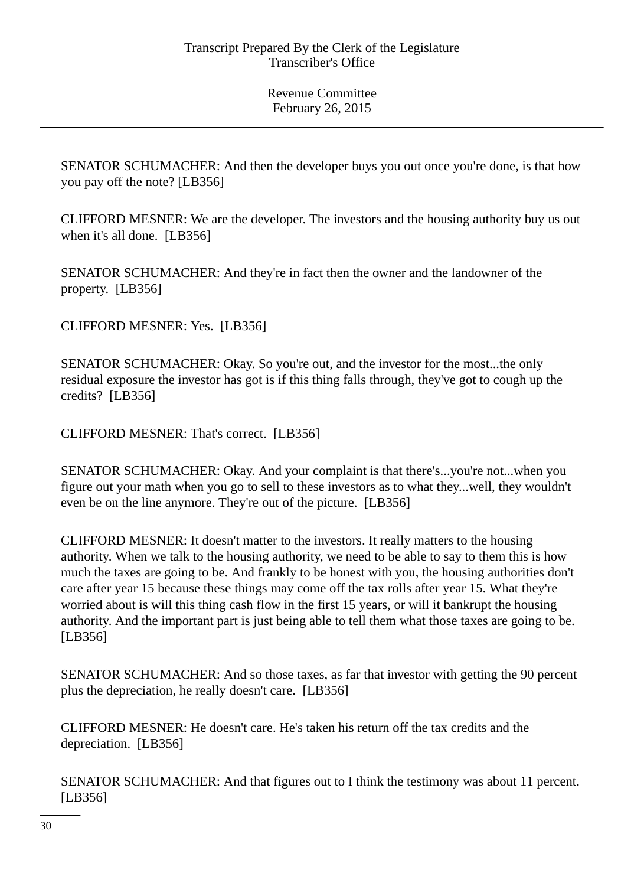SENATOR SCHUMACHER: And then the developer buys you out once you're done, is that how you pay off the note? [LB356]

CLIFFORD MESNER: We are the developer. The investors and the housing authority buy us out when it's all done. [LB356]

SENATOR SCHUMACHER: And they're in fact then the owner and the landowner of the property. [LB356]

CLIFFORD MESNER: Yes. [LB356]

SENATOR SCHUMACHER: Okay. So you're out, and the investor for the most...the only residual exposure the investor has got is if this thing falls through, they've got to cough up the credits? [LB356]

CLIFFORD MESNER: That's correct. [LB356]

SENATOR SCHUMACHER: Okay. And your complaint is that there's...you're not...when you figure out your math when you go to sell to these investors as to what they...well, they wouldn't even be on the line anymore. They're out of the picture. [LB356]

CLIFFORD MESNER: It doesn't matter to the investors. It really matters to the housing authority. When we talk to the housing authority, we need to be able to say to them this is how much the taxes are going to be. And frankly to be honest with you, the housing authorities don't care after year 15 because these things may come off the tax rolls after year 15. What they're worried about is will this thing cash flow in the first 15 years, or will it bankrupt the housing authority. And the important part is just being able to tell them what those taxes are going to be. [LB356]

SENATOR SCHUMACHER: And so those taxes, as far that investor with getting the 90 percent plus the depreciation, he really doesn't care. [LB356]

CLIFFORD MESNER: He doesn't care. He's taken his return off the tax credits and the depreciation. [LB356]

SENATOR SCHUMACHER: And that figures out to I think the testimony was about 11 percent. [LB356]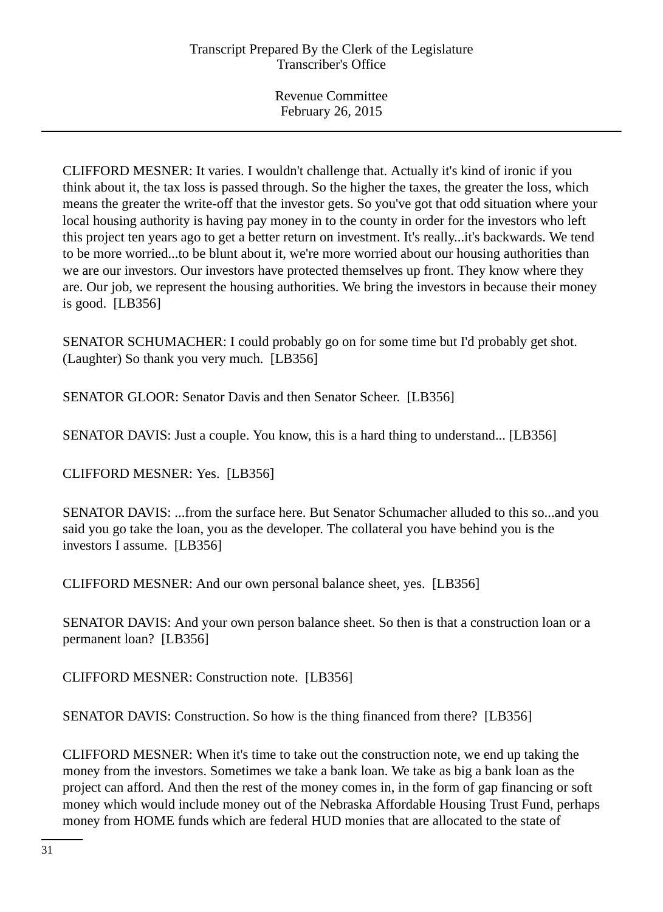CLIFFORD MESNER: It varies. I wouldn't challenge that. Actually it's kind of ironic if you think about it, the tax loss is passed through. So the higher the taxes, the greater the loss, which means the greater the write-off that the investor gets. So you've got that odd situation where your local housing authority is having pay money in to the county in order for the investors who left this project ten years ago to get a better return on investment. It's really...it's backwards. We tend to be more worried...to be blunt about it, we're more worried about our housing authorities than we are our investors. Our investors have protected themselves up front. They know where they are. Our job, we represent the housing authorities. We bring the investors in because their money is good. [LB356]

SENATOR SCHUMACHER: I could probably go on for some time but I'd probably get shot. (Laughter) So thank you very much. [LB356]

SENATOR GLOOR: Senator Davis and then Senator Scheer. [LB356]

SENATOR DAVIS: Just a couple. You know, this is a hard thing to understand... [LB356]

CLIFFORD MESNER: Yes. [LB356]

SENATOR DAVIS: ...from the surface here. But Senator Schumacher alluded to this so...and you said you go take the loan, you as the developer. The collateral you have behind you is the investors I assume. [LB356]

CLIFFORD MESNER: And our own personal balance sheet, yes. [LB356]

SENATOR DAVIS: And your own person balance sheet. So then is that a construction loan or a permanent loan? [LB356]

CLIFFORD MESNER: Construction note. [LB356]

SENATOR DAVIS: Construction. So how is the thing financed from there? [LB356]

CLIFFORD MESNER: When it's time to take out the construction note, we end up taking the money from the investors. Sometimes we take a bank loan. We take as big a bank loan as the project can afford. And then the rest of the money comes in, in the form of gap financing or soft money which would include money out of the Nebraska Affordable Housing Trust Fund, perhaps money from HOME funds which are federal HUD monies that are allocated to the state of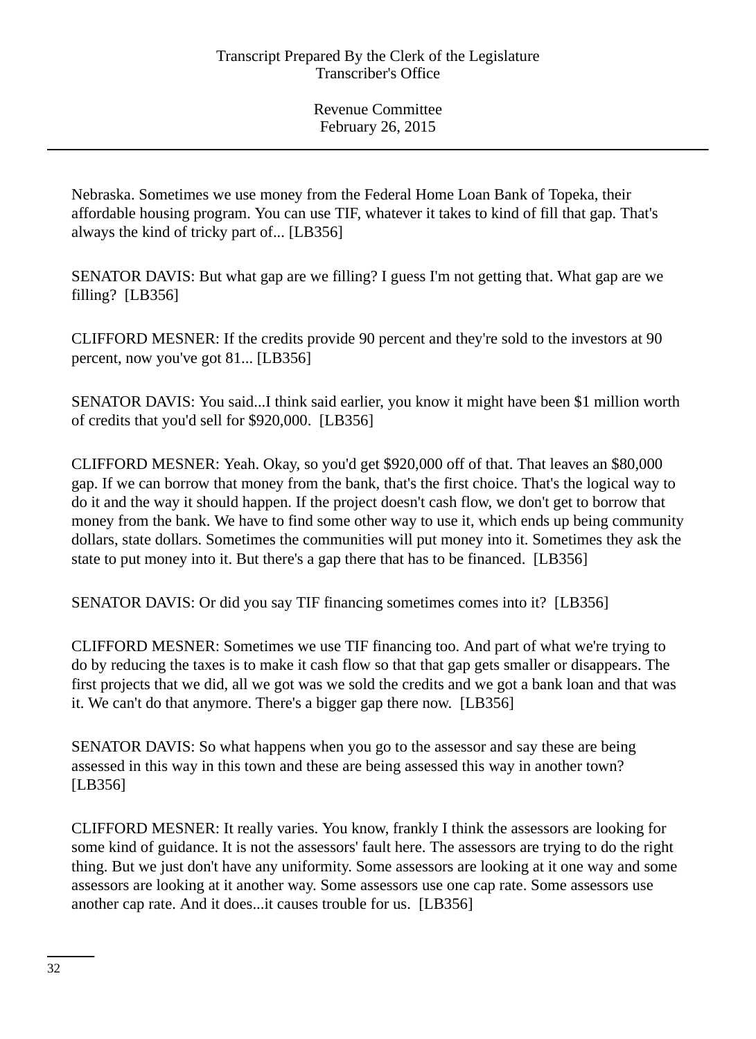Nebraska. Sometimes we use money from the Federal Home Loan Bank of Topeka, their affordable housing program. You can use TIF, whatever it takes to kind of fill that gap. That's always the kind of tricky part of... [LB356]

SENATOR DAVIS: But what gap are we filling? I guess I'm not getting that. What gap are we filling? [LB356]

CLIFFORD MESNER: If the credits provide 90 percent and they're sold to the investors at 90 percent, now you've got 81... [LB356]

SENATOR DAVIS: You said...I think said earlier, you know it might have been $1 million worth of credits that you'd sell for $920,000. [LB356]

CLIFFORD MESNER: Yeah. Okay, so you'd get $920,000 off of that. That leaves an $80,000 gap. If we can borrow that money from the bank, that's the first choice. That's the logical way to do it and the way it should happen. If the project doesn't cash flow, we don't get to borrow that money from the bank. We have to find some other way to use it, which ends up being community dollars, state dollars. Sometimes the communities will put money into it. Sometimes they ask the state to put money into it. But there's a gap there that has to be financed. [LB356]

SENATOR DAVIS: Or did you say TIF financing sometimes comes into it? [LB356]

CLIFFORD MESNER: Sometimes we use TIF financing too. And part of what we're trying to do by reducing the taxes is to make it cash flow so that that gap gets smaller or disappears. The first projects that we did, all we got was we sold the credits and we got a bank loan and that was it. We can't do that anymore. There's a bigger gap there now. [LB356]

SENATOR DAVIS: So what happens when you go to the assessor and say these are being assessed in this way in this town and these are being assessed this way in another town? [LB356]

CLIFFORD MESNER: It really varies. You know, frankly I think the assessors are looking for some kind of guidance. It is not the assessors' fault here. The assessors are trying to do the right thing. But we just don't have any uniformity. Some assessors are looking at it one way and some assessors are looking at it another way. Some assessors use one cap rate. Some assessors use another cap rate. And it does...it causes trouble for us. [LB356]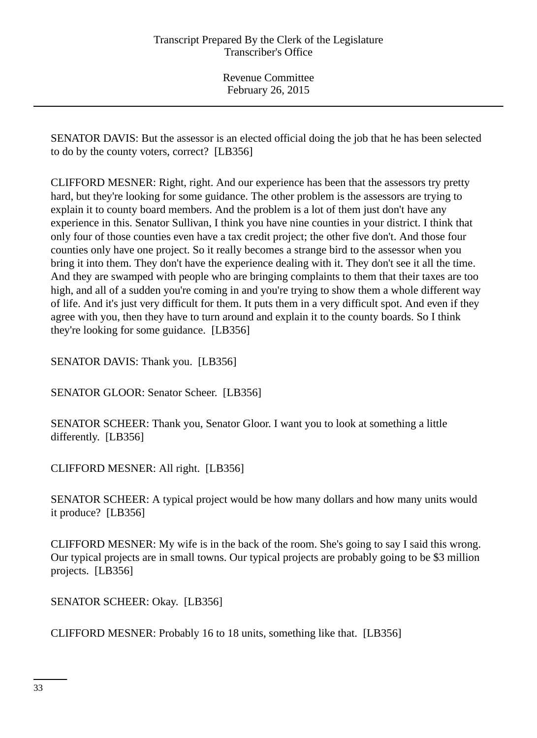SENATOR DAVIS: But the assessor is an elected official doing the job that he has been selected to do by the county voters, correct? [LB356]

CLIFFORD MESNER: Right, right. And our experience has been that the assessors try pretty hard, but they're looking for some guidance. The other problem is the assessors are trying to explain it to county board members. And the problem is a lot of them just don't have any experience in this. Senator Sullivan, I think you have nine counties in your district. I think that only four of those counties even have a tax credit project; the other five don't. And those four counties only have one project. So it really becomes a strange bird to the assessor when you bring it into them. They don't have the experience dealing with it. They don't see it all the time. And they are swamped with people who are bringing complaints to them that their taxes are too high, and all of a sudden you're coming in and you're trying to show them a whole different way of life. And it's just very difficult for them. It puts them in a very difficult spot. And even if they agree with you, then they have to turn around and explain it to the county boards. So I think they're looking for some guidance. [LB356]

SENATOR DAVIS: Thank you. [LB356]

SENATOR GLOOR: Senator Scheer. [LB356]

SENATOR SCHEER: Thank you, Senator Gloor. I want you to look at something a little differently. [LB356]

CLIFFORD MESNER: All right. [LB356]

SENATOR SCHEER: A typical project would be how many dollars and how many units would it produce? [LB356]

CLIFFORD MESNER: My wife is in the back of the room. She's going to say I said this wrong. Our typical projects are in small towns. Our typical projects are probably going to be $3 million projects. [LB356]

SENATOR SCHEER: Okay. [LB356]

CLIFFORD MESNER: Probably 16 to 18 units, something like that. [LB356]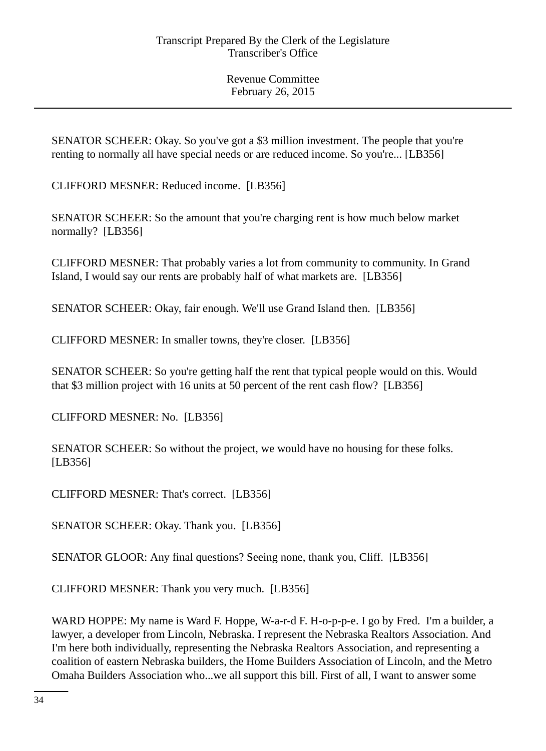SENATOR SCHEER: Okay. So you've got a $3 million investment. The people that you're renting to normally all have special needs or are reduced income. So you're... [LB356]

CLIFFORD MESNER: Reduced income. [LB356]

SENATOR SCHEER: So the amount that you're charging rent is how much below market normally? [LB356]

CLIFFORD MESNER: That probably varies a lot from community to community. In Grand Island, I would say our rents are probably half of what markets are. [LB356]

SENATOR SCHEER: Okay, fair enough. We'll use Grand Island then. [LB356]

CLIFFORD MESNER: In smaller towns, they're closer. [LB356]

SENATOR SCHEER: So you're getting half the rent that typical people would on this. Would that $3 million project with 16 units at 50 percent of the rent cash flow? [LB356]

CLIFFORD MESNER: No. [LB356]

SENATOR SCHEER: So without the project, we would have no housing for these folks. [LB356]

CLIFFORD MESNER: That's correct. [LB356]

SENATOR SCHEER: Okay. Thank you. [LB356]

SENATOR GLOOR: Any final questions? Seeing none, thank you, Cliff. [LB356]

CLIFFORD MESNER: Thank you very much. [LB356]

WARD HOPPE: My name is Ward F. Hoppe, W-a-r-d F. H-o-p-p-e. I go by Fred. I'm a builder, a lawyer, a developer from Lincoln, Nebraska. I represent the Nebraska Realtors Association. And I'm here both individually, representing the Nebraska Realtors Association, and representing a coalition of eastern Nebraska builders, the Home Builders Association of Lincoln, and the Metro Omaha Builders Association who...we all support this bill. First of all, I want to answer some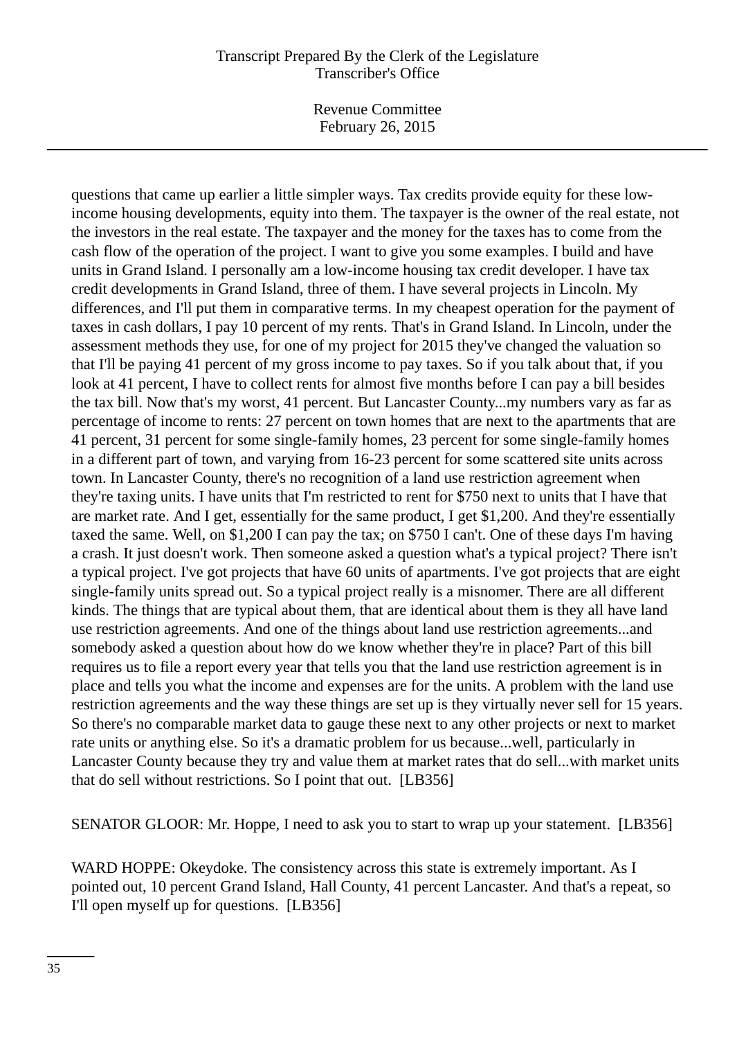questions that came up earlier a little simpler ways. Tax credits provide equity for these low-income housing developments, equity into them. The taxpayer is the owner of the real estate, not the investors in the real estate. The taxpayer and the money for the taxes has to come from the cash flow of the operation of the project. I want to give you some examples. I build and have units in Grand Island. I personally am a low-income housing tax credit developer. I have tax credit developments in Grand Island, three of them. I have several projects in Lincoln. My differences, and I'll put them in comparative terms. In my cheapest operation for the payment of taxes in cash dollars, I pay 10 percent of my rents. That's in Grand Island. In Lincoln, under the assessment methods they use, for one of my project for 2015 they've changed the valuation so that I'll be paying 41 percent of my gross income to pay taxes. So if you talk about that, if you look at 41 percent, I have to collect rents for almost five months before I can pay a bill besides the tax bill. Now that's my worst, 41 percent. But Lancaster County...my numbers vary as far as percentage of income to rents: 27 percent on town homes that are next to the apartments that are 41 percent, 31 percent for some single-family homes, 23 percent for some single-family homes in a different part of town, and varying from 16-23 percent for some scattered site units across town. In Lancaster County, there's no recognition of a land use restriction agreement when they're taxing units. I have units that I'm restricted to rent for $750 next to units that I have that are market rate. And I get, essentially for the same product, I get $1,200. And they're essentially taxed the same. Well, on $1,200 I can pay the tax; on $750 I can't. One of these days I'm having a crash. It just doesn't work. Then someone asked a question what's a typical project? There isn't a typical project. I've got projects that have 60 units of apartments. I've got projects that are eight single-family units spread out. So a typical project really is a misnomer. There are all different kinds. The things that are typical about them, that are identical about them is they all have land use restriction agreements. And one of the things about land use restriction agreements...and somebody asked a question about how do we know whether they're in place? Part of this bill requires us to file a report every year that tells you that the land use restriction agreement is in place and tells you what the income and expenses are for the units. A problem with the land use restriction agreements and the way these things are set up is they virtually never sell for 15 years. So there's no comparable market data to gauge these next to any other projects or next to market rate units or anything else. So it's a dramatic problem for us because...well, particularly in Lancaster County because they try and value them at market rates that do sell...with market units that do sell without restrictions. So I point that out. [LB356]

SENATOR GLOOR: Mr. Hoppe, I need to ask you to start to wrap up your statement. [LB356]

WARD HOPPE: Okeydoke. The consistency across this state is extremely important. As I pointed out, 10 percent Grand Island, Hall County, 41 percent Lancaster. And that's a repeat, so I'll open myself up for questions. [LB356]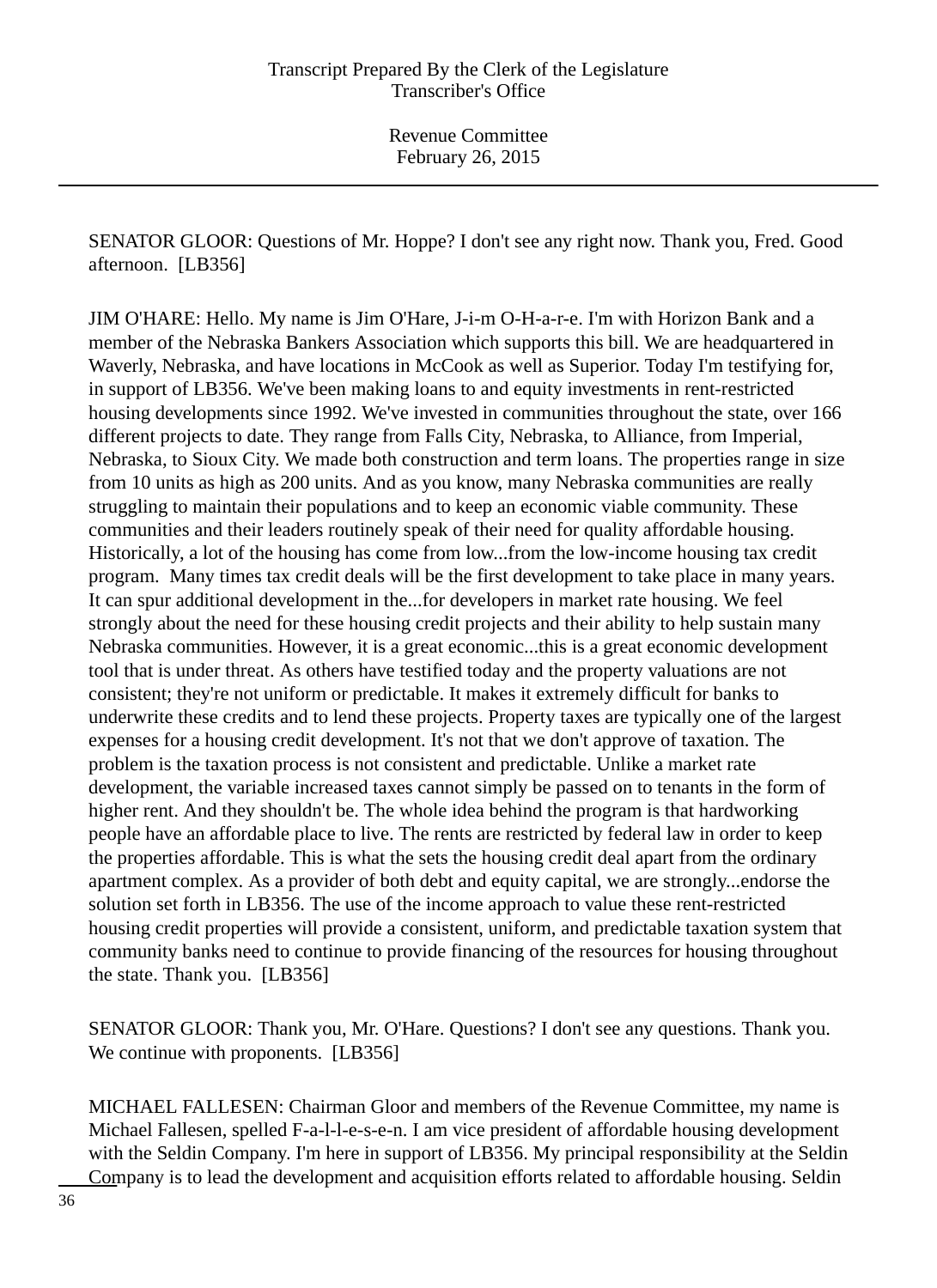SENATOR GLOOR: Questions of Mr. Hoppe? I don't see any right now. Thank you, Fred. Good afternoon. [LB356]

JIM O'HARE: Hello. My name is Jim O'Hare, J-i-m O-H-a-r-e. I'm with Horizon Bank and a member of the Nebraska Bankers Association which supports this bill. We are headquartered in Waverly, Nebraska, and have locations in McCook as well as Superior. Today I'm testifying for, in support of LB356. We've been making loans to and equity investments in rent-restricted housing developments since 1992. We've invested in communities throughout the state, over 166 different projects to date. They range from Falls City, Nebraska, to Alliance, from Imperial, Nebraska, to Sioux City. We made both construction and term loans. The properties range in size from 10 units as high as 200 units. And as you know, many Nebraska communities are really struggling to maintain their populations and to keep an economic viable community. These communities and their leaders routinely speak of their need for quality affordable housing. Historically, a lot of the housing has come from low...from the low-income housing tax credit program. Many times tax credit deals will be the first development to take place in many years. It can spur additional development in the...for developers in market rate housing. We feel strongly about the need for these housing credit projects and their ability to help sustain many Nebraska communities. However, it is a great economic...this is a great economic development tool that is under threat. As others have testified today and the property valuations are not consistent; they're not uniform or predictable. It makes it extremely difficult for banks to underwrite these credits and to lend these projects. Property taxes are typically one of the largest expenses for a housing credit development. It's not that we don't approve of taxation. The problem is the taxation process is not consistent and predictable. Unlike a market rate development, the variable increased taxes cannot simply be passed on to tenants in the form of higher rent. And they shouldn't be. The whole idea behind the program is that hardworking people have an affordable place to live. The rents are restricted by federal law in order to keep the properties affordable. This is what the sets the housing credit deal apart from the ordinary apartment complex. As a provider of both debt and equity capital, we are strongly...endorse the solution set forth in LB356. The use of the income approach to value these rent-restricted housing credit properties will provide a consistent, uniform, and predictable taxation system that community banks need to continue to provide financing of the resources for housing throughout the state. Thank you. [LB356]

SENATOR GLOOR: Thank you, Mr. O'Hare. Questions? I don't see any questions. Thank you. We continue with proponents. [LB356]

MICHAEL FALLESEN: Chairman Gloor and members of the Revenue Committee, my name is Michael Fallesen, spelled F-a-l-l-e-s-e-n. I am vice president of affordable housing development with the Seldin Company. I'm here in support of LB356. My principal responsibility at the Seldin Company is to lead the development and acquisition efforts related to affordable housing. Seldin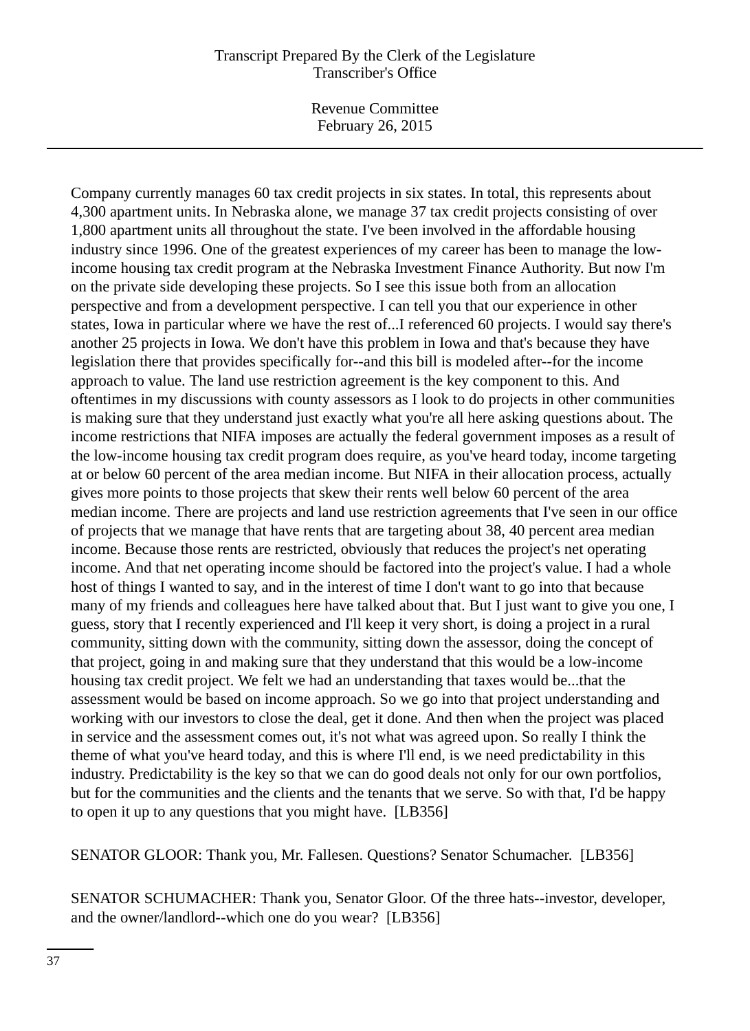Company currently manages 60 tax credit projects in six states. In total, this represents about 4,300 apartment units. In Nebraska alone, we manage 37 tax credit projects consisting of over 1,800 apartment units all throughout the state. I've been involved in the affordable housing industry since 1996. One of the greatest experiences of my career has been to manage the low-income housing tax credit program at the Nebraska Investment Finance Authority. But now I'm on the private side developing these projects. So I see this issue both from an allocation perspective and from a development perspective. I can tell you that our experience in other states, Iowa in particular where we have the rest of...I referenced 60 projects. I would say there's another 25 projects in Iowa. We don't have this problem in Iowa and that's because they have legislation there that provides specifically for--and this bill is modeled after--for the income approach to value. The land use restriction agreement is the key component to this. And oftentimes in my discussions with county assessors as I look to do projects in other communities is making sure that they understand just exactly what you're all here asking questions about. The income restrictions that NIFA imposes are actually the federal government imposes as a result of the low-income housing tax credit program does require, as you've heard today, income targeting at or below 60 percent of the area median income. But NIFA in their allocation process, actually gives more points to those projects that skew their rents well below 60 percent of the area median income. There are projects and land use restriction agreements that I've seen in our office of projects that we manage that have rents that are targeting about 38, 40 percent area median income. Because those rents are restricted, obviously that reduces the project's net operating income. And that net operating income should be factored into the project's value. I had a whole host of things I wanted to say, and in the interest of time I don't want to go into that because many of my friends and colleagues here have talked about that. But I just want to give you one, I guess, story that I recently experienced and I'll keep it very short, is doing a project in a rural community, sitting down with the community, sitting down the assessor, doing the concept of that project, going in and making sure that they understand that this would be a low-income housing tax credit project. We felt we had an understanding that taxes would be...that the assessment would be based on income approach. So we go into that project understanding and working with our investors to close the deal, get it done. And then when the project was placed in service and the assessment comes out, it's not what was agreed upon. So really I think the theme of what you've heard today, and this is where I'll end, is we need predictability in this industry. Predictability is the key so that we can do good deals not only for our own portfolios, but for the communities and the clients and the tenants that we serve. So with that, I'd be happy to open it up to any questions that you might have. [LB356]

SENATOR GLOOR: Thank you, Mr. Fallesen. Questions? Senator Schumacher. [LB356]

SENATOR SCHUMACHER: Thank you, Senator Gloor. Of the three hats--investor, developer, and the owner/landlord--which one do you wear? [LB356]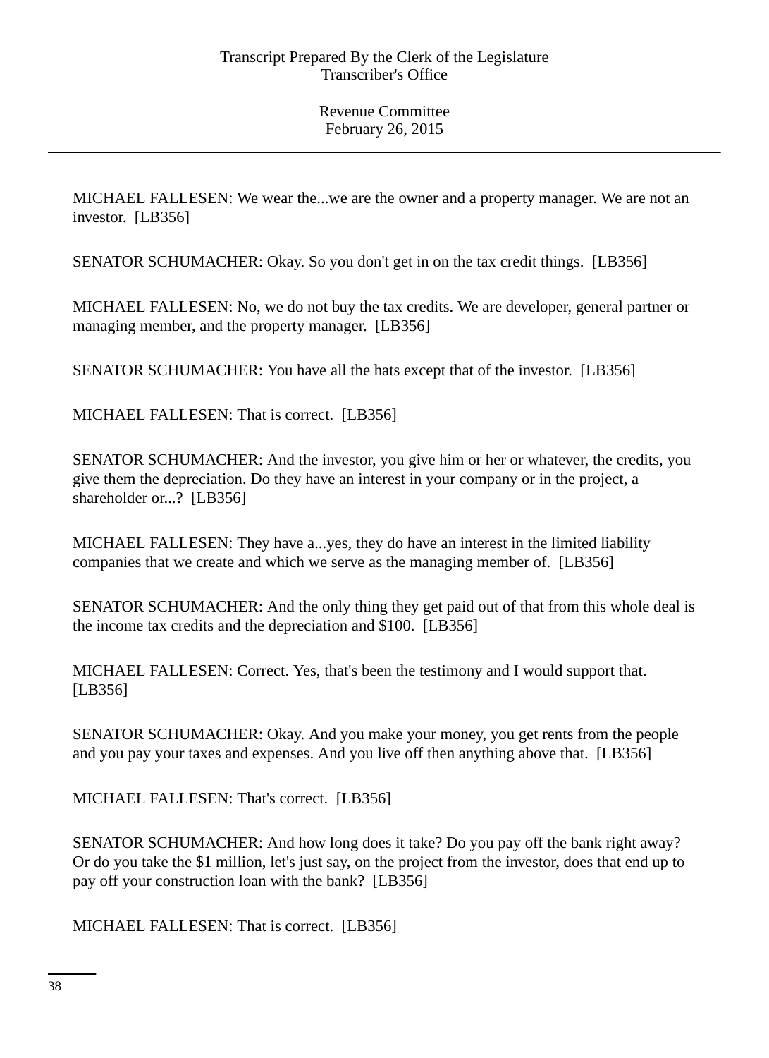MICHAEL FALLESEN: We wear the...we are the owner and a property manager. We are not an investor.  [LB356]

SENATOR SCHUMACHER: Okay. So you don't get in on the tax credit things.  [LB356]

MICHAEL FALLESEN: No, we do not buy the tax credits. We are developer, general partner or managing member, and the property manager.  [LB356]

SENATOR SCHUMACHER: You have all the hats except that of the investor.  [LB356]

MICHAEL FALLESEN: That is correct.  [LB356]

SENATOR SCHUMACHER: And the investor, you give him or her or whatever, the credits, you give them the depreciation. Do they have an interest in your company or in the project, a shareholder or...?  [LB356]

MICHAEL FALLESEN: They have a...yes, they do have an interest in the limited liability companies that we create and which we serve as the managing member of.  [LB356]

SENATOR SCHUMACHER: And the only thing they get paid out of that from this whole deal is the income tax credits and the depreciation and $100.  [LB356]

MICHAEL FALLESEN: Correct. Yes, that's been the testimony and I would support that. [LB356]

SENATOR SCHUMACHER: Okay. And you make your money, you get rents from the people and you pay your taxes and expenses. And you live off then anything above that.  [LB356]

MICHAEL FALLESEN: That's correct.  [LB356]

SENATOR SCHUMACHER: And how long does it take? Do you pay off the bank right away? Or do you take the $1 million, let's just say, on the project from the investor, does that end up to pay off your construction loan with the bank?  [LB356]

MICHAEL FALLESEN: That is correct.  [LB356]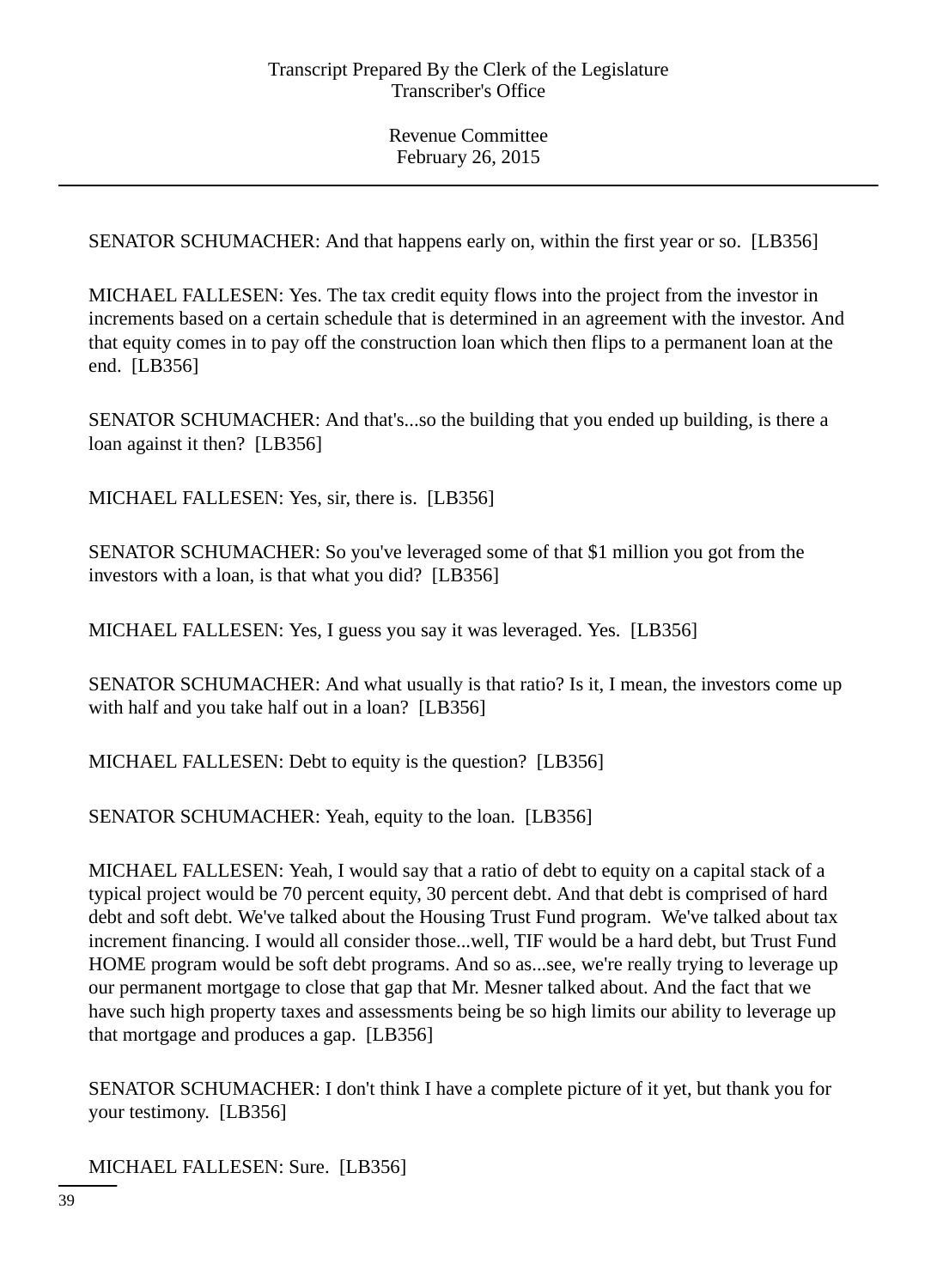SENATOR SCHUMACHER: And that happens early on, within the first year or so. [LB356]

MICHAEL FALLESEN: Yes. The tax credit equity flows into the project from the investor in increments based on a certain schedule that is determined in an agreement with the investor. And that equity comes in to pay off the construction loan which then flips to a permanent loan at the end. [LB356]

SENATOR SCHUMACHER: And that's...so the building that you ended up building, is there a loan against it then? [LB356]

MICHAEL FALLESEN: Yes, sir, there is. [LB356]

SENATOR SCHUMACHER: So you've leveraged some of that $1 million you got from the investors with a loan, is that what you did? [LB356]

MICHAEL FALLESEN: Yes, I guess you say it was leveraged. Yes. [LB356]

SENATOR SCHUMACHER: And what usually is that ratio? Is it, I mean, the investors come up with half and you take half out in a loan? [LB356]

MICHAEL FALLESEN: Debt to equity is the question? [LB356]

SENATOR SCHUMACHER: Yeah, equity to the loan. [LB356]

MICHAEL FALLESEN: Yeah, I would say that a ratio of debt to equity on a capital stack of a typical project would be 70 percent equity, 30 percent debt. And that debt is comprised of hard debt and soft debt. We've talked about the Housing Trust Fund program. We've talked about tax increment financing. I would all consider those...well, TIF would be a hard debt, but Trust Fund HOME program would be soft debt programs. And so as...see, we're really trying to leverage up our permanent mortgage to close that gap that Mr. Mesner talked about. And the fact that we have such high property taxes and assessments being be so high limits our ability to leverage up that mortgage and produces a gap. [LB356]

SENATOR SCHUMACHER: I don't think I have a complete picture of it yet, but thank you for your testimony. [LB356]

MICHAEL FALLESEN: Sure. [LB356]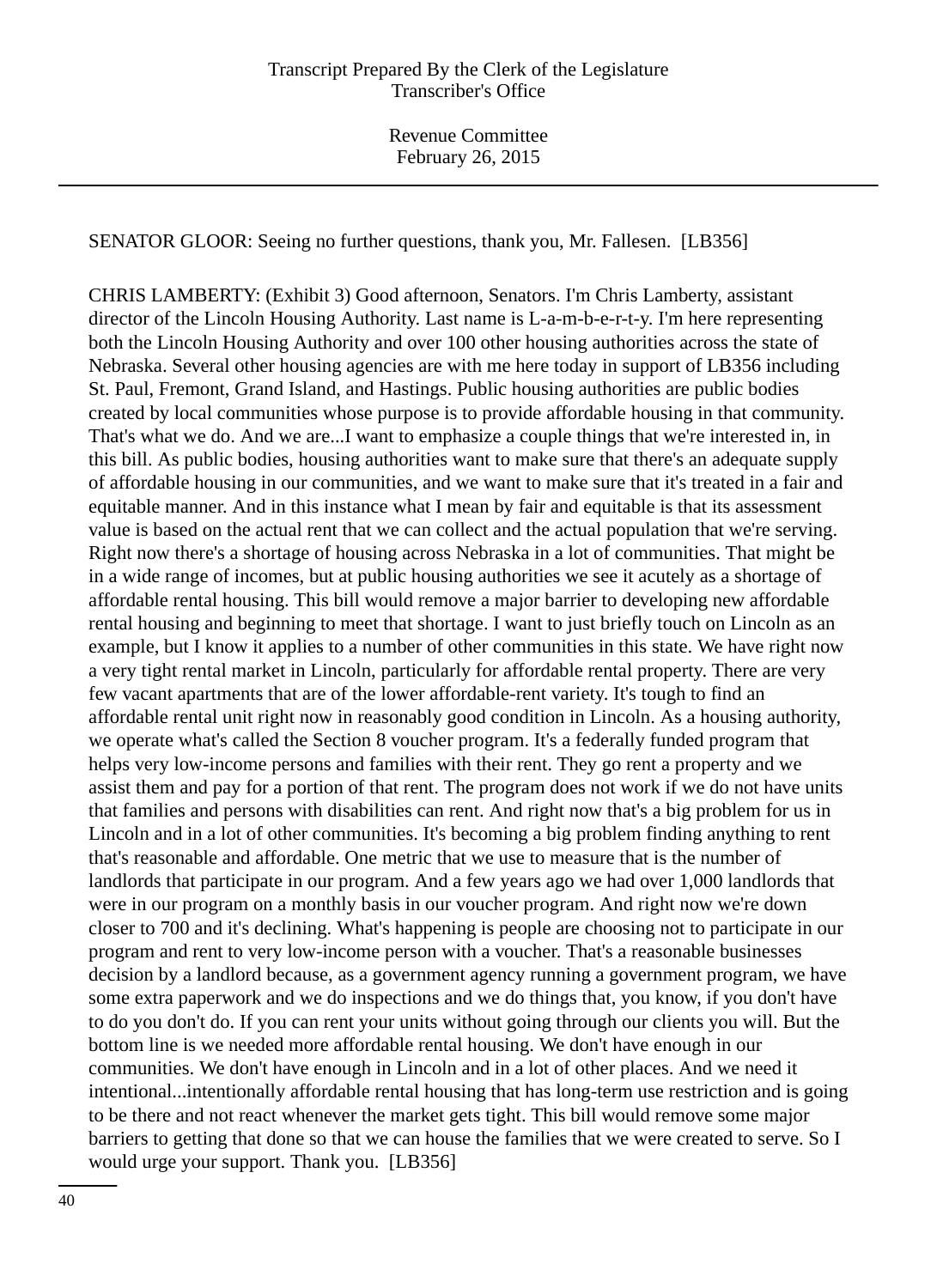SENATOR GLOOR: Seeing no further questions, thank you, Mr. Fallesen. [LB356]

CHRIS LAMBERTY: (Exhibit 3) Good afternoon, Senators. I'm Chris Lamberty, assistant director of the Lincoln Housing Authority. Last name is L-a-m-b-e-r-t-y. I'm here representing both the Lincoln Housing Authority and over 100 other housing authorities across the state of Nebraska. Several other housing agencies are with me here today in support of LB356 including St. Paul, Fremont, Grand Island, and Hastings. Public housing authorities are public bodies created by local communities whose purpose is to provide affordable housing in that community. That's what we do. And we are...I want to emphasize a couple things that we're interested in, in this bill. As public bodies, housing authorities want to make sure that there's an adequate supply of affordable housing in our communities, and we want to make sure that it's treated in a fair and equitable manner. And in this instance what I mean by fair and equitable is that its assessment value is based on the actual rent that we can collect and the actual population that we're serving. Right now there's a shortage of housing across Nebraska in a lot of communities. That might be in a wide range of incomes, but at public housing authorities we see it acutely as a shortage of affordable rental housing. This bill would remove a major barrier to developing new affordable rental housing and beginning to meet that shortage. I want to just briefly touch on Lincoln as an example, but I know it applies to a number of other communities in this state. We have right now a very tight rental market in Lincoln, particularly for affordable rental property. There are very few vacant apartments that are of the lower affordable-rent variety. It's tough to find an affordable rental unit right now in reasonably good condition in Lincoln. As a housing authority, we operate what's called the Section 8 voucher program. It's a federally funded program that helps very low-income persons and families with their rent. They go rent a property and we assist them and pay for a portion of that rent. The program does not work if we do not have units that families and persons with disabilities can rent. And right now that's a big problem for us in Lincoln and in a lot of other communities. It's becoming a big problem finding anything to rent that's reasonable and affordable. One metric that we use to measure that is the number of landlords that participate in our program. And a few years ago we had over 1,000 landlords that were in our program on a monthly basis in our voucher program. And right now we're down closer to 700 and it's declining. What's happening is people are choosing not to participate in our program and rent to very low-income person with a voucher. That's a reasonable businesses decision by a landlord because, as a government agency running a government program, we have some extra paperwork and we do inspections and we do things that, you know, if you don't have to do you don't do. If you can rent your units without going through our clients you will. But the bottom line is we needed more affordable rental housing. We don't have enough in our communities. We don't have enough in Lincoln and in a lot of other places. And we need it intentional...intentionally affordable rental housing that has long-term use restriction and is going to be there and not react whenever the market gets tight. This bill would remove some major barriers to getting that done so that we can house the families that we were created to serve. So I would urge your support. Thank you. [LB356]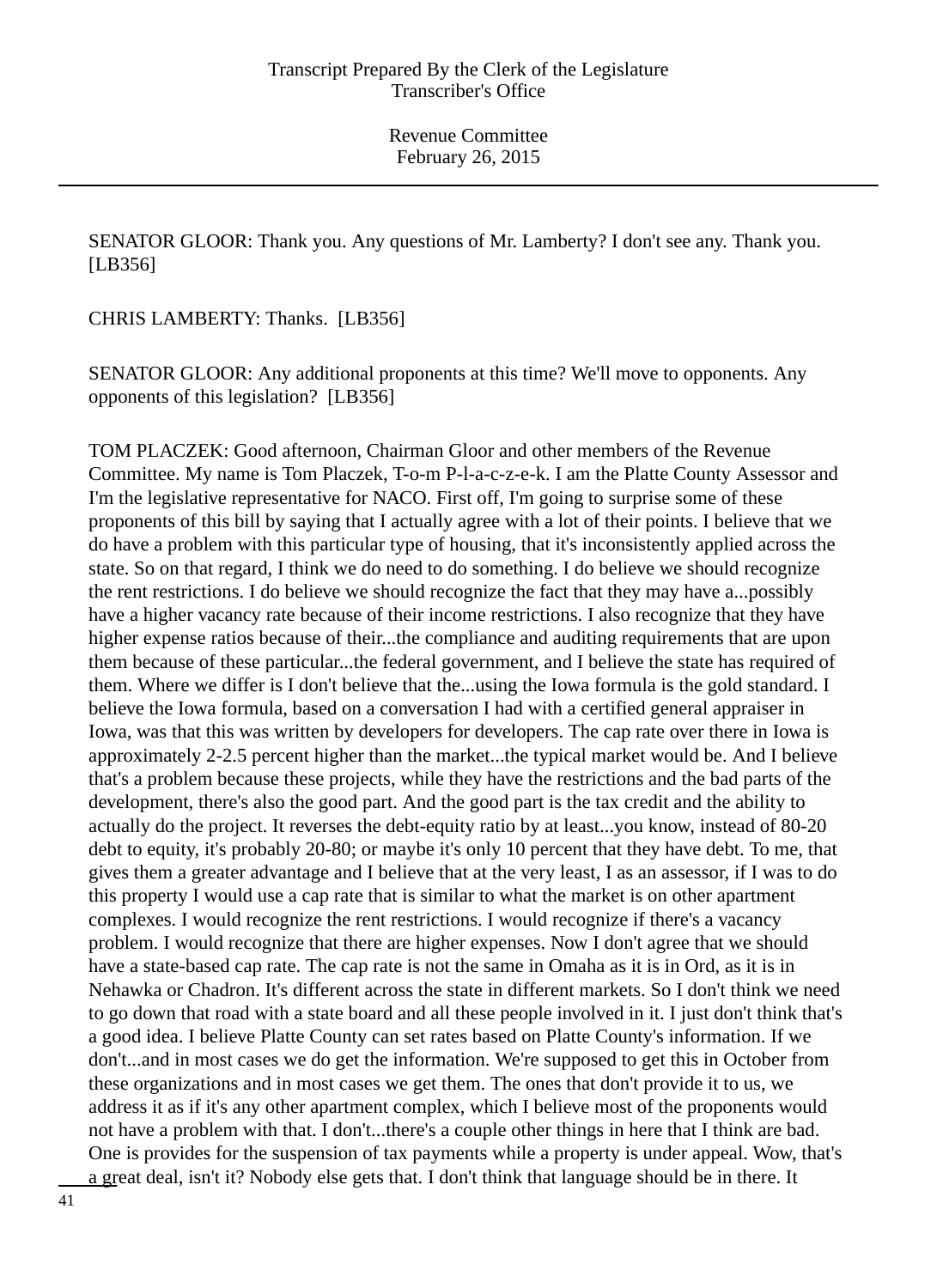SENATOR GLOOR: Thank you. Any questions of Mr. Lamberty? I don't see any. Thank you. [LB356]

CHRIS LAMBERTY: Thanks. [LB356]

SENATOR GLOOR: Any additional proponents at this time? We'll move to opponents. Any opponents of this legislation? [LB356]

TOM PLACZEK: Good afternoon, Chairman Gloor and other members of the Revenue Committee. My name is Tom Placzek, T-o-m P-l-a-c-z-e-k. I am the Platte County Assessor and I'm the legislative representative for NACO. First off, I'm going to surprise some of these proponents of this bill by saying that I actually agree with a lot of their points. I believe that we do have a problem with this particular type of housing, that it's inconsistently applied across the state. So on that regard, I think we do need to do something. I do believe we should recognize the rent restrictions. I do believe we should recognize the fact that they may have a...possibly have a higher vacancy rate because of their income restrictions. I also recognize that they have higher expense ratios because of their...the compliance and auditing requirements that are upon them because of these particular...the federal government, and I believe the state has required of them. Where we differ is I don't believe that the...using the Iowa formula is the gold standard. I believe the Iowa formula, based on a conversation I had with a certified general appraiser in Iowa, was that this was written by developers for developers. The cap rate over there in Iowa is approximately 2-2.5 percent higher than the market...the typical market would be. And I believe that's a problem because these projects, while they have the restrictions and the bad parts of the development, there's also the good part. And the good part is the tax credit and the ability to actually do the project. It reverses the debt-equity ratio by at least...you know, instead of 80-20 debt to equity, it's probably 20-80; or maybe it's only 10 percent that they have debt. To me, that gives them a greater advantage and I believe that at the very least, I as an assessor, if I was to do this property I would use a cap rate that is similar to what the market is on other apartment complexes. I would recognize the rent restrictions. I would recognize if there's a vacancy problem. I would recognize that there are higher expenses. Now I don't agree that we should have a state-based cap rate. The cap rate is not the same in Omaha as it is in Ord, as it is in Nehawka or Chadron. It's different across the state in different markets. So I don't think we need to go down that road with a state board and all these people involved in it. I just don't think that's a good idea. I believe Platte County can set rates based on Platte County's information. If we don't...and in most cases we do get the information. We're supposed to get this in October from these organizations and in most cases we get them. The ones that don't provide it to us, we address it as if it's any other apartment complex, which I believe most of the proponents would not have a problem with that. I don't...there's a couple other things in here that I think are bad. One is provides for the suspension of tax payments while a property is under appeal. Wow, that's a great deal, isn't it? Nobody else gets that. I don't think that language should be in there. It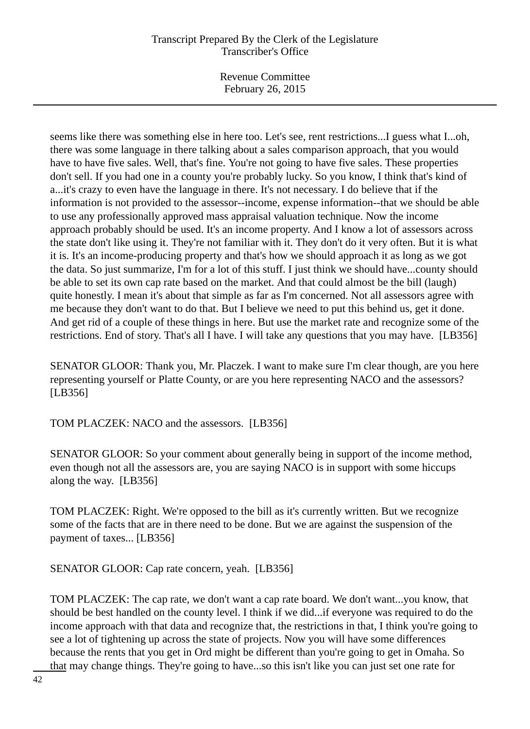seems like there was something else in here too. Let's see, rent restrictions...I guess what I...oh, there was some language in there talking about a sales comparison approach, that you would have to have five sales. Well, that's fine. You're not going to have five sales. These properties don't sell. If you had one in a county you're probably lucky. So you know, I think that's kind of a...it's crazy to even have the language in there. It's not necessary. I do believe that if the information is not provided to the assessor--income, expense information--that we should be able to use any professionally approved mass appraisal valuation technique. Now the income approach probably should be used. It's an income property. And I know a lot of assessors across the state don't like using it. They're not familiar with it. They don't do it very often. But it is what it is. It's an income-producing property and that's how we should approach it as long as we got the data. So just summarize, I'm for a lot of this stuff. I just think we should have...county should be able to set its own cap rate based on the market. And that could almost be the bill (laugh) quite honestly. I mean it's about that simple as far as I'm concerned. Not all assessors agree with me because they don't want to do that. But I believe we need to put this behind us, get it done. And get rid of a couple of these things in here. But use the market rate and recognize some of the restrictions. End of story. That's all I have. I will take any questions that you may have. [LB356]

SENATOR GLOOR: Thank you, Mr. Placzek. I want to make sure I'm clear though, are you here representing yourself or Platte County, or are you here representing NACO and the assessors? [LB356]

TOM PLACZEK: NACO and the assessors. [LB356]

SENATOR GLOOR: So your comment about generally being in support of the income method, even though not all the assessors are, you are saying NACO is in support with some hiccups along the way. [LB356]

TOM PLACZEK: Right. We're opposed to the bill as it's currently written. But we recognize some of the facts that are in there need to be done. But we are against the suspension of the payment of taxes... [LB356]

SENATOR GLOOR: Cap rate concern, yeah. [LB356]

TOM PLACZEK: The cap rate, we don't want a cap rate board. We don't want...you know, that should be best handled on the county level. I think if we did...if everyone was required to do the income approach with that data and recognize that, the restrictions in that, I think you're going to see a lot of tightening up across the state of projects. Now you will have some differences because the rents that you get in Ord might be different than you're going to get in Omaha. So that may change things. They're going to have...so this isn't like you can just set one rate for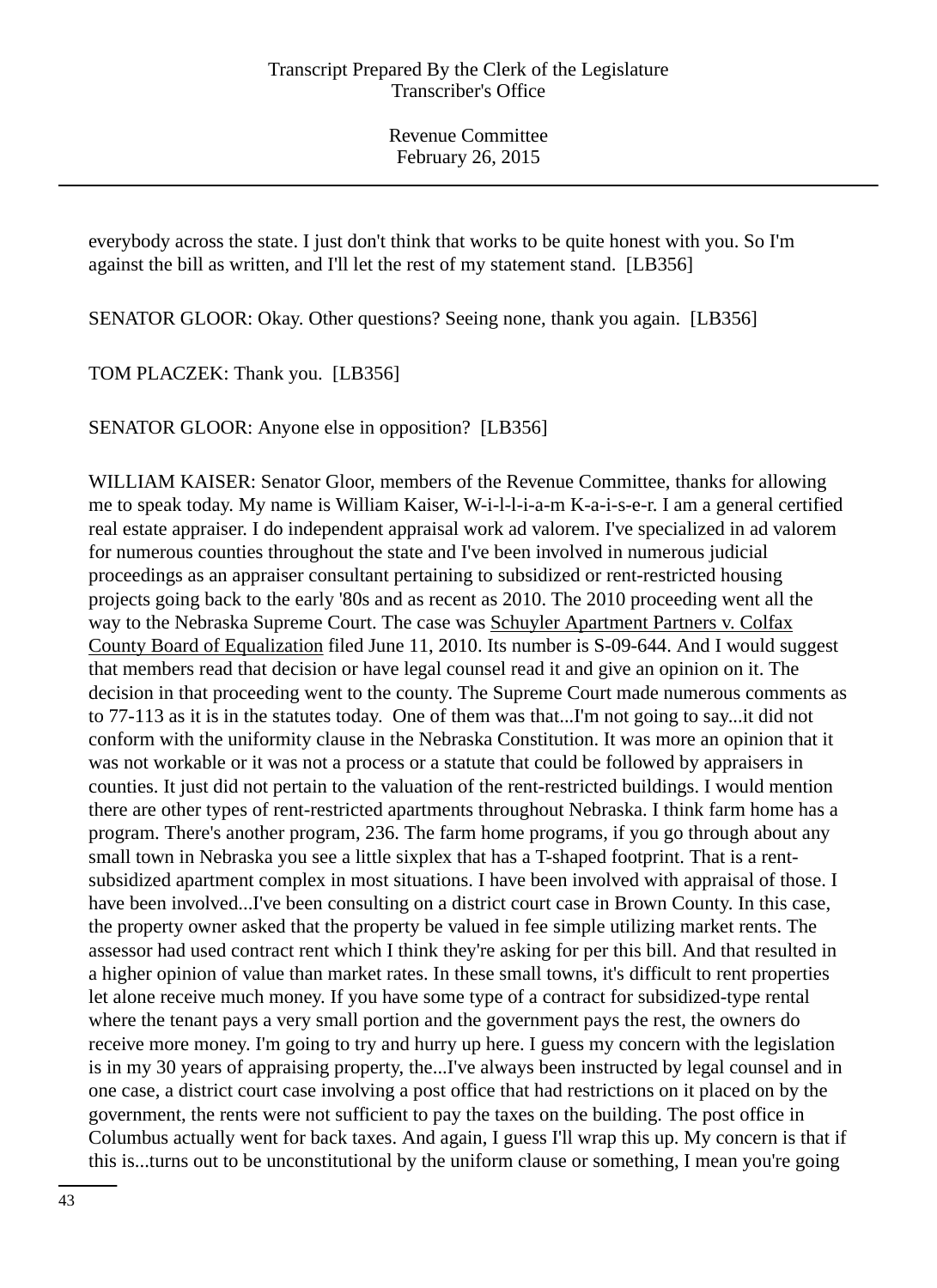everybody across the state. I just don't think that works to be quite honest with you. So I'm against the bill as written, and I'll let the rest of my statement stand.  [LB356]

SENATOR GLOOR: Okay. Other questions? Seeing none, thank you again.  [LB356]

TOM PLACZEK: Thank you.  [LB356]

SENATOR GLOOR: Anyone else in opposition?  [LB356]

WILLIAM KAISER: Senator Gloor, members of the Revenue Committee, thanks for allowing me to speak today. My name is William Kaiser, W-i-l-l-i-a-m K-a-i-s-e-r. I am a general certified real estate appraiser. I do independent appraisal work ad valorem. I've specialized in ad valorem for numerous counties throughout the state and I've been involved in numerous judicial proceedings as an appraiser consultant pertaining to subsidized or rent-restricted housing projects going back to the early '80s and as recent as 2010. The 2010 proceeding went all the way to the Nebraska Supreme Court. The case was Schuyler Apartment Partners v. Colfax County Board of Equalization filed June 11, 2010. Its number is S-09-644. And I would suggest that members read that decision or have legal counsel read it and give an opinion on it. The decision in that proceeding went to the county. The Supreme Court made numerous comments as to 77-113 as it is in the statutes today.  One of them was that...I'm not going to say...it did not conform with the uniformity clause in the Nebraska Constitution. It was more an opinion that it was not workable or it was not a process or a statute that could be followed by appraisers in counties. It just did not pertain to the valuation of the rent-restricted buildings. I would mention there are other types of rent-restricted apartments throughout Nebraska. I think farm home has a program. There's another program, 236. The farm home programs, if you go through about any small town in Nebraska you see a little sixplex that has a T-shaped footprint. That is a rent-subsidized apartment complex in most situations. I have been involved with appraisal of those. I have been involved...I've been consulting on a district court case in Brown County. In this case, the property owner asked that the property be valued in fee simple utilizing market rents. The assessor had used contract rent which I think they're asking for per this bill. And that resulted in a higher opinion of value than market rates. In these small towns, it's difficult to rent properties let alone receive much money. If you have some type of a contract for subsidized-type rental where the tenant pays a very small portion and the government pays the rest, the owners do receive more money. I'm going to try and hurry up here. I guess my concern with the legislation is in my 30 years of appraising property, the...I've always been instructed by legal counsel and in one case, a district court case involving a post office that had restrictions on it placed on by the government, the rents were not sufficient to pay the taxes on the building. The post office in Columbus actually went for back taxes. And again, I guess I'll wrap this up. My concern is that if this is...turns out to be unconstitutional by the uniform clause or something, I mean you're going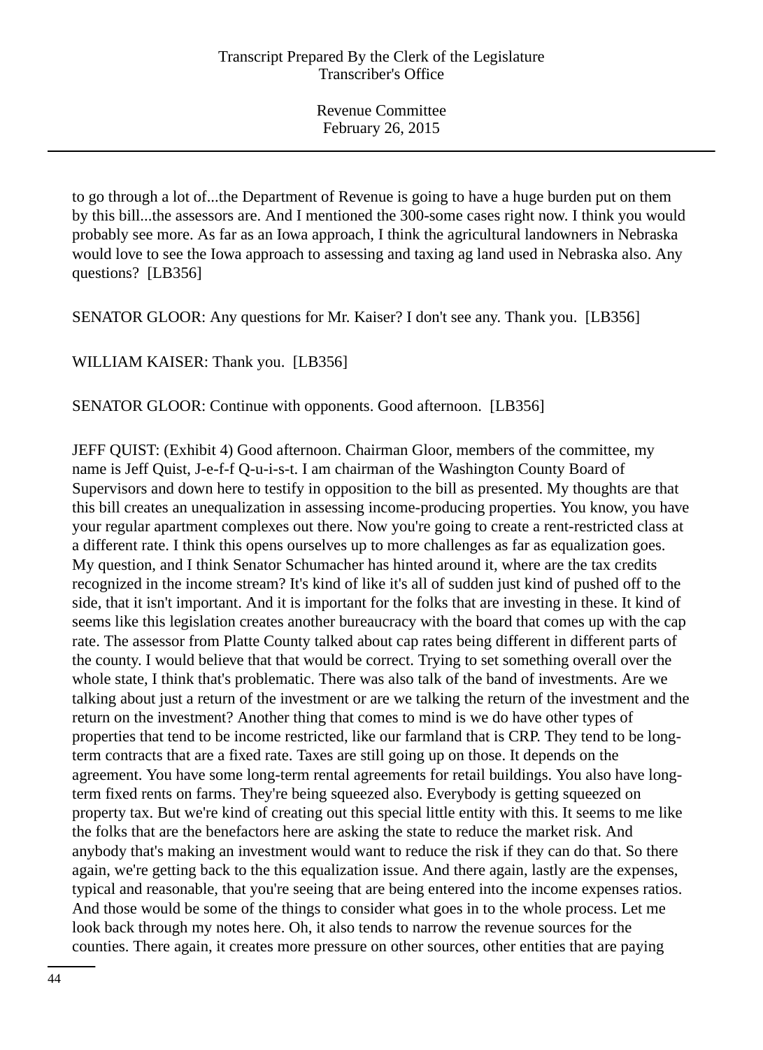to go through a lot of...the Department of Revenue is going to have a huge burden put on them by this bill...the assessors are. And I mentioned the 300-some cases right now. I think you would probably see more. As far as an Iowa approach, I think the agricultural landowners in Nebraska would love to see the Iowa approach to assessing and taxing ag land used in Nebraska also. Any questions?  [LB356]

SENATOR GLOOR: Any questions for Mr. Kaiser? I don't see any. Thank you.  [LB356]

WILLIAM KAISER: Thank you.  [LB356]

SENATOR GLOOR: Continue with opponents. Good afternoon.  [LB356]

JEFF QUIST: (Exhibit 4) Good afternoon. Chairman Gloor, members of the committee, my name is Jeff Quist, J-e-f-f Q-u-i-s-t. I am chairman of the Washington County Board of Supervisors and down here to testify in opposition to the bill as presented. My thoughts are that this bill creates an unequalization in assessing income-producing properties. You know, you have your regular apartment complexes out there. Now you're going to create a rent-restricted class at a different rate. I think this opens ourselves up to more challenges as far as equalization goes. My question, and I think Senator Schumacher has hinted around it, where are the tax credits recognized in the income stream? It's kind of like it's all of sudden just kind of pushed off to the side, that it isn't important. And it is important for the folks that are investing in these. It kind of seems like this legislation creates another bureaucracy with the board that comes up with the cap rate. The assessor from Platte County talked about cap rates being different in different parts of the county. I would believe that that would be correct. Trying to set something overall over the whole state, I think that's problematic. There was also talk of the band of investments. Are we talking about just a return of the investment or are we talking the return of the investment and the return on the investment? Another thing that comes to mind is we do have other types of properties that tend to be income restricted, like our farmland that is CRP. They tend to be long-term contracts that are a fixed rate. Taxes are still going up on those. It depends on the agreement. You have some long-term rental agreements for retail buildings. You also have long-term fixed rents on farms. They're being squeezed also. Everybody is getting squeezed on property tax. But we're kind of creating out this special little entity with this. It seems to me like the folks that are the benefactors here are asking the state to reduce the market risk. And anybody that's making an investment would want to reduce the risk if they can do that. So there again, we're getting back to the this equalization issue. And there again, lastly are the expenses, typical and reasonable, that you're seeing that are being entered into the income expenses ratios. And those would be some of the things to consider what goes in to the whole process. Let me look back through my notes here. Oh, it also tends to narrow the revenue sources for the counties. There again, it creates more pressure on other sources, other entities that are paying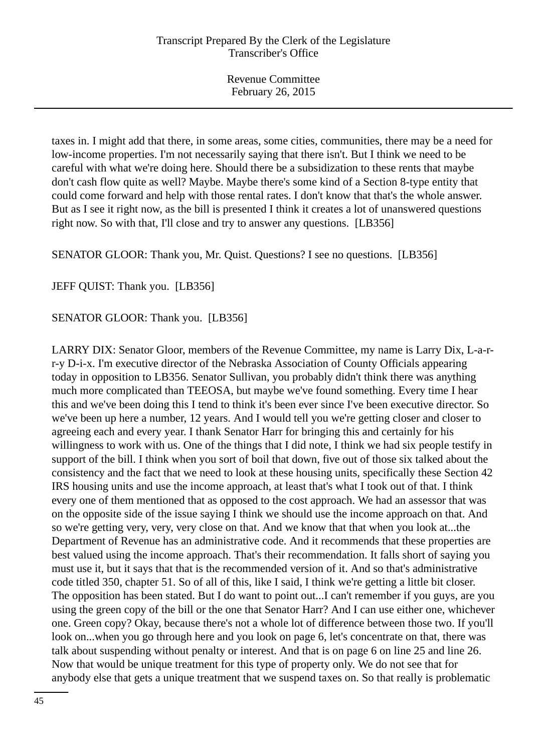taxes in. I might add that there, in some areas, some cities, communities, there may be a need for low-income properties. I'm not necessarily saying that there isn't. But I think we need to be careful with what we're doing here. Should there be a subsidization to these rents that maybe don't cash flow quite as well? Maybe. Maybe there's some kind of a Section 8-type entity that could come forward and help with those rental rates. I don't know that that's the whole answer. But as I see it right now, as the bill is presented I think it creates a lot of unanswered questions right now. So with that, I'll close and try to answer any questions. [LB356]

SENATOR GLOOR: Thank you, Mr. Quist. Questions? I see no questions. [LB356]

JEFF QUIST: Thank you. [LB356]

SENATOR GLOOR: Thank you. [LB356]

LARRY DIX: Senator Gloor, members of the Revenue Committee, my name is Larry Dix, L-a-r-r-y D-i-x. I'm executive director of the Nebraska Association of County Officials appearing today in opposition to LB356. Senator Sullivan, you probably didn't think there was anything much more complicated than TEEOSA, but maybe we've found something. Every time I hear this and we've been doing this I tend to think it's been ever since I've been executive director. So we've been up here a number, 12 years. And I would tell you we're getting closer and closer to agreeing each and every year. I thank Senator Harr for bringing this and certainly for his willingness to work with us. One of the things that I did note, I think we had six people testify in support of the bill. I think when you sort of boil that down, five out of those six talked about the consistency and the fact that we need to look at these housing units, specifically these Section 42 IRS housing units and use the income approach, at least that's what I took out of that. I think every one of them mentioned that as opposed to the cost approach. We had an assessor that was on the opposite side of the issue saying I think we should use the income approach on that. And so we're getting very, very, very close on that. And we know that that when you look at...the Department of Revenue has an administrative code. And it recommends that these properties are best valued using the income approach. That's their recommendation. It falls short of saying you must use it, but it says that that is the recommended version of it. And so that's administrative code titled 350, chapter 51. So of all of this, like I said, I think we're getting a little bit closer. The opposition has been stated. But I do want to point out...I can't remember if you guys, are you using the green copy of the bill or the one that Senator Harr? And I can use either one, whichever one. Green copy? Okay, because there's not a whole lot of difference between those two. If you'll look on...when you go through here and you look on page 6, let's concentrate on that, there was talk about suspending without penalty or interest. And that is on page 6 on line 25 and line 26. Now that would be unique treatment for this type of property only. We do not see that for anybody else that gets a unique treatment that we suspend taxes on. So that really is problematic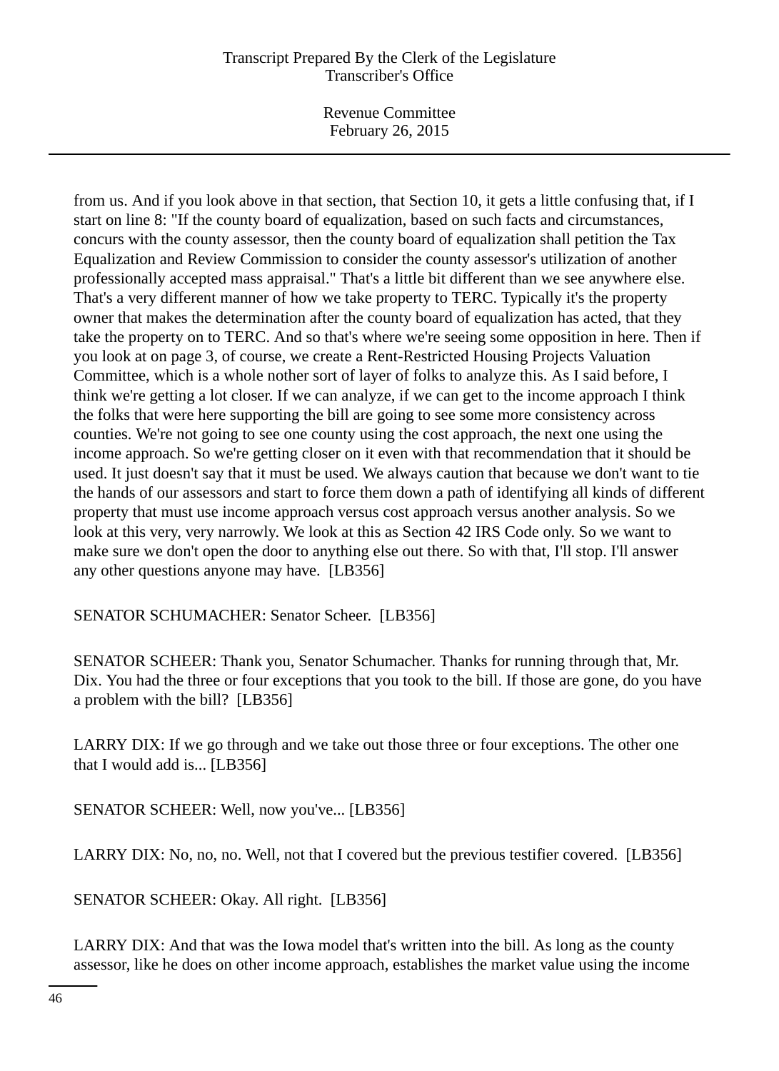from us. And if you look above in that section, that Section 10, it gets a little confusing that, if I start on line 8: "If the county board of equalization, based on such facts and circumstances, concurs with the county assessor, then the county board of equalization shall petition the Tax Equalization and Review Commission to consider the county assessor's utilization of another professionally accepted mass appraisal." That's a little bit different than we see anywhere else. That's a very different manner of how we take property to TERC. Typically it's the property owner that makes the determination after the county board of equalization has acted, that they take the property on to TERC. And so that's where we're seeing some opposition in here. Then if you look at on page 3, of course, we create a Rent-Restricted Housing Projects Valuation Committee, which is a whole nother sort of layer of folks to analyze this. As I said before, I think we're getting a lot closer. If we can analyze, if we can get to the income approach I think the folks that were here supporting the bill are going to see some more consistency across counties. We're not going to see one county using the cost approach, the next one using the income approach. So we're getting closer on it even with that recommendation that it should be used. It just doesn't say that it must be used. We always caution that because we don't want to tie the hands of our assessors and start to force them down a path of identifying all kinds of different property that must use income approach versus cost approach versus another analysis. So we look at this very, very narrowly. We look at this as Section 42 IRS Code only. So we want to make sure we don't open the door to anything else out there. So with that, I'll stop. I'll answer any other questions anyone may have. [LB356]

SENATOR SCHUMACHER: Senator Scheer. [LB356]

SENATOR SCHEER: Thank you, Senator Schumacher. Thanks for running through that, Mr. Dix. You had the three or four exceptions that you took to the bill. If those are gone, do you have a problem with the bill? [LB356]

LARRY DIX: If we go through and we take out those three or four exceptions. The other one that I would add is... [LB356]

SENATOR SCHEER: Well, now you've... [LB356]

LARRY DIX: No, no, no. Well, not that I covered but the previous testifier covered. [LB356]

SENATOR SCHEER: Okay. All right. [LB356]

LARRY DIX: And that was the Iowa model that's written into the bill. As long as the county assessor, like he does on other income approach, establishes the market value using the income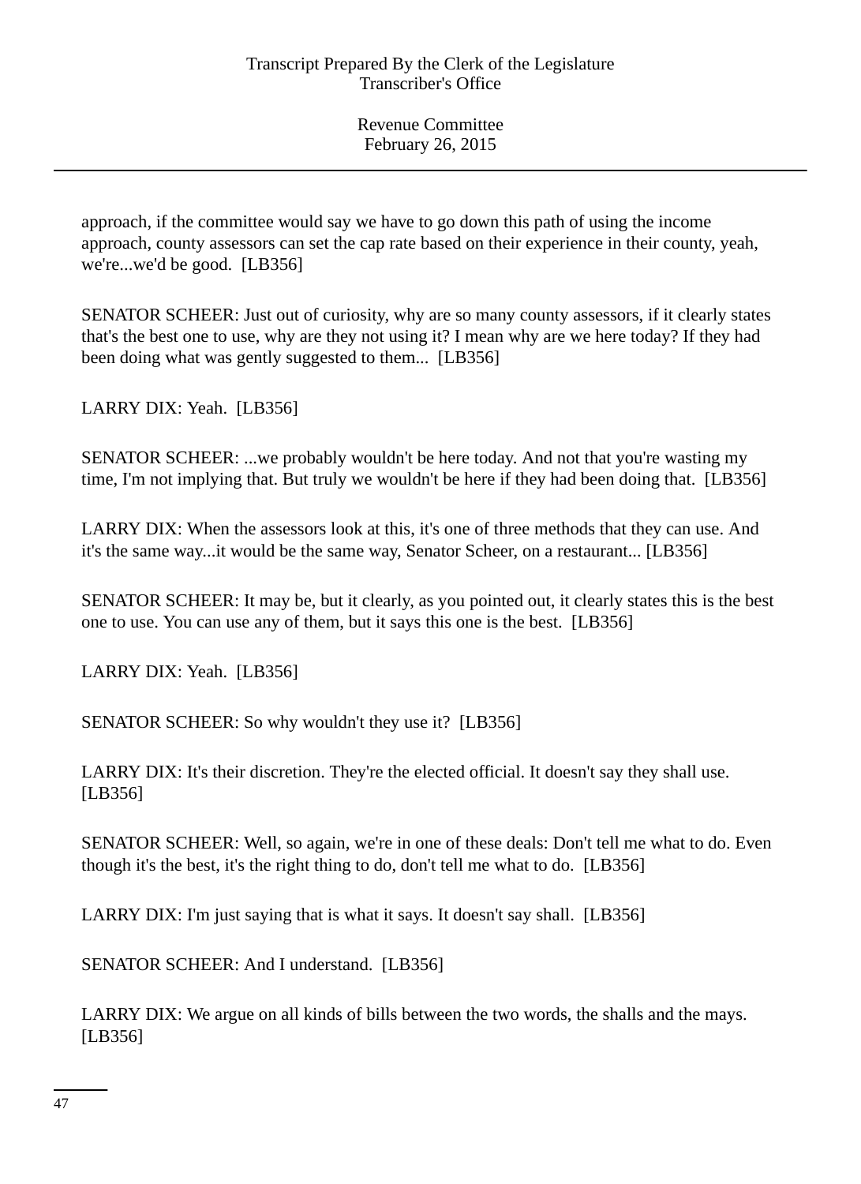approach, if the committee would say we have to go down this path of using the income approach, county assessors can set the cap rate based on their experience in their county, yeah, we're...we'd be good. [LB356]

SENATOR SCHEER: Just out of curiosity, why are so many county assessors, if it clearly states that's the best one to use, why are they not using it? I mean why are we here today? If they had been doing what was gently suggested to them... [LB356]

LARRY DIX: Yeah. [LB356]

SENATOR SCHEER: ...we probably wouldn't be here today. And not that you're wasting my time, I'm not implying that. But truly we wouldn't be here if they had been doing that. [LB356]

LARRY DIX: When the assessors look at this, it's one of three methods that they can use. And it's the same way...it would be the same way, Senator Scheer, on a restaurant... [LB356]

SENATOR SCHEER: It may be, but it clearly, as you pointed out, it clearly states this is the best one to use. You can use any of them, but it says this one is the best. [LB356]

LARRY DIX: Yeah. [LB356]

SENATOR SCHEER: So why wouldn't they use it? [LB356]

LARRY DIX: It's their discretion. They're the elected official. It doesn't say they shall use. [LB356]

SENATOR SCHEER: Well, so again, we're in one of these deals: Don't tell me what to do. Even though it's the best, it's the right thing to do, don't tell me what to do. [LB356]

LARRY DIX: I'm just saying that is what it says. It doesn't say shall. [LB356]

SENATOR SCHEER: And I understand. [LB356]

LARRY DIX: We argue on all kinds of bills between the two words, the shalls and the mays. [LB356]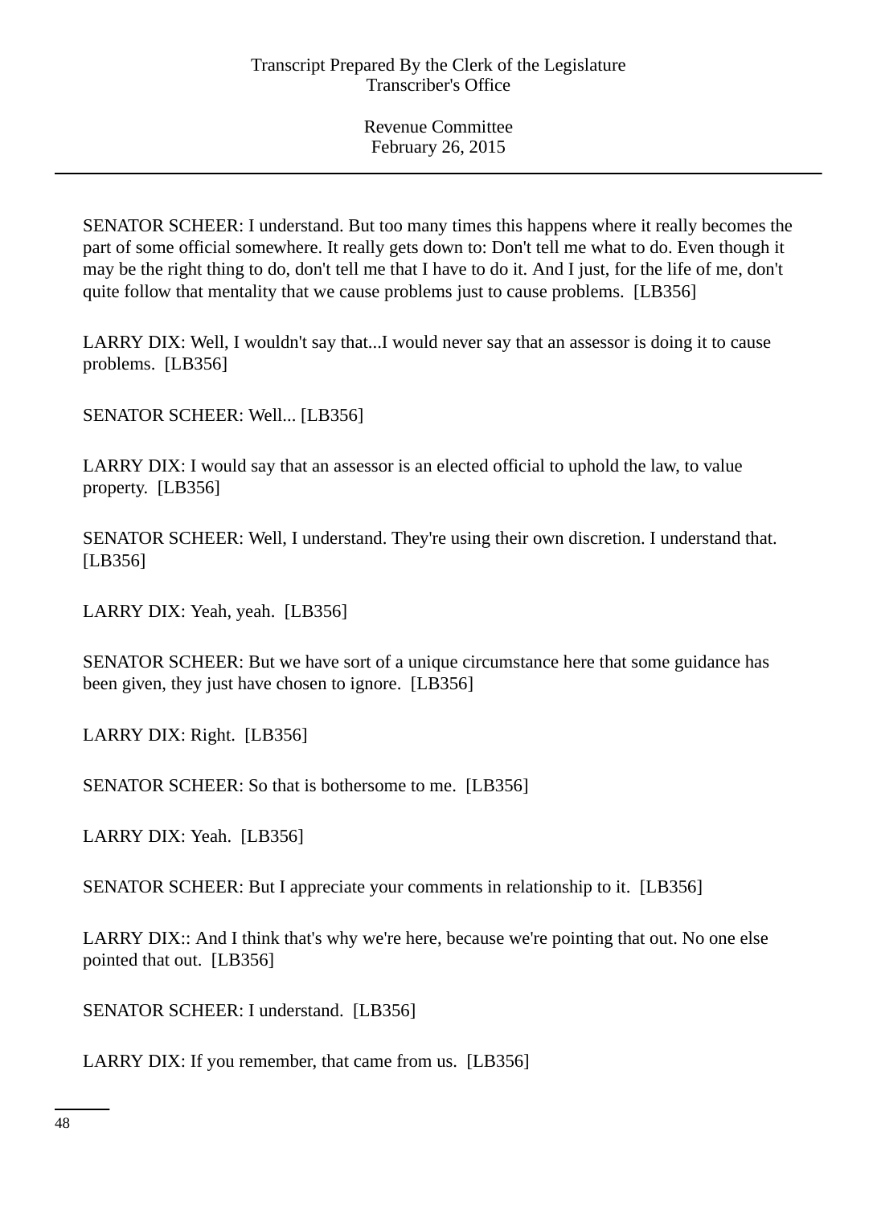SENATOR SCHEER: I understand. But too many times this happens where it really becomes the part of some official somewhere. It really gets down to: Don't tell me what to do. Even though it may be the right thing to do, don't tell me that I have to do it. And I just, for the life of me, don't quite follow that mentality that we cause problems just to cause problems. [LB356]

LARRY DIX: Well, I wouldn't say that...I would never say that an assessor is doing it to cause problems. [LB356]

SENATOR SCHEER: Well... [LB356]

LARRY DIX: I would say that an assessor is an elected official to uphold the law, to value property. [LB356]

SENATOR SCHEER: Well, I understand. They're using their own discretion. I understand that. [LB356]

LARRY DIX: Yeah, yeah. [LB356]

SENATOR SCHEER: But we have sort of a unique circumstance here that some guidance has been given, they just have chosen to ignore. [LB356]

LARRY DIX: Right. [LB356]

SENATOR SCHEER: So that is bothersome to me. [LB356]

LARRY DIX: Yeah. [LB356]

SENATOR SCHEER: But I appreciate your comments in relationship to it. [LB356]

LARRY DIX:: And I think that's why we're here, because we're pointing that out. No one else pointed that out. [LB356]

SENATOR SCHEER: I understand. [LB356]

LARRY DIX: If you remember, that came from us. [LB356]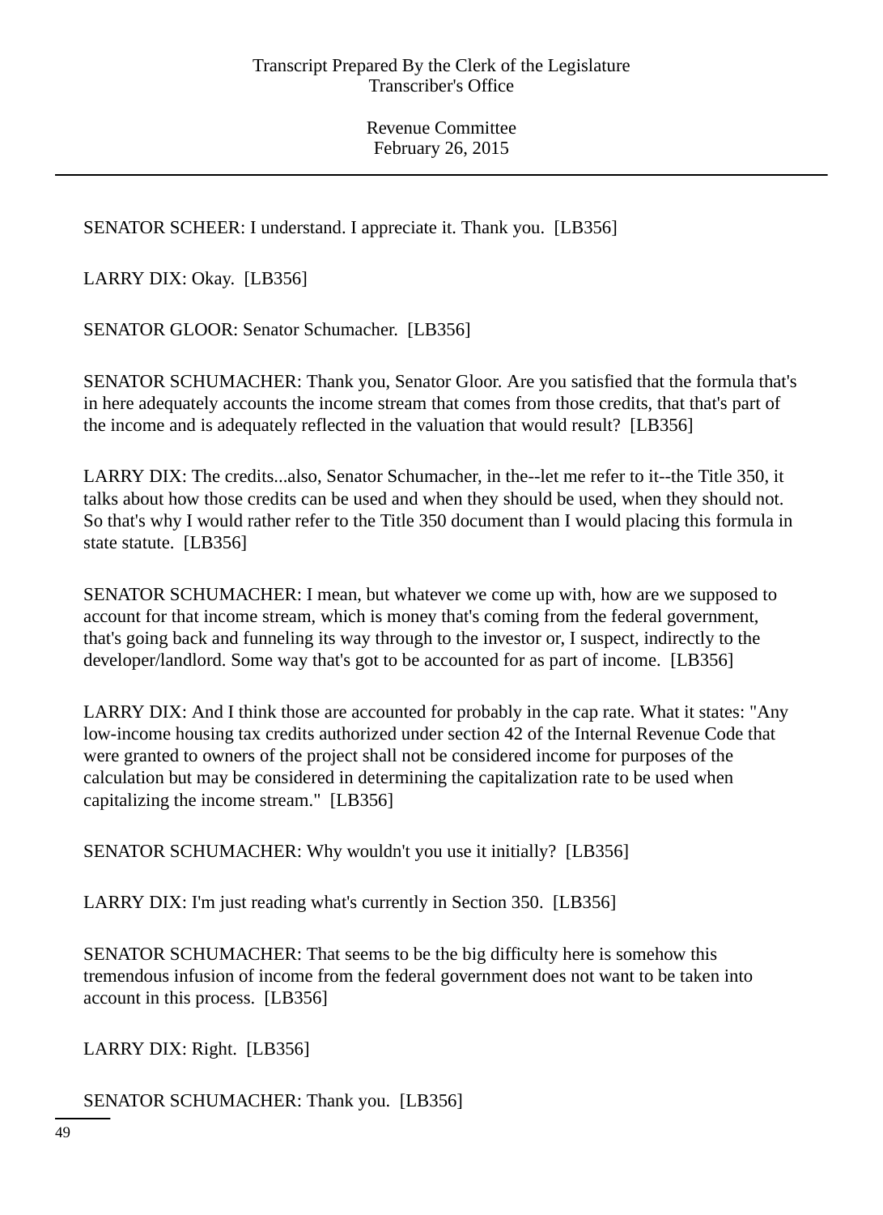SENATOR SCHEER: I understand. I appreciate it. Thank you. [LB356]

LARRY DIX: Okay. [LB356]

SENATOR GLOOR: Senator Schumacher. [LB356]

SENATOR SCHUMACHER: Thank you, Senator Gloor. Are you satisfied that the formula that's in here adequately accounts the income stream that comes from those credits, that that's part of the income and is adequately reflected in the valuation that would result? [LB356]

LARRY DIX: The credits...also, Senator Schumacher, in the--let me refer to it--the Title 350, it talks about how those credits can be used and when they should be used, when they should not. So that's why I would rather refer to the Title 350 document than I would placing this formula in state statute. [LB356]

SENATOR SCHUMACHER: I mean, but whatever we come up with, how are we supposed to account for that income stream, which is money that's coming from the federal government, that's going back and funneling its way through to the investor or, I suspect, indirectly to the developer/landlord. Some way that's got to be accounted for as part of income. [LB356]

LARRY DIX: And I think those are accounted for probably in the cap rate. What it states: "Any low-income housing tax credits authorized under section 42 of the Internal Revenue Code that were granted to owners of the project shall not be considered income for purposes of the calculation but may be considered in determining the capitalization rate to be used when capitalizing the income stream." [LB356]

SENATOR SCHUMACHER: Why wouldn't you use it initially? [LB356]

LARRY DIX: I'm just reading what's currently in Section 350. [LB356]

SENATOR SCHUMACHER: That seems to be the big difficulty here is somehow this tremendous infusion of income from the federal government does not want to be taken into account in this process. [LB356]

LARRY DIX: Right. [LB356]

SENATOR SCHUMACHER: Thank you. [LB356]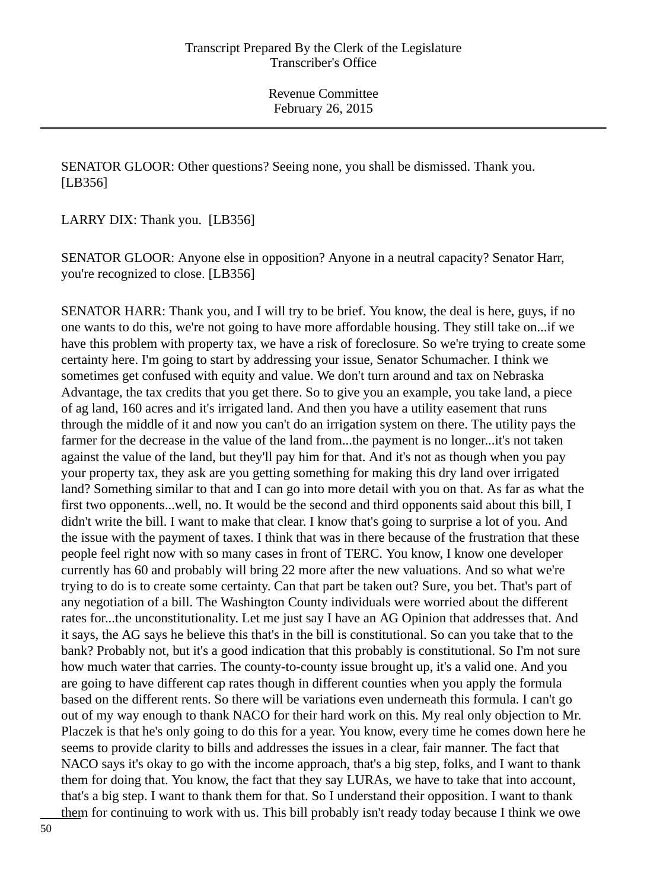SENATOR GLOOR: Other questions? Seeing none, you shall be dismissed. Thank you. [LB356]

LARRY DIX: Thank you. [LB356]

SENATOR GLOOR: Anyone else in opposition? Anyone in a neutral capacity? Senator Harr, you're recognized to close. [LB356]

SENATOR HARR: Thank you, and I will try to be brief. You know, the deal is here, guys, if no one wants to do this, we're not going to have more affordable housing. They still take on...if we have this problem with property tax, we have a risk of foreclosure. So we're trying to create some certainty here. I'm going to start by addressing your issue, Senator Schumacher. I think we sometimes get confused with equity and value. We don't turn around and tax on Nebraska Advantage, the tax credits that you get there. So to give you an example, you take land, a piece of ag land, 160 acres and it's irrigated land. And then you have a utility easement that runs through the middle of it and now you can't do an irrigation system on there. The utility pays the farmer for the decrease in the value of the land from...the payment is no longer...it's not taken against the value of the land, but they'll pay him for that. And it's not as though when you pay your property tax, they ask are you getting something for making this dry land over irrigated land? Something similar to that and I can go into more detail with you on that. As far as what the first two opponents...well, no. It would be the second and third opponents said about this bill, I didn't write the bill. I want to make that clear. I know that's going to surprise a lot of you. And the issue with the payment of taxes. I think that was in there because of the frustration that these people feel right now with so many cases in front of TERC. You know, I know one developer currently has 60 and probably will bring 22 more after the new valuations. And so what we're trying to do is to create some certainty. Can that part be taken out? Sure, you bet. That's part of any negotiation of a bill. The Washington County individuals were worried about the different rates for...the unconstitutionality. Let me just say I have an AG Opinion that addresses that. And it says, the AG says he believe this that's in the bill is constitutional. So can you take that to the bank? Probably not, but it's a good indication that this probably is constitutional. So I'm not sure how much water that carries. The county-to-county issue brought up, it's a valid one. And you are going to have different cap rates though in different counties when you apply the formula based on the different rents. So there will be variations even underneath this formula. I can't go out of my way enough to thank NACO for their hard work on this. My real only objection to Mr. Placzek is that he's only going to do this for a year. You know, every time he comes down here he seems to provide clarity to bills and addresses the issues in a clear, fair manner. The fact that NACO says it's okay to go with the income approach, that's a big step, folks, and I want to thank them for doing that. You know, the fact that they say LURAs, we have to take that into account, that's a big step. I want to thank them for that. So I understand their opposition. I want to thank them for continuing to work with us. This bill probably isn't ready today because I think we owe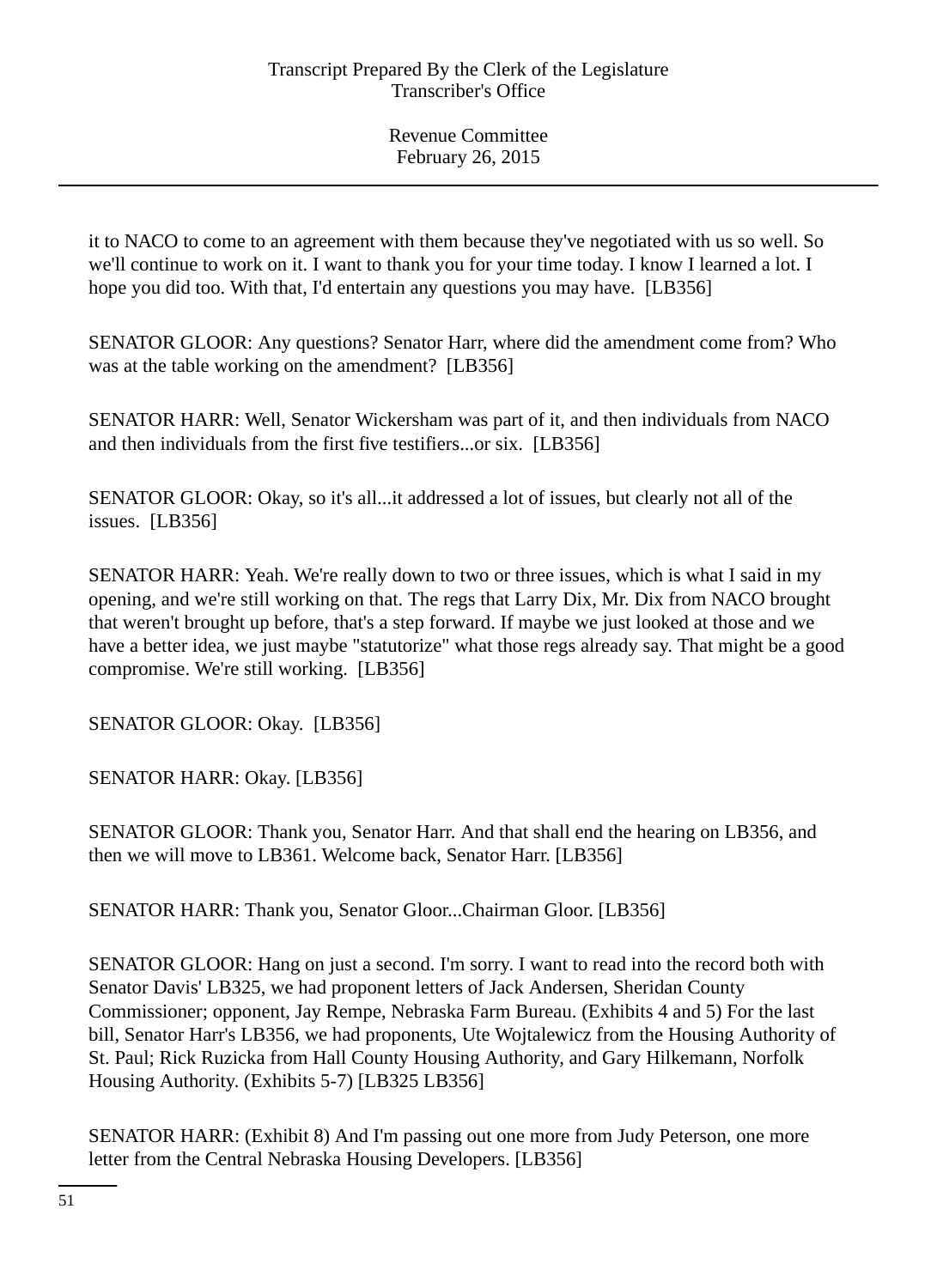it to NACO to come to an agreement with them because they've negotiated with us so well. So we'll continue to work on it. I want to thank you for your time today. I know I learned a lot. I hope you did too. With that, I'd entertain any questions you may have. [LB356]

SENATOR GLOOR: Any questions? Senator Harr, where did the amendment come from? Who was at the table working on the amendment? [LB356]

SENATOR HARR: Well, Senator Wickersham was part of it, and then individuals from NACO and then individuals from the first five testifiers...or six. [LB356]

SENATOR GLOOR: Okay, so it's all...it addressed a lot of issues, but clearly not all of the issues. [LB356]

SENATOR HARR: Yeah. We're really down to two or three issues, which is what I said in my opening, and we're still working on that. The regs that Larry Dix, Mr. Dix from NACO brought that weren't brought up before, that's a step forward. If maybe we just looked at those and we have a better idea, we just maybe "statutorize" what those regs already say. That might be a good compromise. We're still working. [LB356]

SENATOR GLOOR: Okay. [LB356]

SENATOR HARR: Okay. [LB356]

SENATOR GLOOR: Thank you, Senator Harr. And that shall end the hearing on LB356, and then we will move to LB361. Welcome back, Senator Harr. [LB356]

SENATOR HARR: Thank you, Senator Gloor...Chairman Gloor. [LB356]

SENATOR GLOOR: Hang on just a second. I'm sorry. I want to read into the record both with Senator Davis' LB325, we had proponent letters of Jack Andersen, Sheridan County Commissioner; opponent, Jay Rempe, Nebraska Farm Bureau. (Exhibits 4 and 5) For the last bill, Senator Harr's LB356, we had proponents, Ute Wojtalewicz from the Housing Authority of St. Paul; Rick Ruzicka from Hall County Housing Authority, and Gary Hilkemann, Norfolk Housing Authority. (Exhibits 5-7) [LB325 LB356]

SENATOR HARR: (Exhibit 8) And I'm passing out one more from Judy Peterson, one more letter from the Central Nebraska Housing Developers. [LB356]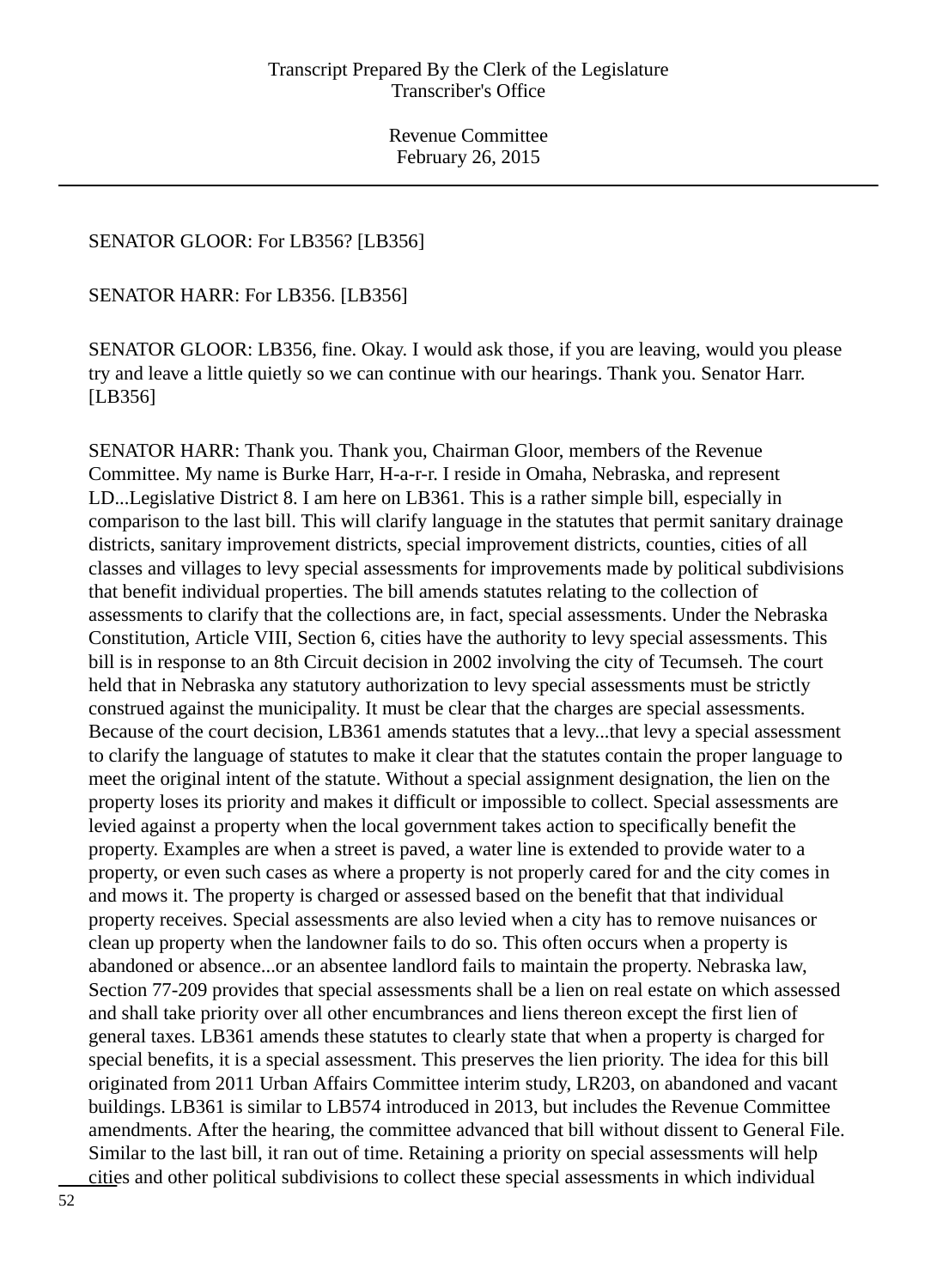SENATOR GLOOR: For LB356? [LB356]

SENATOR HARR: For LB356. [LB356]

SENATOR GLOOR: LB356, fine. Okay. I would ask those, if you are leaving, would you please try and leave a little quietly so we can continue with our hearings. Thank you. Senator Harr. [LB356]

SENATOR HARR: Thank you. Thank you, Chairman Gloor, members of the Revenue Committee. My name is Burke Harr, H-a-r-r. I reside in Omaha, Nebraska, and represent LD...Legislative District 8. I am here on LB361. This is a rather simple bill, especially in comparison to the last bill. This will clarify language in the statutes that permit sanitary drainage districts, sanitary improvement districts, special improvement districts, counties, cities of all classes and villages to levy special assessments for improvements made by political subdivisions that benefit individual properties. The bill amends statutes relating to the collection of assessments to clarify that the collections are, in fact, special assessments. Under the Nebraska Constitution, Article VIII, Section 6, cities have the authority to levy special assessments. This bill is in response to an 8th Circuit decision in 2002 involving the city of Tecumseh. The court held that in Nebraska any statutory authorization to levy special assessments must be strictly construed against the municipality. It must be clear that the charges are special assessments. Because of the court decision, LB361 amends statutes that a levy...that levy a special assessment to clarify the language of statutes to make it clear that the statutes contain the proper language to meet the original intent of the statute. Without a special assignment designation, the lien on the property loses its priority and makes it difficult or impossible to collect. Special assessments are levied against a property when the local government takes action to specifically benefit the property. Examples are when a street is paved, a water line is extended to provide water to a property, or even such cases as where a property is not properly cared for and the city comes in and mows it. The property is charged or assessed based on the benefit that that individual property receives. Special assessments are also levied when a city has to remove nuisances or clean up property when the landowner fails to do so. This often occurs when a property is abandoned or absence...or an absentee landlord fails to maintain the property. Nebraska law, Section 77-209 provides that special assessments shall be a lien on real estate on which assessed and shall take priority over all other encumbrances and liens thereon except the first lien of general taxes. LB361 amends these statutes to clearly state that when a property is charged for special benefits, it is a special assessment. This preserves the lien priority. The idea for this bill originated from 2011 Urban Affairs Committee interim study, LR203, on abandoned and vacant buildings. LB361 is similar to LB574 introduced in 2013, but includes the Revenue Committee amendments. After the hearing, the committee advanced that bill without dissent to General File. Similar to the last bill, it ran out of time. Retaining a priority on special assessments will help cities and other political subdivisions to collect these special assessments in which individual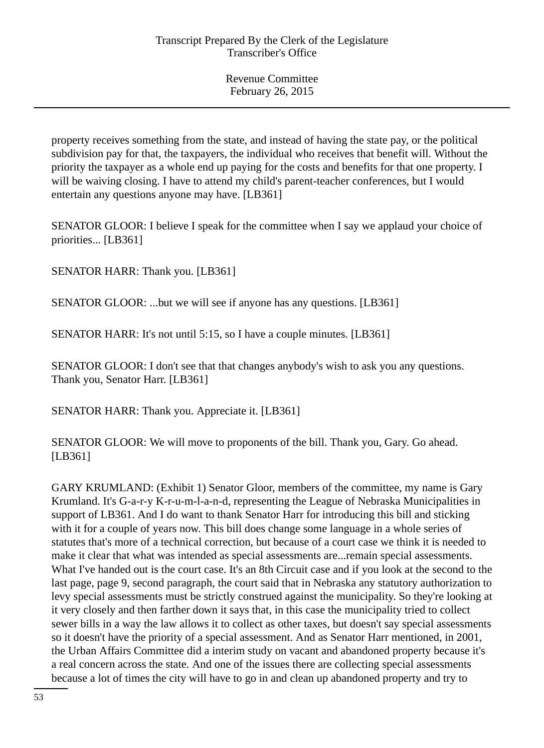property receives something from the state, and instead of having the state pay, or the political subdivision pay for that, the taxpayers, the individual who receives that benefit will. Without the priority the taxpayer as a whole end up paying for the costs and benefits for that one property. I will be waiving closing. I have to attend my child's parent-teacher conferences, but I would entertain any questions anyone may have. [LB361]

SENATOR GLOOR: I believe I speak for the committee when I say we applaud your choice of priorities... [LB361]

SENATOR HARR: Thank you. [LB361]

SENATOR GLOOR: ...but we will see if anyone has any questions. [LB361]

SENATOR HARR: It's not until 5:15, so I have a couple minutes. [LB361]

SENATOR GLOOR: I don't see that that changes anybody's wish to ask you any questions. Thank you, Senator Harr. [LB361]

SENATOR HARR: Thank you. Appreciate it. [LB361]

SENATOR GLOOR: We will move to proponents of the bill. Thank you, Gary. Go ahead. [LB361]

GARY KRUMLAND: (Exhibit 1) Senator Gloor, members of the committee, my name is Gary Krumland. It's G-a-r-y K-r-u-m-l-a-n-d, representing the League of Nebraska Municipalities in support of LB361. And I do want to thank Senator Harr for introducing this bill and sticking with it for a couple of years now. This bill does change some language in a whole series of statutes that's more of a technical correction, but because of a court case we think it is needed to make it clear that what was intended as special assessments are...remain special assessments. What I've handed out is the court case. It's an 8th Circuit case and if you look at the second to the last page, page 9, second paragraph, the court said that in Nebraska any statutory authorization to levy special assessments must be strictly construed against the municipality. So they're looking at it very closely and then farther down it says that, in this case the municipality tried to collect sewer bills in a way the law allows it to collect as other taxes, but doesn't say special assessments so it doesn't have the priority of a special assessment. And as Senator Harr mentioned, in 2001, the Urban Affairs Committee did a interim study on vacant and abandoned property because it's a real concern across the state. And one of the issues there are collecting special assessments because a lot of times the city will have to go in and clean up abandoned property and try to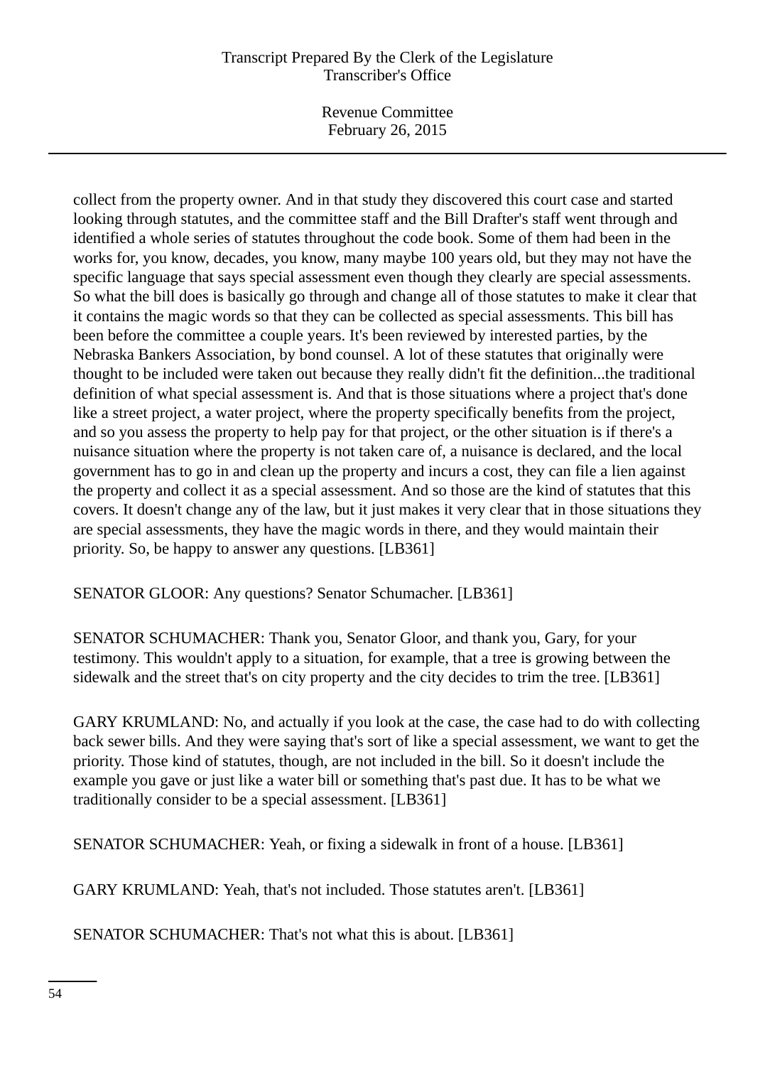collect from the property owner. And in that study they discovered this court case and started looking through statutes, and the committee staff and the Bill Drafter's staff went through and identified a whole series of statutes throughout the code book. Some of them had been in the works for, you know, decades, you know, many maybe 100 years old, but they may not have the specific language that says special assessment even though they clearly are special assessments. So what the bill does is basically go through and change all of those statutes to make it clear that it contains the magic words so that they can be collected as special assessments. This bill has been before the committee a couple years. It's been reviewed by interested parties, by the Nebraska Bankers Association, by bond counsel. A lot of these statutes that originally were thought to be included were taken out because they really didn't fit the definition...the traditional definition of what special assessment is. And that is those situations where a project that's done like a street project, a water project, where the property specifically benefits from the project, and so you assess the property to help pay for that project, or the other situation is if there's a nuisance situation where the property is not taken care of, a nuisance is declared, and the local government has to go in and clean up the property and incurs a cost, they can file a lien against the property and collect it as a special assessment. And so those are the kind of statutes that this covers. It doesn't change any of the law, but it just makes it very clear that in those situations they are special assessments, they have the magic words in there, and they would maintain their priority. So, be happy to answer any questions. [LB361]

SENATOR GLOOR: Any questions? Senator Schumacher. [LB361]

SENATOR SCHUMACHER: Thank you, Senator Gloor, and thank you, Gary, for your testimony. This wouldn't apply to a situation, for example, that a tree is growing between the sidewalk and the street that's on city property and the city decides to trim the tree. [LB361]

GARY KRUMLAND: No, and actually if you look at the case, the case had to do with collecting back sewer bills. And they were saying that's sort of like a special assessment, we want to get the priority. Those kind of statutes, though, are not included in the bill. So it doesn't include the example you gave or just like a water bill or something that's past due. It has to be what we traditionally consider to be a special assessment. [LB361]

SENATOR SCHUMACHER: Yeah, or fixing a sidewalk in front of a house. [LB361]

GARY KRUMLAND: Yeah, that's not included. Those statutes aren't. [LB361]

SENATOR SCHUMACHER: That's not what this is about. [LB361]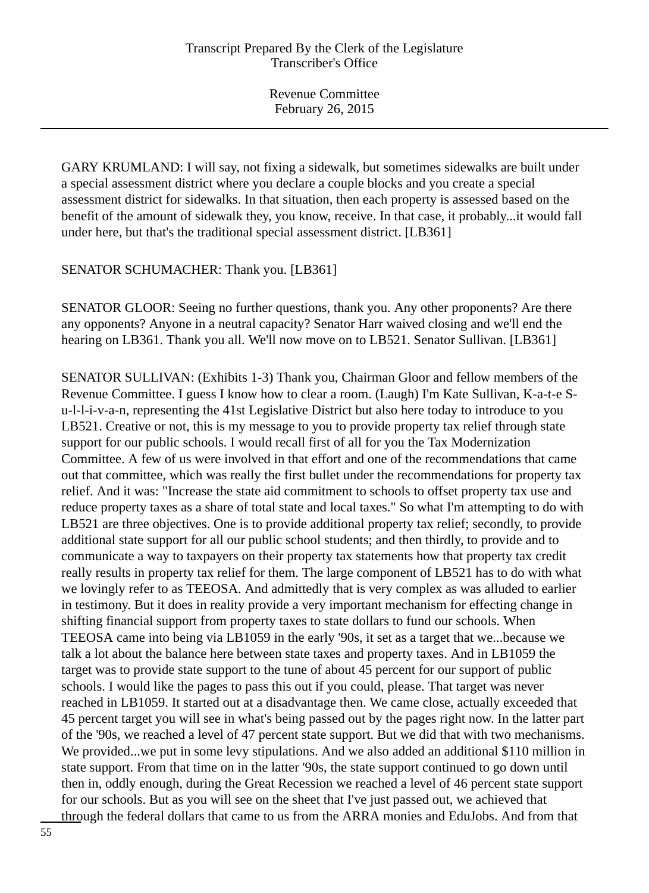GARY KRUMLAND: I will say, not fixing a sidewalk, but sometimes sidewalks are built under a special assessment district where you declare a couple blocks and you create a special assessment district for sidewalks. In that situation, then each property is assessed based on the benefit of the amount of sidewalk they, you know, receive. In that case, it probably...it would fall under here, but that's the traditional special assessment district. [LB361]

SENATOR SCHUMACHER: Thank you. [LB361]

SENATOR GLOOR: Seeing no further questions, thank you. Any other proponents? Are there any opponents? Anyone in a neutral capacity? Senator Harr waived closing and we'll end the hearing on LB361. Thank you all. We'll now move on to LB521. Senator Sullivan. [LB361]

SENATOR SULLIVAN: (Exhibits 1-3) Thank you, Chairman Gloor and fellow members of the Revenue Committee. I guess I know how to clear a room. (Laugh) I'm Kate Sullivan, K-a-t-e S-u-l-l-i-v-a-n, representing the 41st Legislative District but also here today to introduce to you LB521. Creative or not, this is my message to you to provide property tax relief through state support for our public schools. I would recall first of all for you the Tax Modernization Committee. A few of us were involved in that effort and one of the recommendations that came out that committee, which was really the first bullet under the recommendations for property tax relief. And it was: "Increase the state aid commitment to schools to offset property tax use and reduce property taxes as a share of total state and local taxes." So what I'm attempting to do with LB521 are three objectives. One is to provide additional property tax relief; secondly, to provide additional state support for all our public school students; and then thirdly, to provide and to communicate a way to taxpayers on their property tax statements how that property tax credit really results in property tax relief for them. The large component of LB521 has to do with what we lovingly refer to as TEEOSA. And admittedly that is very complex as was alluded to earlier in testimony. But it does in reality provide a very important mechanism for effecting change in shifting financial support from property taxes to state dollars to fund our schools. When TEEOSA came into being via LB1059 in the early '90s, it set as a target that we...because we talk a lot about the balance here between state taxes and property taxes. And in LB1059 the target was to provide state support to the tune of about 45 percent for our support of public schools. I would like the pages to pass this out if you could, please. That target was never reached in LB1059. It started out at a disadvantage then. We came close, actually exceeded that 45 percent target you will see in what's being passed out by the pages right now. In the latter part of the '90s, we reached a level of 47 percent state support. But we did that with two mechanisms. We provided...we put in some levy stipulations. And we also added an additional $110 million in state support. From that time on in the latter '90s, the state support continued to go down until then in, oddly enough, during the Great Recession we reached a level of 46 percent state support for our schools. But as you will see on the sheet that I've just passed out, we achieved that through the federal dollars that came to us from the ARRA monies and EduJobs. And from that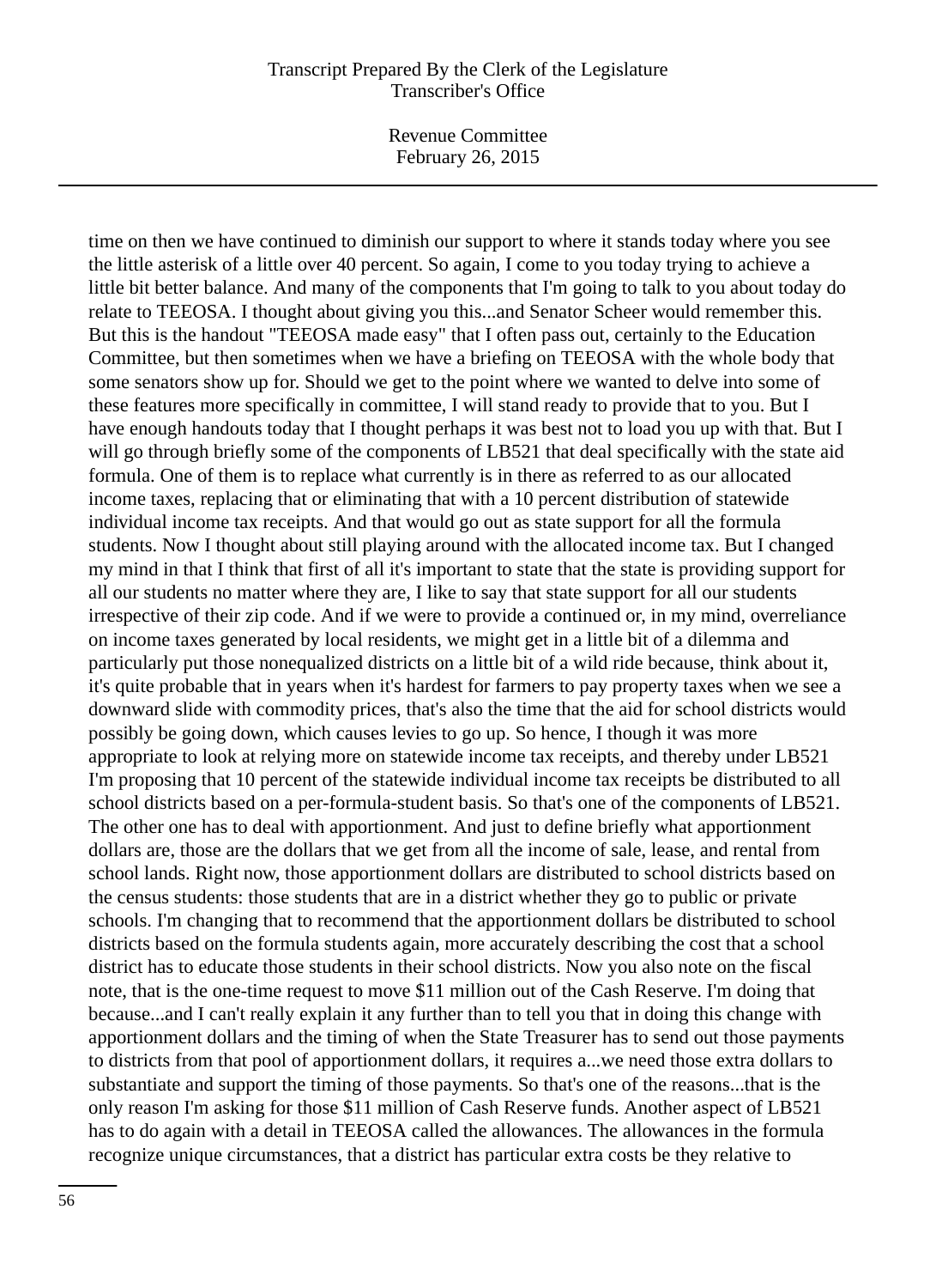time on then we have continued to diminish our support to where it stands today where you see the little asterisk of a little over 40 percent. So again, I come to you today trying to achieve a little bit better balance. And many of the components that I'm going to talk to you about today do relate to TEEOSA. I thought about giving you this...and Senator Scheer would remember this. But this is the handout "TEEOSA made easy" that I often pass out, certainly to the Education Committee, but then sometimes when we have a briefing on TEEOSA with the whole body that some senators show up for. Should we get to the point where we wanted to delve into some of these features more specifically in committee, I will stand ready to provide that to you. But I have enough handouts today that I thought perhaps it was best not to load you up with that. But I will go through briefly some of the components of LB521 that deal specifically with the state aid formula. One of them is to replace what currently is in there as referred to as our allocated income taxes, replacing that or eliminating that with a 10 percent distribution of statewide individual income tax receipts. And that would go out as state support for all the formula students. Now I thought about still playing around with the allocated income tax. But I changed my mind in that I think that first of all it's important to state that the state is providing support for all our students no matter where they are, I like to say that state support for all our students irrespective of their zip code. And if we were to provide a continued or, in my mind, overreliance on income taxes generated by local residents, we might get in a little bit of a dilemma and particularly put those nonequalized districts on a little bit of a wild ride because, think about it, it's quite probable that in years when it's hardest for farmers to pay property taxes when we see a downward slide with commodity prices, that's also the time that the aid for school districts would possibly be going down, which causes levies to go up. So hence, I though it was more appropriate to look at relying more on statewide income tax receipts, and thereby under LB521 I'm proposing that 10 percent of the statewide individual income tax receipts be distributed to all school districts based on a per-formula-student basis. So that's one of the components of LB521. The other one has to deal with apportionment. And just to define briefly what apportionment dollars are, those are the dollars that we get from all the income of sale, lease, and rental from school lands. Right now, those apportionment dollars are distributed to school districts based on the census students: those students that are in a district whether they go to public or private schools. I'm changing that to recommend that the apportionment dollars be distributed to school districts based on the formula students again, more accurately describing the cost that a school district has to educate those students in their school districts. Now you also note on the fiscal note, that is the one-time request to move $11 million out of the Cash Reserve. I'm doing that because...and I can't really explain it any further than to tell you that in doing this change with apportionment dollars and the timing of when the State Treasurer has to send out those payments to districts from that pool of apportionment dollars, it requires a...we need those extra dollars to substantiate and support the timing of those payments. So that's one of the reasons...that is the only reason I'm asking for those $11 million of Cash Reserve funds. Another aspect of LB521 has to do again with a detail in TEEOSA called the allowances. The allowances in the formula recognize unique circumstances, that a district has particular extra costs be they relative to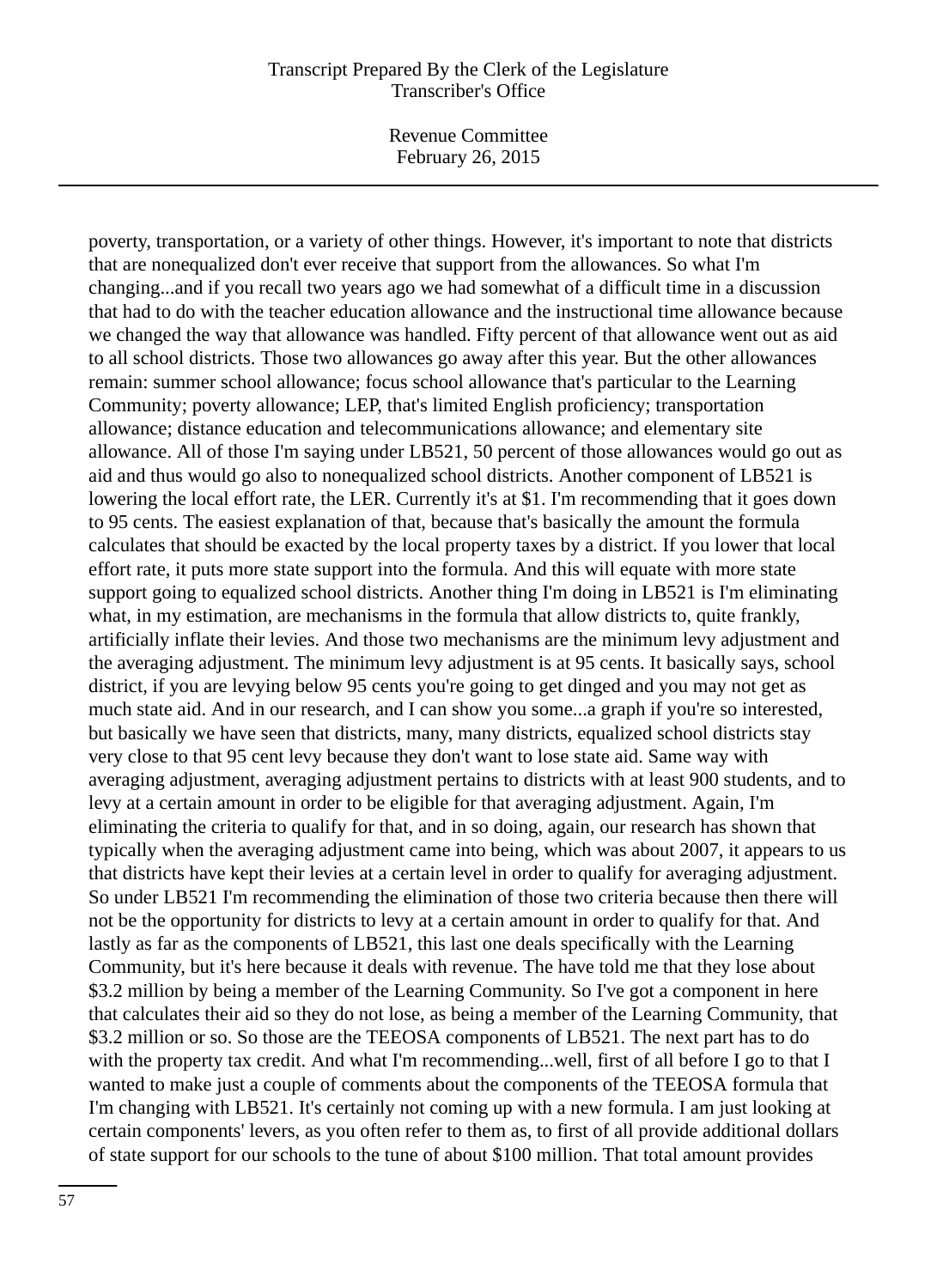poverty, transportation, or a variety of other things. However, it's important to note that districts that are nonequalized don't ever receive that support from the allowances. So what I'm changing...and if you recall two years ago we had somewhat of a difficult time in a discussion that had to do with the teacher education allowance and the instructional time allowance because we changed the way that allowance was handled. Fifty percent of that allowance went out as aid to all school districts. Those two allowances go away after this year. But the other allowances remain: summer school allowance; focus school allowance that's particular to the Learning Community; poverty allowance; LEP, that's limited English proficiency; transportation allowance; distance education and telecommunications allowance; and elementary site allowance. All of those I'm saying under LB521, 50 percent of those allowances would go out as aid and thus would go also to nonequalized school districts. Another component of LB521 is lowering the local effort rate, the LER. Currently it's at $1. I'm recommending that it goes down to 95 cents. The easiest explanation of that, because that's basically the amount the formula calculates that should be exacted by the local property taxes by a district. If you lower that local effort rate, it puts more state support into the formula. And this will equate with more state support going to equalized school districts. Another thing I'm doing in LB521 is I'm eliminating what, in my estimation, are mechanisms in the formula that allow districts to, quite frankly, artificially inflate their levies. And those two mechanisms are the minimum levy adjustment and the averaging adjustment. The minimum levy adjustment is at 95 cents. It basically says, school district, if you are levying below 95 cents you're going to get dinged and you may not get as much state aid. And in our research, and I can show you some...a graph if you're so interested, but basically we have seen that districts, many, many districts, equalized school districts stay very close to that 95 cent levy because they don't want to lose state aid. Same way with averaging adjustment, averaging adjustment pertains to districts with at least 900 students, and to levy at a certain amount in order to be eligible for that averaging adjustment. Again, I'm eliminating the criteria to qualify for that, and in so doing, again, our research has shown that typically when the averaging adjustment came into being, which was about 2007, it appears to us that districts have kept their levies at a certain level in order to qualify for averaging adjustment. So under LB521 I'm recommending the elimination of those two criteria because then there will not be the opportunity for districts to levy at a certain amount in order to qualify for that. And lastly as far as the components of LB521, this last one deals specifically with the Learning Community, but it's here because it deals with revenue. The have told me that they lose about $3.2 million by being a member of the Learning Community. So I've got a component in here that calculates their aid so they do not lose, as being a member of the Learning Community, that $3.2 million or so. So those are the TEEOSA components of LB521. The next part has to do with the property tax credit. And what I'm recommending...well, first of all before I go to that I wanted to make just a couple of comments about the components of the TEEOSA formula that I'm changing with LB521. It's certainly not coming up with a new formula. I am just looking at certain components' levers, as you often refer to them as, to first of all provide additional dollars of state support for our schools to the tune of about $100 million. That total amount provides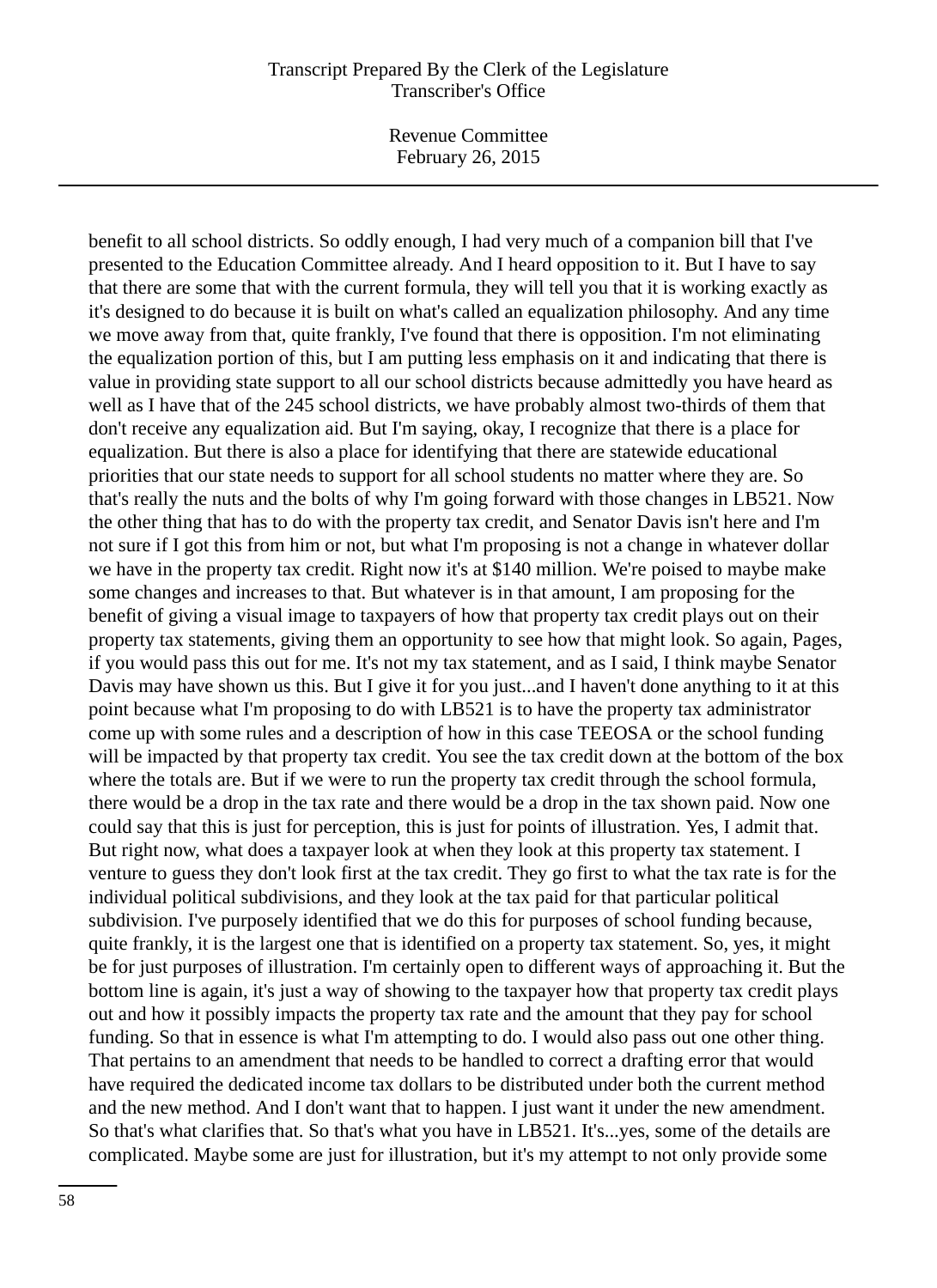benefit to all school districts. So oddly enough, I had very much of a companion bill that I've presented to the Education Committee already. And I heard opposition to it. But I have to say that there are some that with the current formula, they will tell you that it is working exactly as it's designed to do because it is built on what's called an equalization philosophy. And any time we move away from that, quite frankly, I've found that there is opposition. I'm not eliminating the equalization portion of this, but I am putting less emphasis on it and indicating that there is value in providing state support to all our school districts because admittedly you have heard as well as I have that of the 245 school districts, we have probably almost two-thirds of them that don't receive any equalization aid. But I'm saying, okay, I recognize that there is a place for equalization. But there is also a place for identifying that there are statewide educational priorities that our state needs to support for all school students no matter where they are. So that's really the nuts and the bolts of why I'm going forward with those changes in LB521. Now the other thing that has to do with the property tax credit, and Senator Davis isn't here and I'm not sure if I got this from him or not, but what I'm proposing is not a change in whatever dollar we have in the property tax credit. Right now it's at $140 million. We're poised to maybe make some changes and increases to that. But whatever is in that amount, I am proposing for the benefit of giving a visual image to taxpayers of how that property tax credit plays out on their property tax statements, giving them an opportunity to see how that might look. So again, Pages, if you would pass this out for me. It's not my tax statement, and as I said, I think maybe Senator Davis may have shown us this. But I give it for you just...and I haven't done anything to it at this point because what I'm proposing to do with LB521 is to have the property tax administrator come up with some rules and a description of how in this case TEEOSA or the school funding will be impacted by that property tax credit. You see the tax credit down at the bottom of the box where the totals are. But if we were to run the property tax credit through the school formula, there would be a drop in the tax rate and there would be a drop in the tax shown paid. Now one could say that this is just for perception, this is just for points of illustration. Yes, I admit that. But right now, what does a taxpayer look at when they look at this property tax statement. I venture to guess they don't look first at the tax credit. They go first to what the tax rate is for the individual political subdivisions, and they look at the tax paid for that particular political subdivision. I've purposely identified that we do this for purposes of school funding because, quite frankly, it is the largest one that is identified on a property tax statement. So, yes, it might be for just purposes of illustration. I'm certainly open to different ways of approaching it. But the bottom line is again, it's just a way of showing to the taxpayer how that property tax credit plays out and how it possibly impacts the property tax rate and the amount that they pay for school funding. So that in essence is what I'm attempting to do. I would also pass out one other thing. That pertains to an amendment that needs to be handled to correct a drafting error that would have required the dedicated income tax dollars to be distributed under both the current method and the new method. And I don't want that to happen. I just want it under the new amendment. So that's what clarifies that. So that's what you have in LB521. It's...yes, some of the details are complicated. Maybe some are just for illustration, but it's my attempt to not only provide some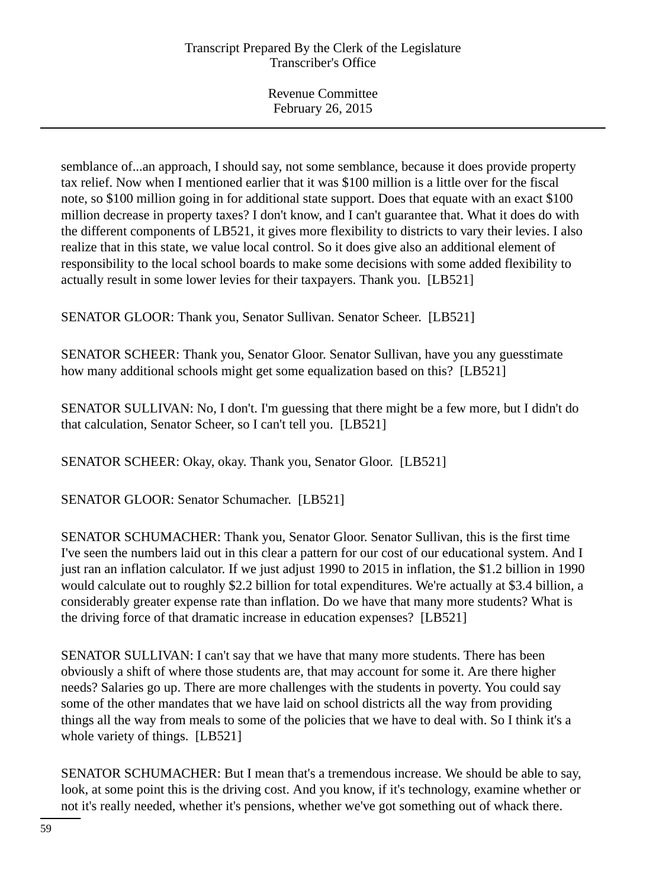semblance of...an approach, I should say, not some semblance, because it does provide property tax relief. Now when I mentioned earlier that it was $100 million is a little over for the fiscal note, so $100 million going in for additional state support. Does that equate with an exact $100 million decrease in property taxes? I don't know, and I can't guarantee that. What it does do with the different components of LB521, it gives more flexibility to districts to vary their levies. I also realize that in this state, we value local control. So it does give also an additional element of responsibility to the local school boards to make some decisions with some added flexibility to actually result in some lower levies for their taxpayers. Thank you. [LB521]

SENATOR GLOOR: Thank you, Senator Sullivan. Senator Scheer. [LB521]

SENATOR SCHEER: Thank you, Senator Gloor. Senator Sullivan, have you any guesstimate how many additional schools might get some equalization based on this? [LB521]

SENATOR SULLIVAN: No, I don't. I'm guessing that there might be a few more, but I didn't do that calculation, Senator Scheer, so I can't tell you. [LB521]

SENATOR SCHEER: Okay, okay. Thank you, Senator Gloor. [LB521]

SENATOR GLOOR: Senator Schumacher. [LB521]

SENATOR SCHUMACHER: Thank you, Senator Gloor. Senator Sullivan, this is the first time I've seen the numbers laid out in this clear a pattern for our cost of our educational system. And I just ran an inflation calculator. If we just adjust 1990 to 2015 in inflation, the $1.2 billion in 1990 would calculate out to roughly $2.2 billion for total expenditures. We're actually at $3.4 billion, a considerably greater expense rate than inflation. Do we have that many more students? What is the driving force of that dramatic increase in education expenses? [LB521]

SENATOR SULLIVAN: I can't say that we have that many more students. There has been obviously a shift of where those students are, that may account for some it. Are there higher needs? Salaries go up. There are more challenges with the students in poverty. You could say some of the other mandates that we have laid on school districts all the way from providing things all the way from meals to some of the policies that we have to deal with. So I think it's a whole variety of things. [LB521]

SENATOR SCHUMACHER: But I mean that's a tremendous increase. We should be able to say, look, at some point this is the driving cost. And you know, if it's technology, examine whether or not it's really needed, whether it's pensions, whether we've got something out of whack there.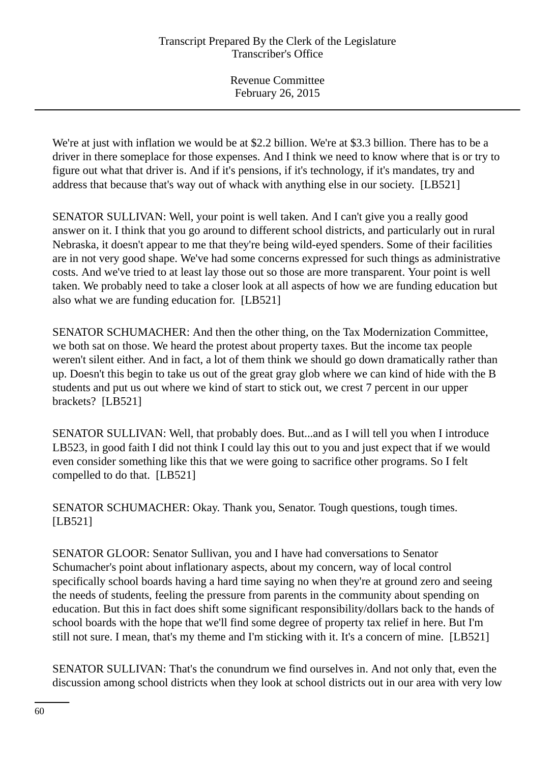We're at just with inflation we would be at $2.2 billion. We're at $3.3 billion. There has to be a driver in there someplace for those expenses. And I think we need to know where that is or try to figure out what that driver is. And if it's pensions, if it's technology, if it's mandates, try and address that because that's way out of whack with anything else in our society. [LB521]

SENATOR SULLIVAN: Well, your point is well taken. And I can't give you a really good answer on it. I think that you go around to different school districts, and particularly out in rural Nebraska, it doesn't appear to me that they're being wild-eyed spenders. Some of their facilities are in not very good shape. We've had some concerns expressed for such things as administrative costs. And we've tried to at least lay those out so those are more transparent. Your point is well taken. We probably need to take a closer look at all aspects of how we are funding education but also what we are funding education for. [LB521]

SENATOR SCHUMACHER: And then the other thing, on the Tax Modernization Committee, we both sat on those. We heard the protest about property taxes. But the income tax people weren't silent either. And in fact, a lot of them think we should go down dramatically rather than up. Doesn't this begin to take us out of the great gray glob where we can kind of hide with the B students and put us out where we kind of start to stick out, we crest 7 percent in our upper brackets? [LB521]

SENATOR SULLIVAN: Well, that probably does. But...and as I will tell you when I introduce LB523, in good faith I did not think I could lay this out to you and just expect that if we would even consider something like this that we were going to sacrifice other programs. So I felt compelled to do that. [LB521]

SENATOR SCHUMACHER: Okay. Thank you, Senator. Tough questions, tough times. [LB521]

SENATOR GLOOR: Senator Sullivan, you and I have had conversations to Senator Schumacher's point about inflationary aspects, about my concern, way of local control specifically school boards having a hard time saying no when they're at ground zero and seeing the needs of students, feeling the pressure from parents in the community about spending on education. But this in fact does shift some significant responsibility/dollars back to the hands of school boards with the hope that we'll find some degree of property tax relief in here. But I'm still not sure. I mean, that's my theme and I'm sticking with it. It's a concern of mine. [LB521]

SENATOR SULLIVAN: That's the conundrum we find ourselves in. And not only that, even the discussion among school districts when they look at school districts out in our area with very low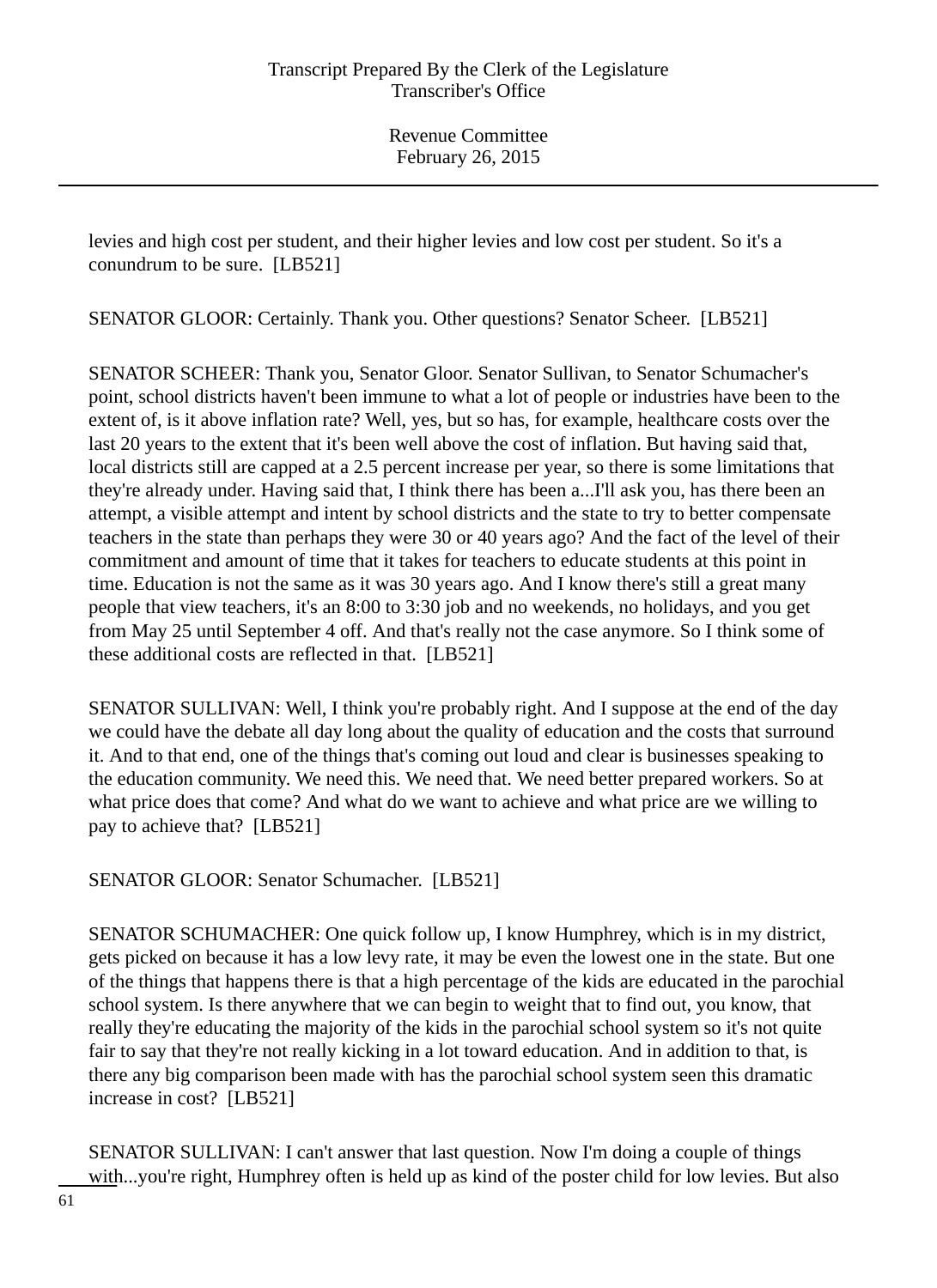levies and high cost per student, and their higher levies and low cost per student. So it's a conundrum to be sure. [LB521]

SENATOR GLOOR: Certainly. Thank you. Other questions? Senator Scheer. [LB521]

SENATOR SCHEER: Thank you, Senator Gloor. Senator Sullivan, to Senator Schumacher's point, school districts haven't been immune to what a lot of people or industries have been to the extent of, is it above inflation rate? Well, yes, but so has, for example, healthcare costs over the last 20 years to the extent that it's been well above the cost of inflation. But having said that, local districts still are capped at a 2.5 percent increase per year, so there is some limitations that they're already under. Having said that, I think there has been a...I'll ask you, has there been an attempt, a visible attempt and intent by school districts and the state to try to better compensate teachers in the state than perhaps they were 30 or 40 years ago? And the fact of the level of their commitment and amount of time that it takes for teachers to educate students at this point in time. Education is not the same as it was 30 years ago. And I know there's still a great many people that view teachers, it's an 8:00 to 3:30 job and no weekends, no holidays, and you get from May 25 until September 4 off. And that's really not the case anymore. So I think some of these additional costs are reflected in that. [LB521]

SENATOR SULLIVAN: Well, I think you're probably right. And I suppose at the end of the day we could have the debate all day long about the quality of education and the costs that surround it. And to that end, one of the things that's coming out loud and clear is businesses speaking to the education community. We need this. We need that. We need better prepared workers. So at what price does that come? And what do we want to achieve and what price are we willing to pay to achieve that? [LB521]

SENATOR GLOOR: Senator Schumacher. [LB521]

SENATOR SCHUMACHER: One quick follow up, I know Humphrey, which is in my district, gets picked on because it has a low levy rate, it may be even the lowest one in the state. But one of the things that happens there is that a high percentage of the kids are educated in the parochial school system. Is there anywhere that we can begin to weight that to find out, you know, that really they're educating the majority of the kids in the parochial school system so it's not quite fair to say that they're not really kicking in a lot toward education. And in addition to that, is there any big comparison been made with has the parochial school system seen this dramatic increase in cost? [LB521]

SENATOR SULLIVAN: I can't answer that last question. Now I'm doing a couple of things with...you're right, Humphrey often is held up as kind of the poster child for low levies. But also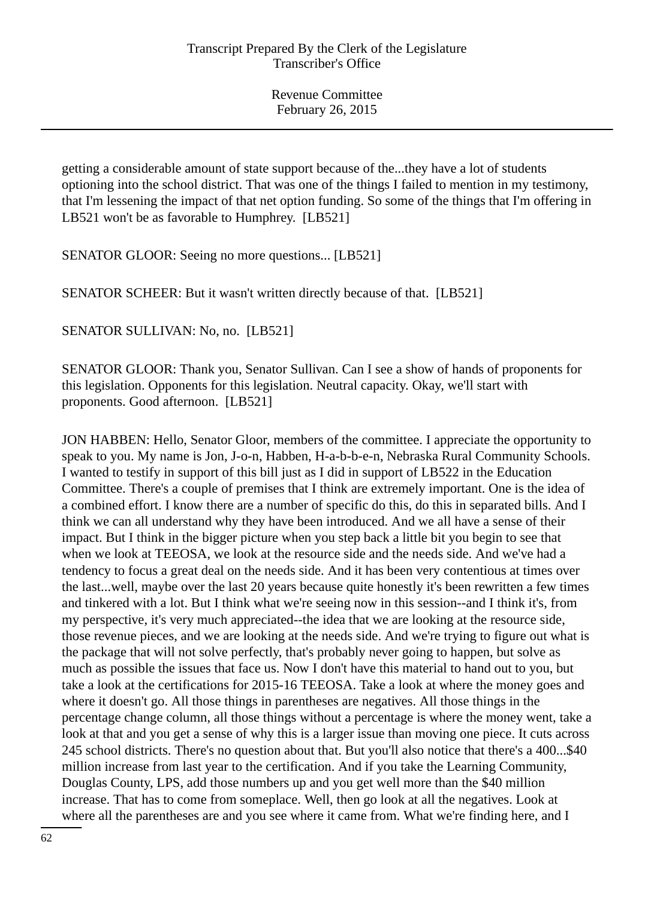getting a considerable amount of state support because of the...they have a lot of students optioning into the school district. That was one of the things I failed to mention in my testimony, that I'm lessening the impact of that net option funding. So some of the things that I'm offering in LB521 won't be as favorable to Humphrey. [LB521]

SENATOR GLOOR: Seeing no more questions... [LB521]

SENATOR SCHEER: But it wasn't written directly because of that. [LB521]

SENATOR SULLIVAN: No, no. [LB521]

SENATOR GLOOR: Thank you, Senator Sullivan. Can I see a show of hands of proponents for this legislation. Opponents for this legislation. Neutral capacity. Okay, we'll start with proponents. Good afternoon. [LB521]

JON HABBEN: Hello, Senator Gloor, members of the committee. I appreciate the opportunity to speak to you. My name is Jon, J-o-n, Habben, H-a-b-b-e-n, Nebraska Rural Community Schools. I wanted to testify in support of this bill just as I did in support of LB522 in the Education Committee. There's a couple of premises that I think are extremely important. One is the idea of a combined effort. I know there are a number of specific do this, do this in separated bills. And I think we can all understand why they have been introduced. And we all have a sense of their impact. But I think in the bigger picture when you step back a little bit you begin to see that when we look at TEEOSA, we look at the resource side and the needs side. And we've had a tendency to focus a great deal on the needs side. And it has been very contentious at times over the last...well, maybe over the last 20 years because quite honestly it's been rewritten a few times and tinkered with a lot. But I think what we're seeing now in this session--and I think it's, from my perspective, it's very much appreciated--the idea that we are looking at the resource side, those revenue pieces, and we are looking at the needs side. And we're trying to figure out what is the package that will not solve perfectly, that's probably never going to happen, but solve as much as possible the issues that face us. Now I don't have this material to hand out to you, but take a look at the certifications for 2015-16 TEEOSA. Take a look at where the money goes and where it doesn't go. All those things in parentheses are negatives. All those things in the percentage change column, all those things without a percentage is where the money went, take a look at that and you get a sense of why this is a larger issue than moving one piece. It cuts across 245 school districts. There's no question about that. But you'll also notice that there's a 400...$40 million increase from last year to the certification. And if you take the Learning Community, Douglas County, LPS, add those numbers up and you get well more than the $40 million increase. That has to come from someplace. Well, then go look at all the negatives. Look at where all the parentheses are and you see where it came from. What we're finding here, and I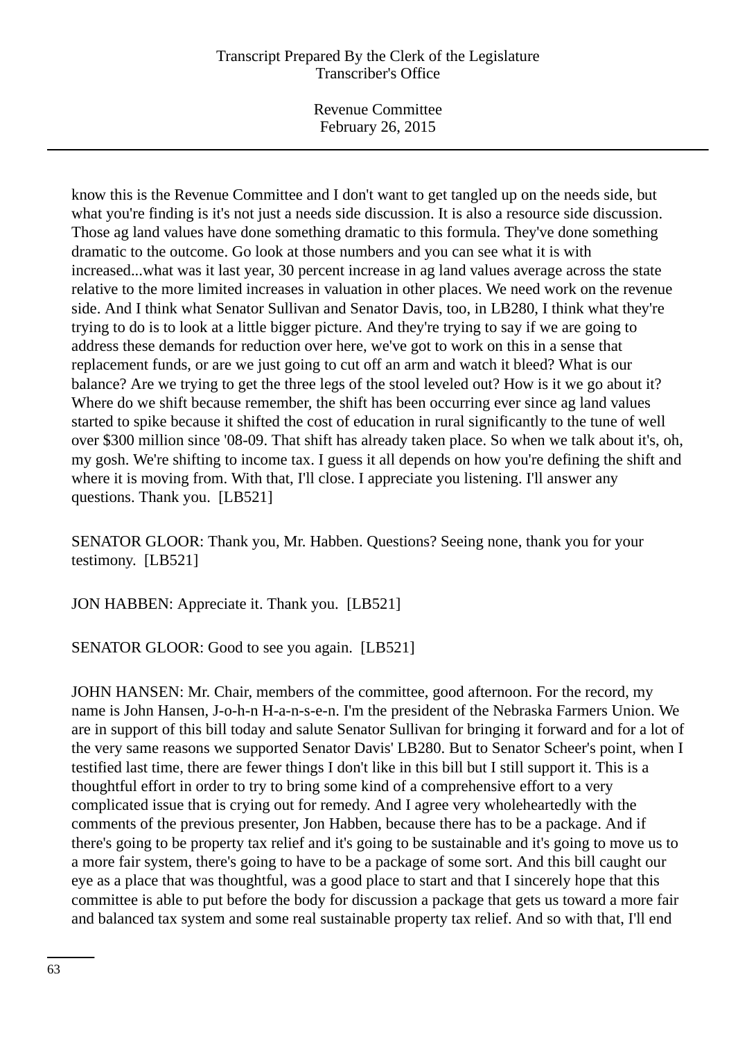know this is the Revenue Committee and I don't want to get tangled up on the needs side, but what you're finding is it's not just a needs side discussion. It is also a resource side discussion. Those ag land values have done something dramatic to this formula. They've done something dramatic to the outcome. Go look at those numbers and you can see what it is with increased...what was it last year, 30 percent increase in ag land values average across the state relative to the more limited increases in valuation in other places. We need work on the revenue side. And I think what Senator Sullivan and Senator Davis, too, in LB280, I think what they're trying to do is to look at a little bigger picture. And they're trying to say if we are going to address these demands for reduction over here, we've got to work on this in a sense that replacement funds, or are we just going to cut off an arm and watch it bleed? What is our balance? Are we trying to get the three legs of the stool leveled out? How is it we go about it? Where do we shift because remember, the shift has been occurring ever since ag land values started to spike because it shifted the cost of education in rural significantly to the tune of well over $300 million since '08-09. That shift has already taken place. So when we talk about it's, oh, my gosh. We're shifting to income tax. I guess it all depends on how you're defining the shift and where it is moving from. With that, I'll close. I appreciate you listening. I'll answer any questions. Thank you. [LB521]

SENATOR GLOOR: Thank you, Mr. Habben. Questions? Seeing none, thank you for your testimony. [LB521]

JON HABBEN: Appreciate it. Thank you. [LB521]

SENATOR GLOOR: Good to see you again. [LB521]

JOHN HANSEN: Mr. Chair, members of the committee, good afternoon. For the record, my name is John Hansen, J-o-h-n H-a-n-s-e-n. I'm the president of the Nebraska Farmers Union. We are in support of this bill today and salute Senator Sullivan for bringing it forward and for a lot of the very same reasons we supported Senator Davis' LB280. But to Senator Scheer's point, when I testified last time, there are fewer things I don't like in this bill but I still support it. This is a thoughtful effort in order to try to bring some kind of a comprehensive effort to a very complicated issue that is crying out for remedy. And I agree very wholeheartedly with the comments of the previous presenter, Jon Habben, because there has to be a package. And if there's going to be property tax relief and it's going to be sustainable and it's going to move us to a more fair system, there's going to have to be a package of some sort. And this bill caught our eye as a place that was thoughtful, was a good place to start and that I sincerely hope that this committee is able to put before the body for discussion a package that gets us toward a more fair and balanced tax system and some real sustainable property tax relief. And so with that, I'll end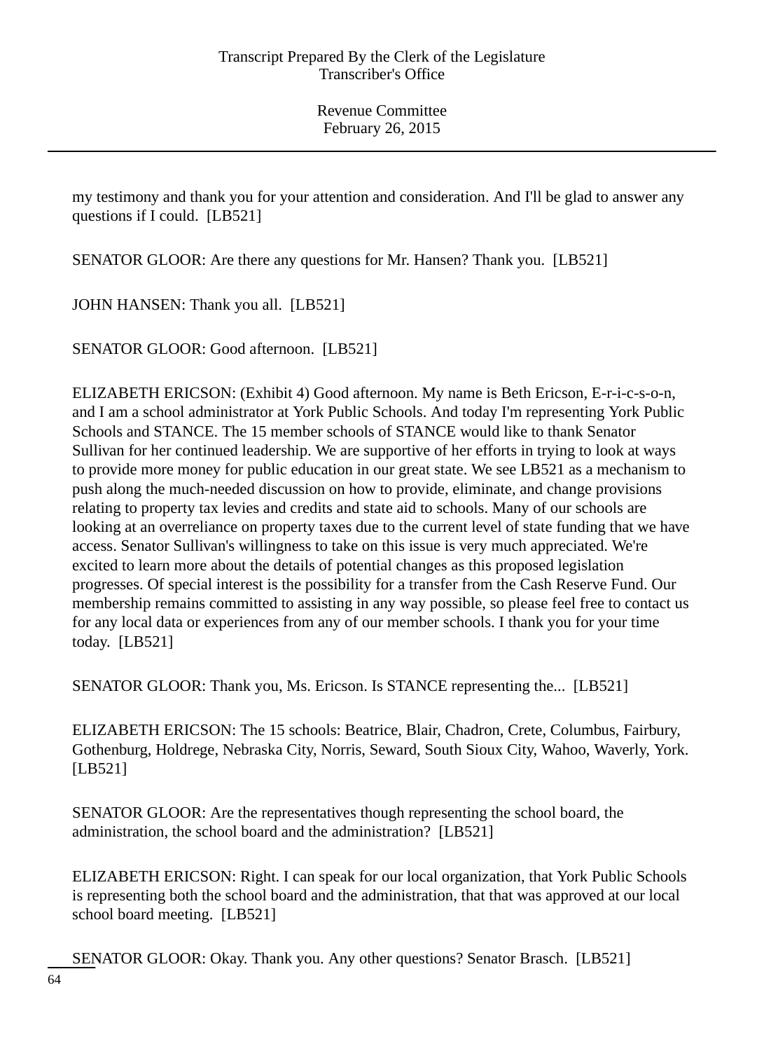my testimony and thank you for your attention and consideration. And I'll be glad to answer any questions if I could. [LB521]

SENATOR GLOOR: Are there any questions for Mr. Hansen? Thank you. [LB521]

JOHN HANSEN: Thank you all. [LB521]

SENATOR GLOOR: Good afternoon. [LB521]

ELIZABETH ERICSON: (Exhibit 4) Good afternoon. My name is Beth Ericson, E-r-i-c-s-o-n, and I am a school administrator at York Public Schools. And today I'm representing York Public Schools and STANCE. The 15 member schools of STANCE would like to thank Senator Sullivan for her continued leadership. We are supportive of her efforts in trying to look at ways to provide more money for public education in our great state. We see LB521 as a mechanism to push along the much-needed discussion on how to provide, eliminate, and change provisions relating to property tax levies and credits and state aid to schools. Many of our schools are looking at an overreliance on property taxes due to the current level of state funding that we have access. Senator Sullivan's willingness to take on this issue is very much appreciated. We're excited to learn more about the details of potential changes as this proposed legislation progresses. Of special interest is the possibility for a transfer from the Cash Reserve Fund. Our membership remains committed to assisting in any way possible, so please feel free to contact us for any local data or experiences from any of our member schools. I thank you for your time today. [LB521]

SENATOR GLOOR: Thank you, Ms. Ericson. Is STANCE representing the... [LB521]

ELIZABETH ERICSON: The 15 schools: Beatrice, Blair, Chadron, Crete, Columbus, Fairbury, Gothenburg, Holdrege, Nebraska City, Norris, Seward, South Sioux City, Wahoo, Waverly, York. [LB521]

SENATOR GLOOR: Are the representatives though representing the school board, the administration, the school board and the administration? [LB521]

ELIZABETH ERICSON: Right. I can speak for our local organization, that York Public Schools is representing both the school board and the administration, that that was approved at our local school board meeting. [LB521]

SENATOR GLOOR: Okay. Thank you. Any other questions? Senator Brasch. [LB521]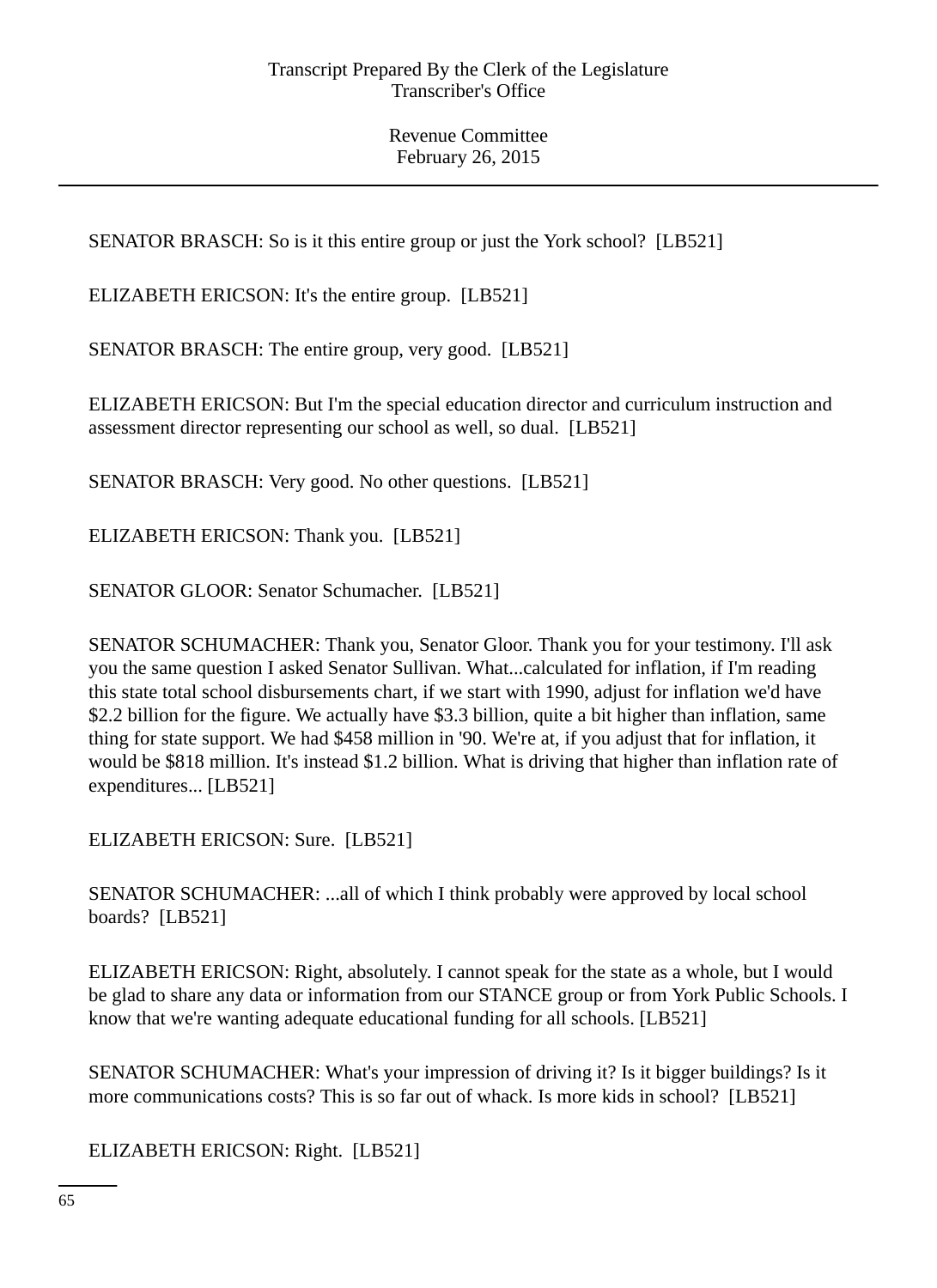SENATOR BRASCH: So is it this entire group or just the York school? [LB521]

ELIZABETH ERICSON: It's the entire group. [LB521]

SENATOR BRASCH: The entire group, very good. [LB521]

ELIZABETH ERICSON: But I'm the special education director and curriculum instruction and assessment director representing our school as well, so dual. [LB521]

SENATOR BRASCH: Very good. No other questions. [LB521]

ELIZABETH ERICSON: Thank you. [LB521]

SENATOR GLOOR: Senator Schumacher. [LB521]

SENATOR SCHUMACHER: Thank you, Senator Gloor. Thank you for your testimony. I'll ask you the same question I asked Senator Sullivan. What...calculated for inflation, if I'm reading this state total school disbursements chart, if we start with 1990, adjust for inflation we'd have $2.2 billion for the figure. We actually have $3.3 billion, quite a bit higher than inflation, same thing for state support. We had $458 million in '90. We're at, if you adjust that for inflation, it would be $818 million. It's instead $1.2 billion. What is driving that higher than inflation rate of expenditures... [LB521]

ELIZABETH ERICSON: Sure. [LB521]

SENATOR SCHUMACHER: ...all of which I think probably were approved by local school boards? [LB521]

ELIZABETH ERICSON: Right, absolutely. I cannot speak for the state as a whole, but I would be glad to share any data or information from our STANCE group or from York Public Schools. I know that we're wanting adequate educational funding for all schools. [LB521]

SENATOR SCHUMACHER: What's your impression of driving it? Is it bigger buildings? Is it more communications costs? This is so far out of whack. Is more kids in school? [LB521]

ELIZABETH ERICSON: Right. [LB521]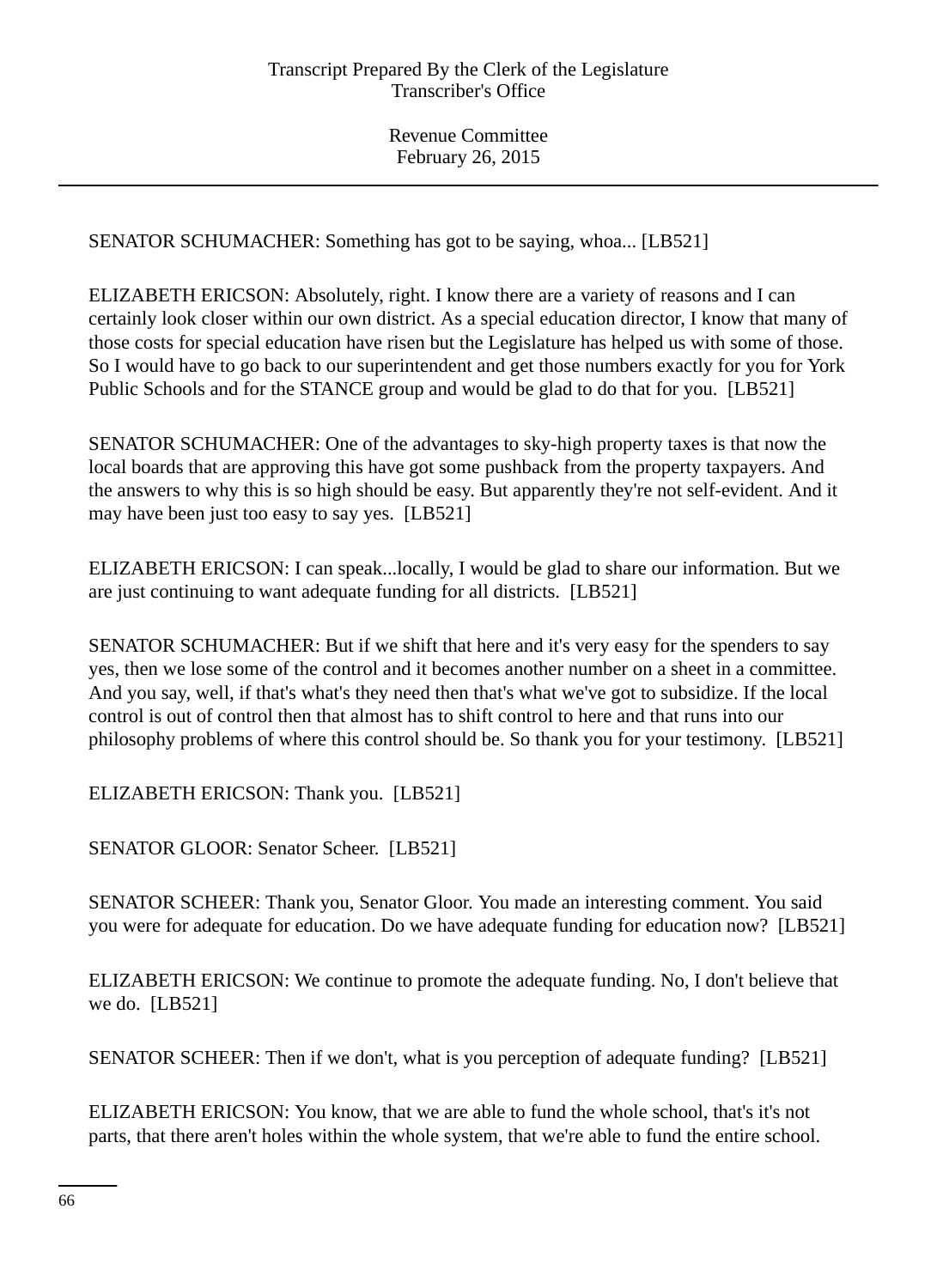SENATOR SCHUMACHER: Something has got to be saying, whoa... [LB521]

ELIZABETH ERICSON: Absolutely, right. I know there are a variety of reasons and I can certainly look closer within our own district. As a special education director, I know that many of those costs for special education have risen but the Legislature has helped us with some of those. So I would have to go back to our superintendent and get those numbers exactly for you for York Public Schools and for the STANCE group and would be glad to do that for you. [LB521]

SENATOR SCHUMACHER: One of the advantages to sky-high property taxes is that now the local boards that are approving this have got some pushback from the property taxpayers. And the answers to why this is so high should be easy. But apparently they're not self-evident. And it may have been just too easy to say yes. [LB521]

ELIZABETH ERICSON: I can speak...locally, I would be glad to share our information. But we are just continuing to want adequate funding for all districts. [LB521]

SENATOR SCHUMACHER: But if we shift that here and it's very easy for the spenders to say yes, then we lose some of the control and it becomes another number on a sheet in a committee. And you say, well, if that's what's they need then that's what we've got to subsidize. If the local control is out of control then that almost has to shift control to here and that runs into our philosophy problems of where this control should be. So thank you for your testimony. [LB521]

ELIZABETH ERICSON: Thank you. [LB521]

SENATOR GLOOR: Senator Scheer. [LB521]

SENATOR SCHEER: Thank you, Senator Gloor. You made an interesting comment. You said you were for adequate for education. Do we have adequate funding for education now? [LB521]

ELIZABETH ERICSON: We continue to promote the adequate funding. No, I don't believe that we do. [LB521]

SENATOR SCHEER: Then if we don't, what is you perception of adequate funding? [LB521]

ELIZABETH ERICSON: You know, that we are able to fund the whole school, that's it's not parts, that there aren't holes within the whole system, that we're able to fund the entire school.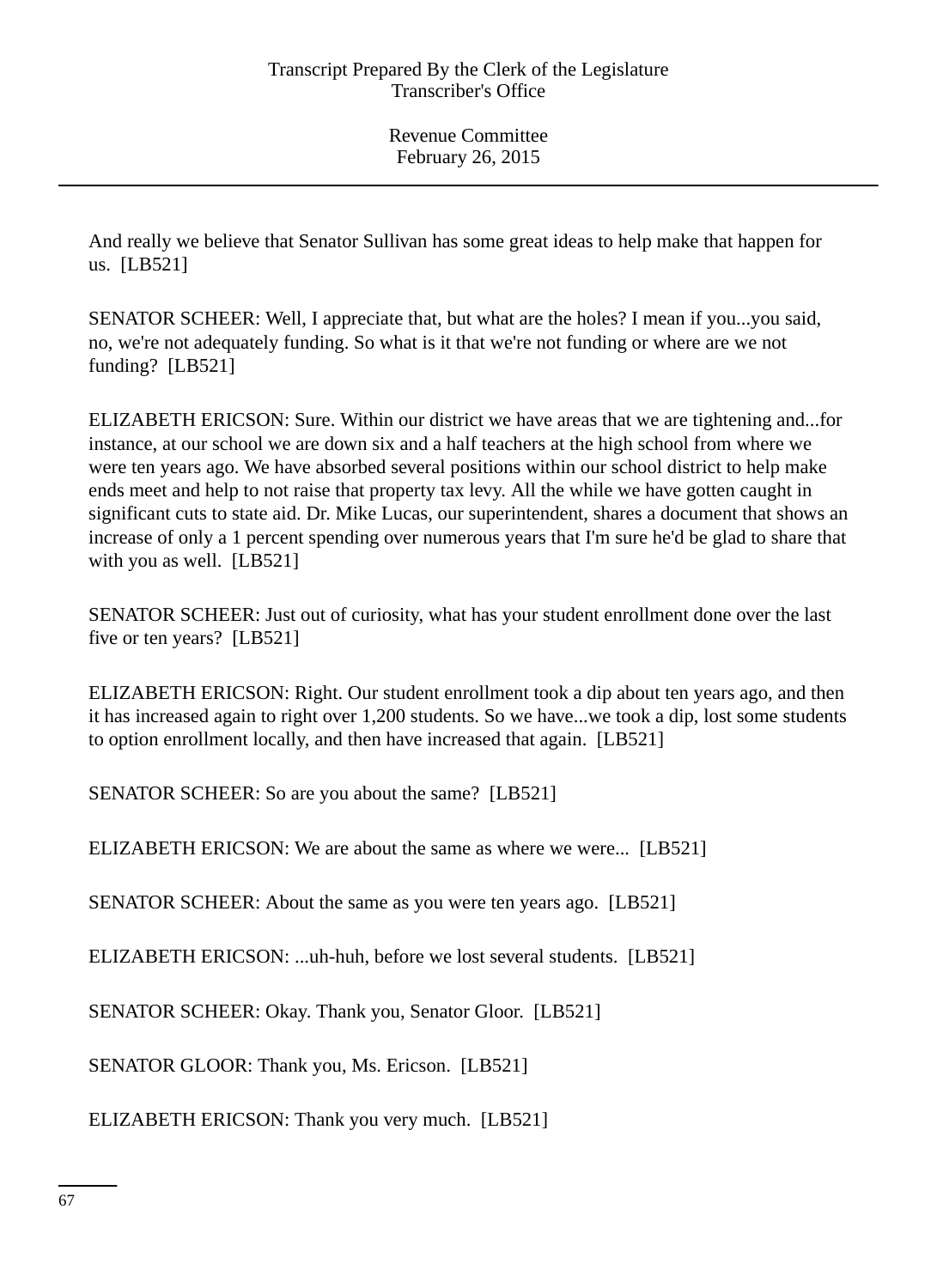And really we believe that Senator Sullivan has some great ideas to help make that happen for us. [LB521]

SENATOR SCHEER: Well, I appreciate that, but what are the holes? I mean if you...you said, no, we're not adequately funding. So what is it that we're not funding or where are we not funding? [LB521]

ELIZABETH ERICSON: Sure. Within our district we have areas that we are tightening and...for instance, at our school we are down six and a half teachers at the high school from where we were ten years ago. We have absorbed several positions within our school district to help make ends meet and help to not raise that property tax levy. All the while we have gotten caught in significant cuts to state aid. Dr. Mike Lucas, our superintendent, shares a document that shows an increase of only a 1 percent spending over numerous years that I'm sure he'd be glad to share that with you as well. [LB521]

SENATOR SCHEER: Just out of curiosity, what has your student enrollment done over the last five or ten years? [LB521]

ELIZABETH ERICSON: Right. Our student enrollment took a dip about ten years ago, and then it has increased again to right over 1,200 students. So we have...we took a dip, lost some students to option enrollment locally, and then have increased that again. [LB521]

SENATOR SCHEER: So are you about the same? [LB521]

ELIZABETH ERICSON: We are about the same as where we were... [LB521]

SENATOR SCHEER: About the same as you were ten years ago. [LB521]

ELIZABETH ERICSON: ...uh-huh, before we lost several students. [LB521]

SENATOR SCHEER: Okay. Thank you, Senator Gloor. [LB521]

SENATOR GLOOR: Thank you, Ms. Ericson. [LB521]

ELIZABETH ERICSON: Thank you very much. [LB521]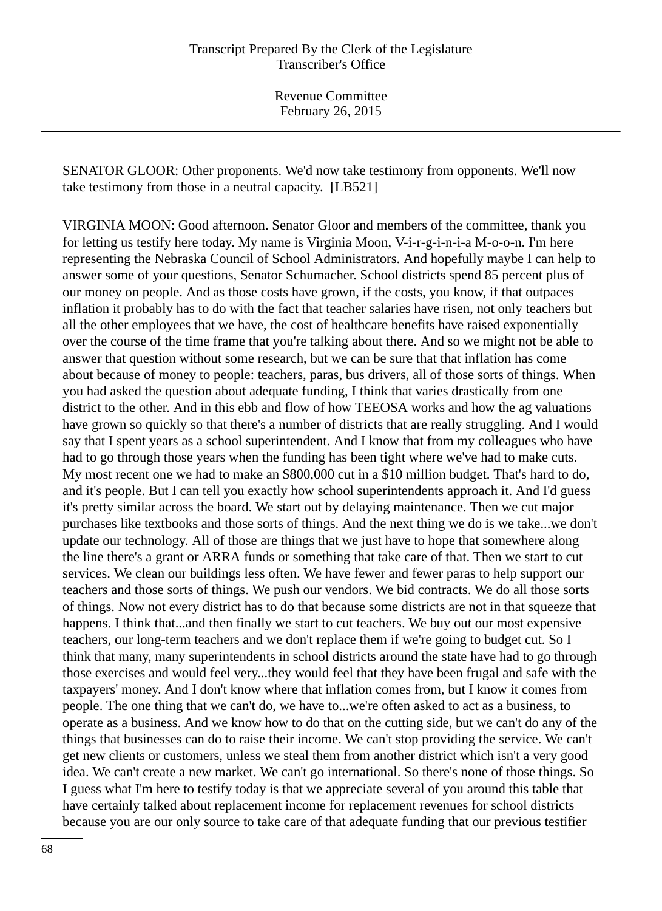SENATOR GLOOR: Other proponents. We'd now take testimony from opponents. We'll now take testimony from those in a neutral capacity. [LB521]

VIRGINIA MOON: Good afternoon. Senator Gloor and members of the committee, thank you for letting us testify here today. My name is Virginia Moon, V-i-r-g-i-n-i-a M-o-o-n. I'm here representing the Nebraska Council of School Administrators. And hopefully maybe I can help to answer some of your questions, Senator Schumacher. School districts spend 85 percent plus of our money on people. And as those costs have grown, if the costs, you know, if that outpaces inflation it probably has to do with the fact that teacher salaries have risen, not only teachers but all the other employees that we have, the cost of healthcare benefits have raised exponentially over the course of the time frame that you're talking about there. And so we might not be able to answer that question without some research, but we can be sure that that inflation has come about because of money to people: teachers, paras, bus drivers, all of those sorts of things. When you had asked the question about adequate funding, I think that varies drastically from one district to the other. And in this ebb and flow of how TEEOSA works and how the ag valuations have grown so quickly so that there's a number of districts that are really struggling. And I would say that I spent years as a school superintendent. And I know that from my colleagues who have had to go through those years when the funding has been tight where we've had to make cuts. My most recent one we had to make an $800,000 cut in a $10 million budget. That's hard to do, and it's people. But I can tell you exactly how school superintendents approach it. And I'd guess it's pretty similar across the board. We start out by delaying maintenance. Then we cut major purchases like textbooks and those sorts of things. And the next thing we do is we take...we don't update our technology. All of those are things that we just have to hope that somewhere along the line there's a grant or ARRA funds or something that take care of that. Then we start to cut services. We clean our buildings less often. We have fewer and fewer paras to help support our teachers and those sorts of things. We push our vendors. We bid contracts. We do all those sorts of things. Now not every district has to do that because some districts are not in that squeeze that happens. I think that...and then finally we start to cut teachers. We buy out our most expensive teachers, our long-term teachers and we don't replace them if we're going to budget cut. So I think that many, many superintendents in school districts around the state have had to go through those exercises and would feel very...they would feel that they have been frugal and safe with the taxpayers' money. And I don't know where that inflation comes from, but I know it comes from people. The one thing that we can't do, we have to...we're often asked to act as a business, to operate as a business. And we know how to do that on the cutting side, but we can't do any of the things that businesses can do to raise their income. We can't stop providing the service. We can't get new clients or customers, unless we steal them from another district which isn't a very good idea. We can't create a new market. We can't go international. So there's none of those things. So I guess what I'm here to testify today is that we appreciate several of you around this table that have certainly talked about replacement income for replacement revenues for school districts because you are our only source to take care of that adequate funding that our previous testifier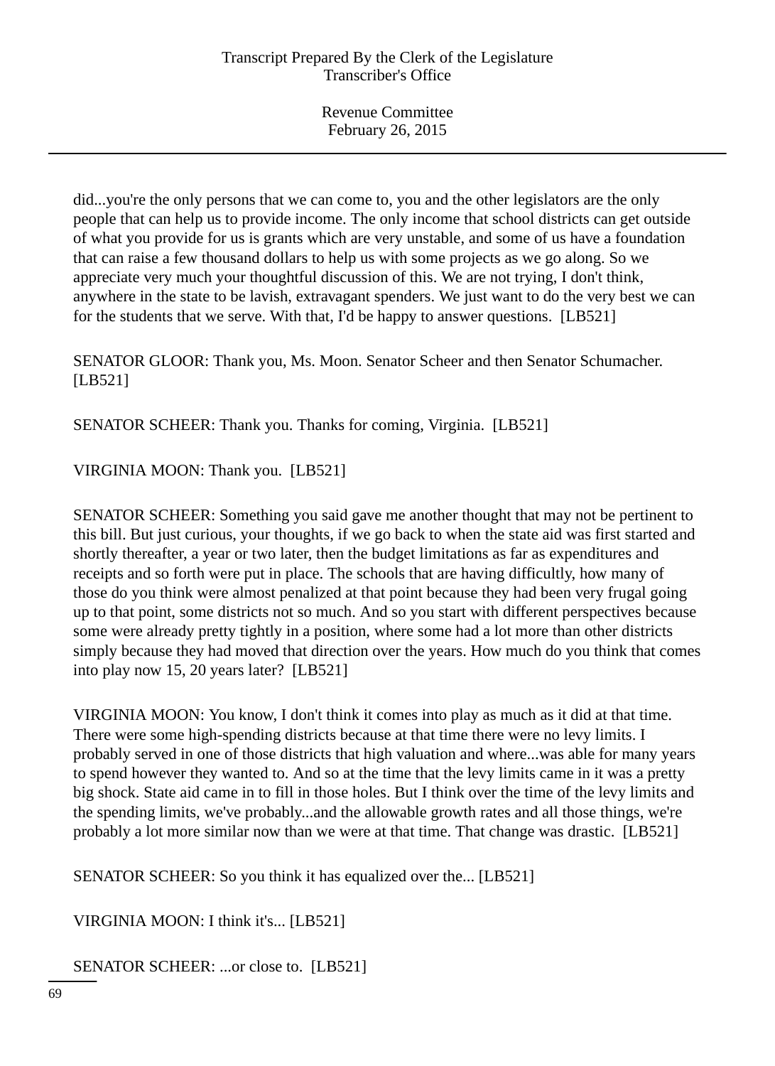did...you're the only persons that we can come to, you and the other legislators are the only people that can help us to provide income. The only income that school districts can get outside of what you provide for us is grants which are very unstable, and some of us have a foundation that can raise a few thousand dollars to help us with some projects as we go along. So we appreciate very much your thoughtful discussion of this. We are not trying, I don't think, anywhere in the state to be lavish, extravagant spenders. We just want to do the very best we can for the students that we serve. With that, I'd be happy to answer questions. [LB521]

SENATOR GLOOR: Thank you, Ms. Moon. Senator Scheer and then Senator Schumacher. [LB521]

SENATOR SCHEER: Thank you. Thanks for coming, Virginia. [LB521]

VIRGINIA MOON: Thank you. [LB521]

SENATOR SCHEER: Something you said gave me another thought that may not be pertinent to this bill. But just curious, your thoughts, if we go back to when the state aid was first started and shortly thereafter, a year or two later, then the budget limitations as far as expenditures and receipts and so forth were put in place. The schools that are having difficultly, how many of those do you think were almost penalized at that point because they had been very frugal going up to that point, some districts not so much. And so you start with different perspectives because some were already pretty tightly in a position, where some had a lot more than other districts simply because they had moved that direction over the years. How much do you think that comes into play now 15, 20 years later? [LB521]

VIRGINIA MOON: You know, I don't think it comes into play as much as it did at that time. There were some high-spending districts because at that time there were no levy limits. I probably served in one of those districts that high valuation and where...was able for many years to spend however they wanted to. And so at the time that the levy limits came in it was a pretty big shock. State aid came in to fill in those holes. But I think over the time of the levy limits and the spending limits, we've probably...and the allowable growth rates and all those things, we're probably a lot more similar now than we were at that time. That change was drastic. [LB521]

SENATOR SCHEER: So you think it has equalized over the... [LB521]

VIRGINIA MOON: I think it's... [LB521]

SENATOR SCHEER: ...or close to. [LB521]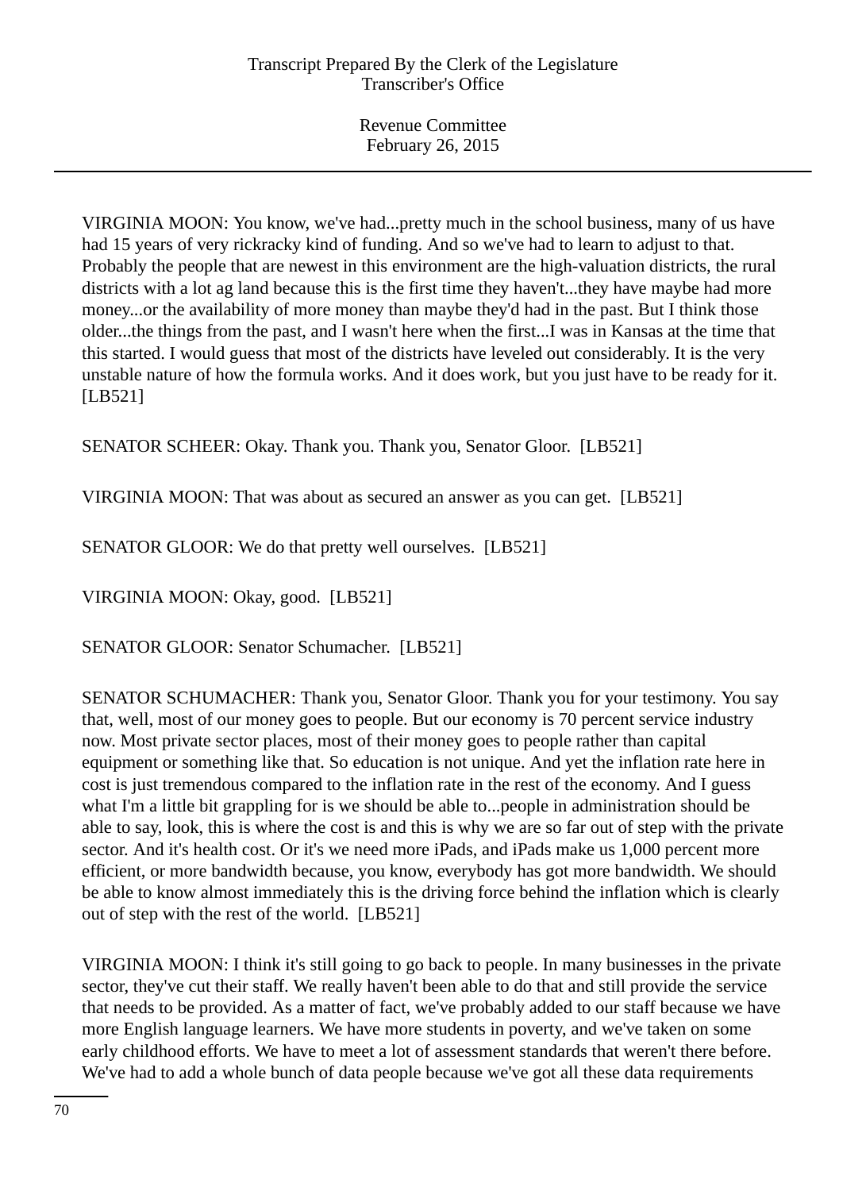VIRGINIA MOON: You know, we've had...pretty much in the school business, many of us have had 15 years of very rickracky kind of funding. And so we've had to learn to adjust to that. Probably the people that are newest in this environment are the high-valuation districts, the rural districts with a lot ag land because this is the first time they haven't...they have maybe had more money...or the availability of more money than maybe they'd had in the past. But I think those older...the things from the past, and I wasn't here when the first...I was in Kansas at the time that this started. I would guess that most of the districts have leveled out considerably. It is the very unstable nature of how the formula works. And it does work, but you just have to be ready for it. [LB521]

SENATOR SCHEER: Okay. Thank you. Thank you, Senator Gloor. [LB521]

VIRGINIA MOON: That was about as secured an answer as you can get. [LB521]

SENATOR GLOOR: We do that pretty well ourselves. [LB521]

VIRGINIA MOON: Okay, good. [LB521]

SENATOR GLOOR: Senator Schumacher. [LB521]

SENATOR SCHUMACHER: Thank you, Senator Gloor. Thank you for your testimony. You say that, well, most of our money goes to people. But our economy is 70 percent service industry now. Most private sector places, most of their money goes to people rather than capital equipment or something like that. So education is not unique. And yet the inflation rate here in cost is just tremendous compared to the inflation rate in the rest of the economy. And I guess what I'm a little bit grappling for is we should be able to...people in administration should be able to say, look, this is where the cost is and this is why we are so far out of step with the private sector. And it's health cost. Or it's we need more iPads, and iPads make us 1,000 percent more efficient, or more bandwidth because, you know, everybody has got more bandwidth. We should be able to know almost immediately this is the driving force behind the inflation which is clearly out of step with the rest of the world. [LB521]

VIRGINIA MOON: I think it's still going to go back to people. In many businesses in the private sector, they've cut their staff. We really haven't been able to do that and still provide the service that needs to be provided. As a matter of fact, we've probably added to our staff because we have more English language learners. We have more students in poverty, and we've taken on some early childhood efforts. We have to meet a lot of assessment standards that weren't there before. We've had to add a whole bunch of data people because we've got all these data requirements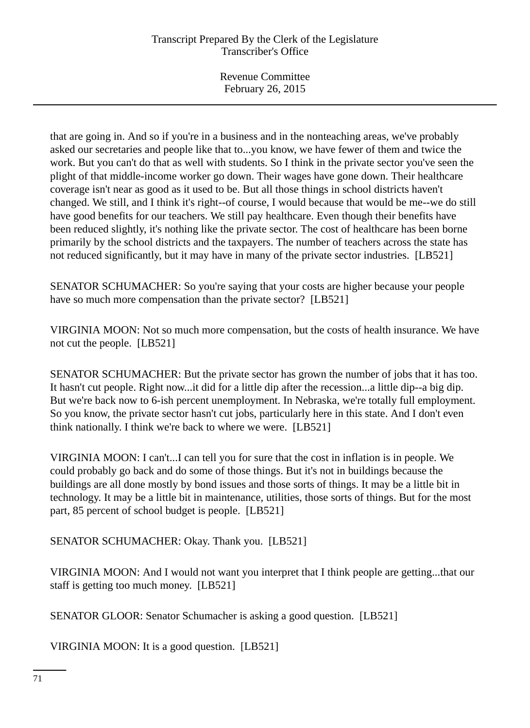that are going in. And so if you're in a business and in the nonteaching areas, we've probably asked our secretaries and people like that to...you know, we have fewer of them and twice the work. But you can't do that as well with students. So I think in the private sector you've seen the plight of that middle-income worker go down. Their wages have gone down. Their healthcare coverage isn't near as good as it used to be. But all those things in school districts haven't changed. We still, and I think it's right--of course, I would because that would be me--we do still have good benefits for our teachers. We still pay healthcare. Even though their benefits have been reduced slightly, it's nothing like the private sector. The cost of healthcare has been borne primarily by the school districts and the taxpayers. The number of teachers across the state has not reduced significantly, but it may have in many of the private sector industries. [LB521]

SENATOR SCHUMACHER: So you're saying that your costs are higher because your people have so much more compensation than the private sector? [LB521]

VIRGINIA MOON: Not so much more compensation, but the costs of health insurance. We have not cut the people. [LB521]

SENATOR SCHUMACHER: But the private sector has grown the number of jobs that it has too. It hasn't cut people. Right now...it did for a little dip after the recession...a little dip--a big dip. But we're back now to 6-ish percent unemployment. In Nebraska, we're totally full employment. So you know, the private sector hasn't cut jobs, particularly here in this state. And I don't even think nationally. I think we're back to where we were. [LB521]

VIRGINIA MOON: I can't...I can tell you for sure that the cost in inflation is in people. We could probably go back and do some of those things. But it's not in buildings because the buildings are all done mostly by bond issues and those sorts of things. It may be a little bit in technology. It may be a little bit in maintenance, utilities, those sorts of things. But for the most part, 85 percent of school budget is people. [LB521]

SENATOR SCHUMACHER: Okay. Thank you. [LB521]

VIRGINIA MOON: And I would not want you interpret that I think people are getting...that our staff is getting too much money. [LB521]

SENATOR GLOOR: Senator Schumacher is asking a good question. [LB521]

VIRGINIA MOON: It is a good question. [LB521]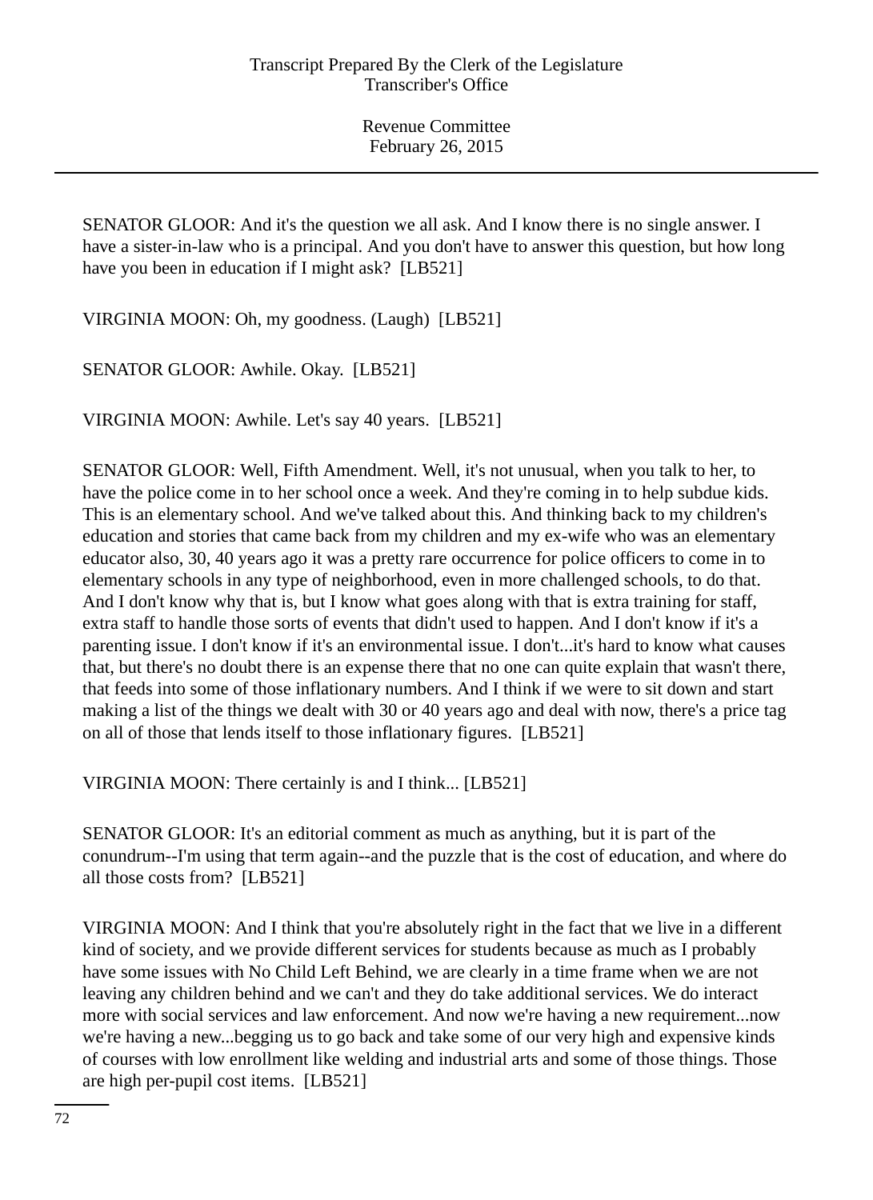SENATOR GLOOR: And it's the question we all ask. And I know there is no single answer. I have a sister-in-law who is a principal. And you don't have to answer this question, but how long have you been in education if I might ask? [LB521]

VIRGINIA MOON: Oh, my goodness. (Laugh) [LB521]

SENATOR GLOOR: Awhile. Okay. [LB521]

VIRGINIA MOON: Awhile. Let's say 40 years. [LB521]

SENATOR GLOOR: Well, Fifth Amendment. Well, it's not unusual, when you talk to her, to have the police come in to her school once a week. And they're coming in to help subdue kids. This is an elementary school. And we've talked about this. And thinking back to my children's education and stories that came back from my children and my ex-wife who was an elementary educator also, 30, 40 years ago it was a pretty rare occurrence for police officers to come in to elementary schools in any type of neighborhood, even in more challenged schools, to do that. And I don't know why that is, but I know what goes along with that is extra training for staff, extra staff to handle those sorts of events that didn't used to happen. And I don't know if it's a parenting issue. I don't know if it's an environmental issue. I don't...it's hard to know what causes that, but there's no doubt there is an expense there that no one can quite explain that wasn't there, that feeds into some of those inflationary numbers. And I think if we were to sit down and start making a list of the things we dealt with 30 or 40 years ago and deal with now, there's a price tag on all of those that lends itself to those inflationary figures. [LB521]

VIRGINIA MOON: There certainly is and I think... [LB521]

SENATOR GLOOR: It's an editorial comment as much as anything, but it is part of the conundrum--I'm using that term again--and the puzzle that is the cost of education, and where do all those costs from? [LB521]

VIRGINIA MOON: And I think that you're absolutely right in the fact that we live in a different kind of society, and we provide different services for students because as much as I probably have some issues with No Child Left Behind, we are clearly in a time frame when we are not leaving any children behind and we can't and they do take additional services. We do interact more with social services and law enforcement. And now we're having a new requirement...now we're having a new...begging us to go back and take some of our very high and expensive kinds of courses with low enrollment like welding and industrial arts and some of those things. Those are high per-pupil cost items. [LB521]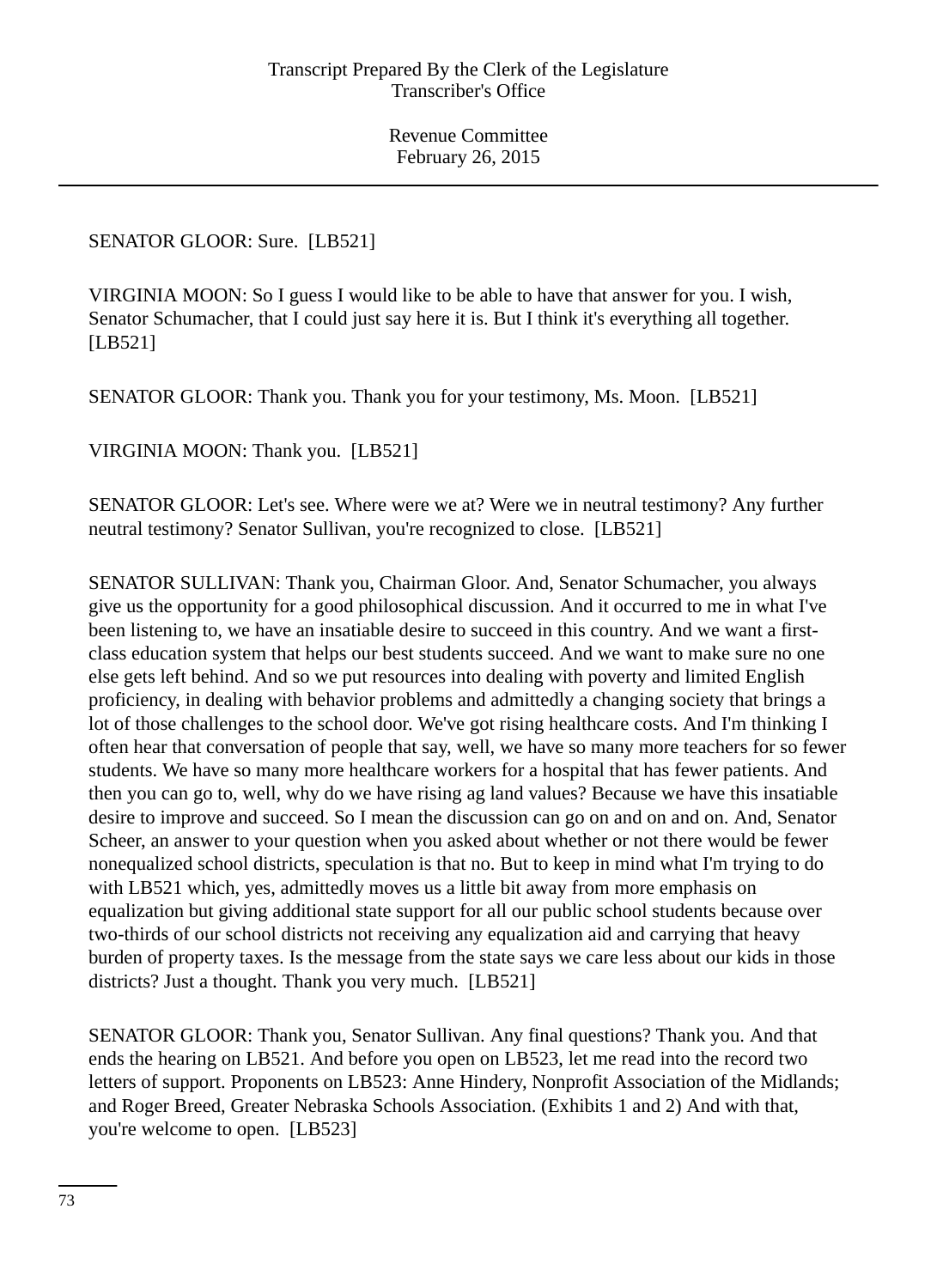SENATOR GLOOR: Sure. [LB521]

VIRGINIA MOON: So I guess I would like to be able to have that answer for you. I wish, Senator Schumacher, that I could just say here it is. But I think it's everything all together. [LB521]

SENATOR GLOOR: Thank you. Thank you for your testimony, Ms. Moon. [LB521]

VIRGINIA MOON: Thank you. [LB521]

SENATOR GLOOR: Let's see. Where were we at? Were we in neutral testimony? Any further neutral testimony? Senator Sullivan, you're recognized to close. [LB521]

SENATOR SULLIVAN: Thank you, Chairman Gloor. And, Senator Schumacher, you always give us the opportunity for a good philosophical discussion. And it occurred to me in what I've been listening to, we have an insatiable desire to succeed in this country. And we want a first-class education system that helps our best students succeed. And we want to make sure no one else gets left behind. And so we put resources into dealing with poverty and limited English proficiency, in dealing with behavior problems and admittedly a changing society that brings a lot of those challenges to the school door. We've got rising healthcare costs. And I'm thinking I often hear that conversation of people that say, well, we have so many more teachers for so fewer students. We have so many more healthcare workers for a hospital that has fewer patients. And then you can go to, well, why do we have rising ag land values? Because we have this insatiable desire to improve and succeed. So I mean the discussion can go on and on and on. And, Senator Scheer, an answer to your question when you asked about whether or not there would be fewer nonequalized school districts, speculation is that no. But to keep in mind what I'm trying to do with LB521 which, yes, admittedly moves us a little bit away from more emphasis on equalization but giving additional state support for all our public school students because over two-thirds of our school districts not receiving any equalization aid and carrying that heavy burden of property taxes. Is the message from the state says we care less about our kids in those districts? Just a thought. Thank you very much. [LB521]

SENATOR GLOOR: Thank you, Senator Sullivan. Any final questions? Thank you. And that ends the hearing on LB521. And before you open on LB523, let me read into the record two letters of support. Proponents on LB523: Anne Hindery, Nonprofit Association of the Midlands; and Roger Breed, Greater Nebraska Schools Association. (Exhibits 1 and 2) And with that, you're welcome to open. [LB523]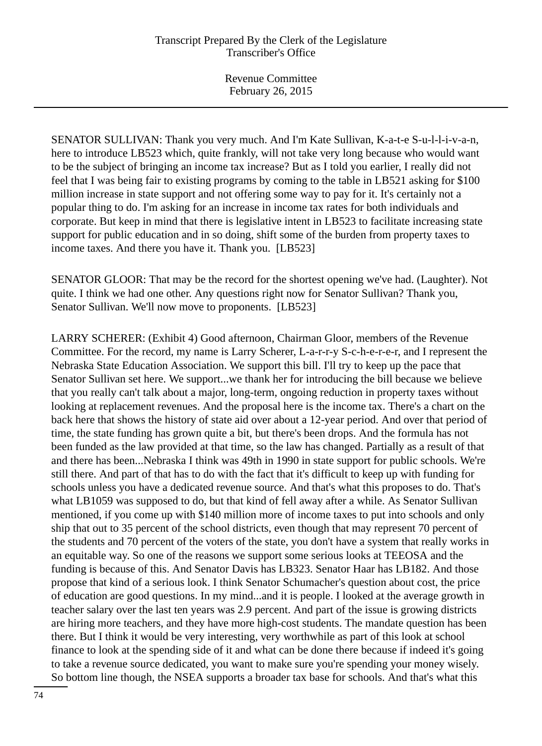SENATOR SULLIVAN: Thank you very much. And I'm Kate Sullivan, K-a-t-e S-u-l-l-i-v-a-n, here to introduce LB523 which, quite frankly, will not take very long because who would want to be the subject of bringing an income tax increase? But as I told you earlier, I really did not feel that I was being fair to existing programs by coming to the table in LB521 asking for $100 million increase in state support and not offering some way to pay for it. It's certainly not a popular thing to do. I'm asking for an increase in income tax rates for both individuals and corporate. But keep in mind that there is legislative intent in LB523 to facilitate increasing state support for public education and in so doing, shift some of the burden from property taxes to income taxes. And there you have it. Thank you. [LB523]

SENATOR GLOOR: That may be the record for the shortest opening we've had. (Laughter). Not quite. I think we had one other. Any questions right now for Senator Sullivan? Thank you, Senator Sullivan. We'll now move to proponents. [LB523]

LARRY SCHERER: (Exhibit 4) Good afternoon, Chairman Gloor, members of the Revenue Committee. For the record, my name is Larry Scherer, L-a-r-r-y S-c-h-e-r-e-r, and I represent the Nebraska State Education Association. We support this bill. I'll try to keep up the pace that Senator Sullivan set here. We support...we thank her for introducing the bill because we believe that you really can't talk about a major, long-term, ongoing reduction in property taxes without looking at replacement revenues. And the proposal here is the income tax. There's a chart on the back here that shows the history of state aid over about a 12-year period. And over that period of time, the state funding has grown quite a bit, but there's been drops. And the formula has not been funded as the law provided at that time, so the law has changed. Partially as a result of that and there has been...Nebraska I think was 49th in 1990 in state support for public schools. We're still there. And part of that has to do with the fact that it's difficult to keep up with funding for schools unless you have a dedicated revenue source. And that's what this proposes to do. That's what LB1059 was supposed to do, but that kind of fell away after a while. As Senator Sullivan mentioned, if you come up with $140 million more of income taxes to put into schools and only ship that out to 35 percent of the school districts, even though that may represent 70 percent of the students and 70 percent of the voters of the state, you don't have a system that really works in an equitable way. So one of the reasons we support some serious looks at TEEOSA and the funding is because of this. And Senator Davis has LB323. Senator Haar has LB182. And those propose that kind of a serious look. I think Senator Schumacher's question about cost, the price of education are good questions. In my mind...and it is people. I looked at the average growth in teacher salary over the last ten years was 2.9 percent. And part of the issue is growing districts are hiring more teachers, and they have more high-cost students. The mandate question has been there. But I think it would be very interesting, very worthwhile as part of this look at school finance to look at the spending side of it and what can be done there because if indeed it's going to take a revenue source dedicated, you want to make sure you're spending your money wisely. So bottom line though, the NSEA supports a broader tax base for schools. And that's what this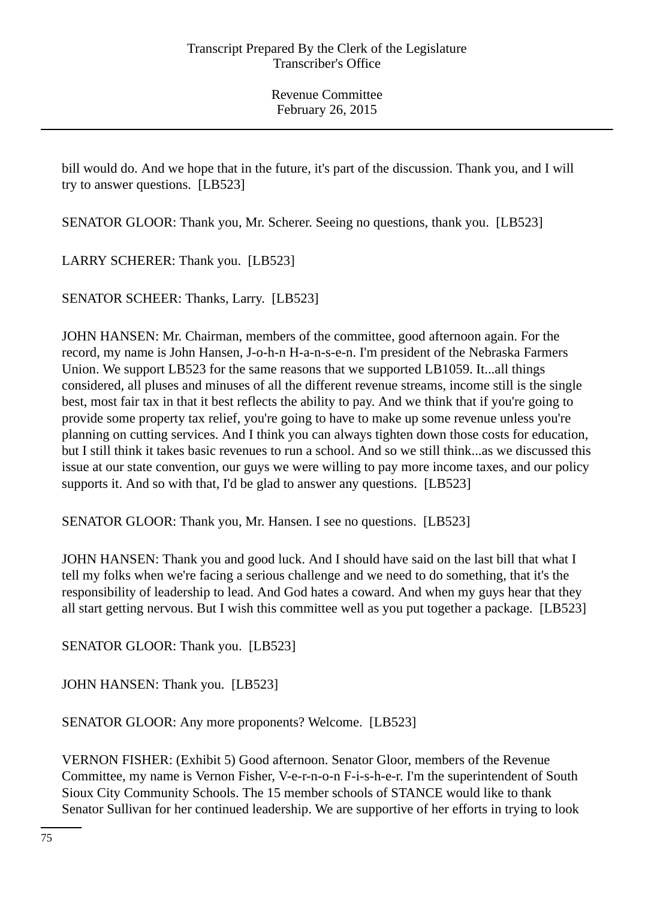bill would do. And we hope that in the future, it's part of the discussion. Thank you, and I will try to answer questions. [LB523]

SENATOR GLOOR: Thank you, Mr. Scherer. Seeing no questions, thank you. [LB523]

LARRY SCHERER: Thank you. [LB523]

SENATOR SCHEER: Thanks, Larry. [LB523]

JOHN HANSEN: Mr. Chairman, members of the committee, good afternoon again. For the record, my name is John Hansen, J-o-h-n H-a-n-s-e-n. I'm president of the Nebraska Farmers Union. We support LB523 for the same reasons that we supported LB1059. It...all things considered, all pluses and minuses of all the different revenue streams, income still is the single best, most fair tax in that it best reflects the ability to pay. And we think that if you're going to provide some property tax relief, you're going to have to make up some revenue unless you're planning on cutting services. And I think you can always tighten down those costs for education, but I still think it takes basic revenues to run a school. And so we still think...as we discussed this issue at our state convention, our guys we were willing to pay more income taxes, and our policy supports it. And so with that, I'd be glad to answer any questions. [LB523]

SENATOR GLOOR: Thank you, Mr. Hansen. I see no questions. [LB523]

JOHN HANSEN: Thank you and good luck. And I should have said on the last bill that what I tell my folks when we're facing a serious challenge and we need to do something, that it's the responsibility of leadership to lead. And God hates a coward. And when my guys hear that they all start getting nervous. But I wish this committee well as you put together a package. [LB523]

SENATOR GLOOR: Thank you. [LB523]

JOHN HANSEN: Thank you. [LB523]

SENATOR GLOOR: Any more proponents? Welcome. [LB523]

VERNON FISHER: (Exhibit 5) Good afternoon. Senator Gloor, members of the Revenue Committee, my name is Vernon Fisher, V-e-r-n-o-n F-i-s-h-e-r. I'm the superintendent of South Sioux City Community Schools. The 15 member schools of STANCE would like to thank Senator Sullivan for her continued leadership. We are supportive of her efforts in trying to look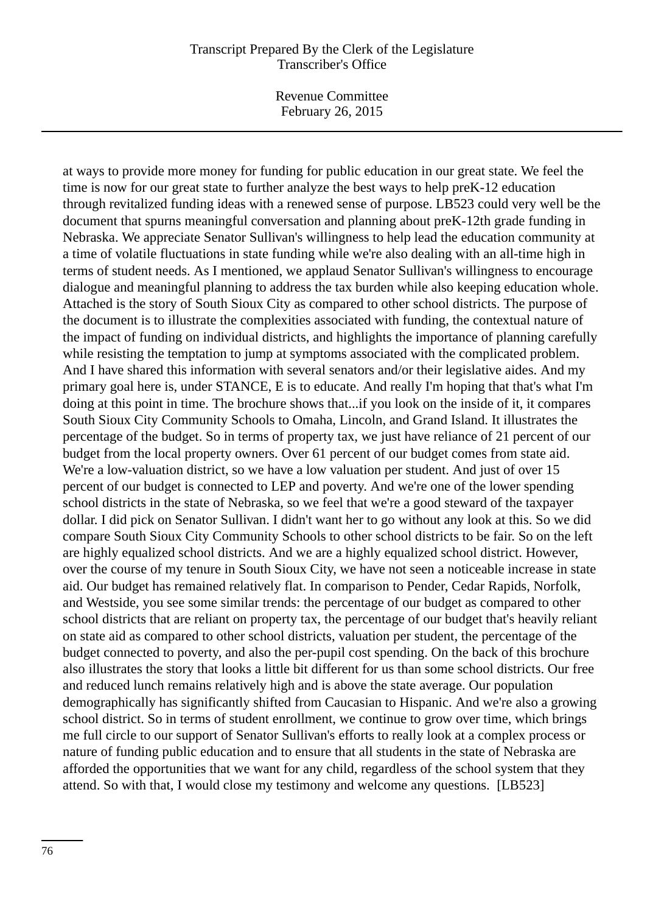at ways to provide more money for funding for public education in our great state. We feel the time is now for our great state to further analyze the best ways to help preK-12 education through revitalized funding ideas with a renewed sense of purpose. LB523 could very well be the document that spurns meaningful conversation and planning about preK-12th grade funding in Nebraska. We appreciate Senator Sullivan's willingness to help lead the education community at a time of volatile fluctuations in state funding while we're also dealing with an all-time high in terms of student needs. As I mentioned, we applaud Senator Sullivan's willingness to encourage dialogue and meaningful planning to address the tax burden while also keeping education whole. Attached is the story of South Sioux City as compared to other school districts. The purpose of the document is to illustrate the complexities associated with funding, the contextual nature of the impact of funding on individual districts, and highlights the importance of planning carefully while resisting the temptation to jump at symptoms associated with the complicated problem. And I have shared this information with several senators and/or their legislative aides. And my primary goal here is, under STANCE, E is to educate. And really I'm hoping that that's what I'm doing at this point in time. The brochure shows that...if you look on the inside of it, it compares South Sioux City Community Schools to Omaha, Lincoln, and Grand Island. It illustrates the percentage of the budget. So in terms of property tax, we just have reliance of 21 percent of our budget from the local property owners. Over 61 percent of our budget comes from state aid. We're a low-valuation district, so we have a low valuation per student. And just of over 15 percent of our budget is connected to LEP and poverty. And we're one of the lower spending school districts in the state of Nebraska, so we feel that we're a good steward of the taxpayer dollar. I did pick on Senator Sullivan. I didn't want her to go without any look at this. So we did compare South Sioux City Community Schools to other school districts to be fair. So on the left are highly equalized school districts. And we are a highly equalized school district. However, over the course of my tenure in South Sioux City, we have not seen a noticeable increase in state aid. Our budget has remained relatively flat. In comparison to Pender, Cedar Rapids, Norfolk, and Westside, you see some similar trends: the percentage of our budget as compared to other school districts that are reliant on property tax, the percentage of our budget that's heavily reliant on state aid as compared to other school districts, valuation per student, the percentage of the budget connected to poverty, and also the per-pupil cost spending. On the back of this brochure also illustrates the story that looks a little bit different for us than some school districts. Our free and reduced lunch remains relatively high and is above the state average. Our population demographically has significantly shifted from Caucasian to Hispanic. And we're also a growing school district. So in terms of student enrollment, we continue to grow over time, which brings me full circle to our support of Senator Sullivan's efforts to really look at a complex process or nature of funding public education and to ensure that all students in the state of Nebraska are afforded the opportunities that we want for any child, regardless of the school system that they attend. So with that, I would close my testimony and welcome any questions. [LB523]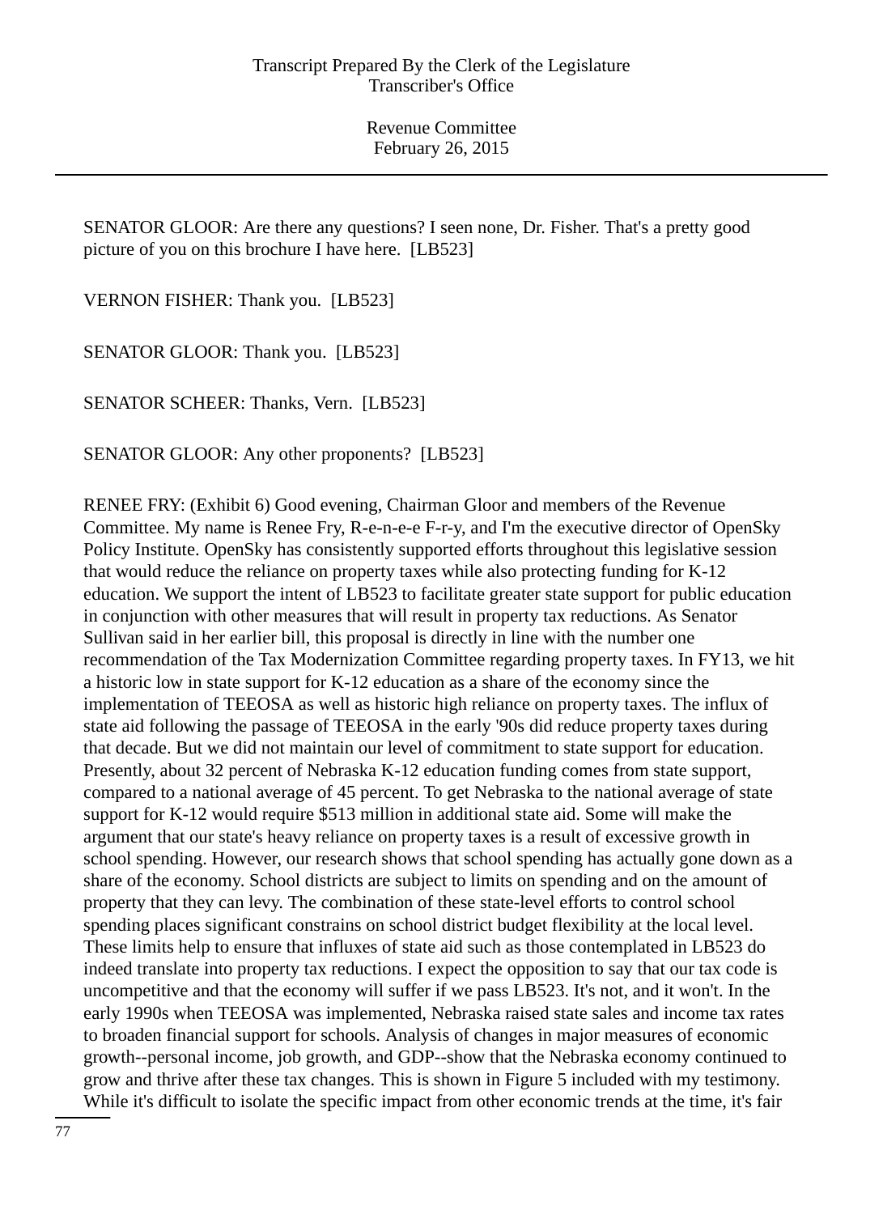SENATOR GLOOR: Are there any questions? I seen none, Dr. Fisher. That's a pretty good picture of you on this brochure I have here. [LB523]

VERNON FISHER: Thank you. [LB523]

SENATOR GLOOR: Thank you. [LB523]

SENATOR SCHEER: Thanks, Vern. [LB523]

SENATOR GLOOR: Any other proponents? [LB523]

RENEE FRY: (Exhibit 6) Good evening, Chairman Gloor and members of the Revenue Committee. My name is Renee Fry, R-e-n-e-e F-r-y, and I'm the executive director of OpenSky Policy Institute. OpenSky has consistently supported efforts throughout this legislative session that would reduce the reliance on property taxes while also protecting funding for K-12 education. We support the intent of LB523 to facilitate greater state support for public education in conjunction with other measures that will result in property tax reductions. As Senator Sullivan said in her earlier bill, this proposal is directly in line with the number one recommendation of the Tax Modernization Committee regarding property taxes. In FY13, we hit a historic low in state support for K-12 education as a share of the economy since the implementation of TEEOSA as well as historic high reliance on property taxes. The influx of state aid following the passage of TEEOSA in the early '90s did reduce property taxes during that decade. But we did not maintain our level of commitment to state support for education. Presently, about 32 percent of Nebraska K-12 education funding comes from state support, compared to a national average of 45 percent. To get Nebraska to the national average of state support for K-12 would require $513 million in additional state aid. Some will make the argument that our state's heavy reliance on property taxes is a result of excessive growth in school spending. However, our research shows that school spending has actually gone down as a share of the economy. School districts are subject to limits on spending and on the amount of property that they can levy. The combination of these state-level efforts to control school spending places significant constrains on school district budget flexibility at the local level. These limits help to ensure that influxes of state aid such as those contemplated in LB523 do indeed translate into property tax reductions. I expect the opposition to say that our tax code is uncompetitive and that the economy will suffer if we pass LB523. It's not, and it won't. In the early 1990s when TEEOSA was implemented, Nebraska raised state sales and income tax rates to broaden financial support for schools. Analysis of changes in major measures of economic growth--personal income, job growth, and GDP--show that the Nebraska economy continued to grow and thrive after these tax changes. This is shown in Figure 5 included with my testimony. While it's difficult to isolate the specific impact from other economic trends at the time, it's fair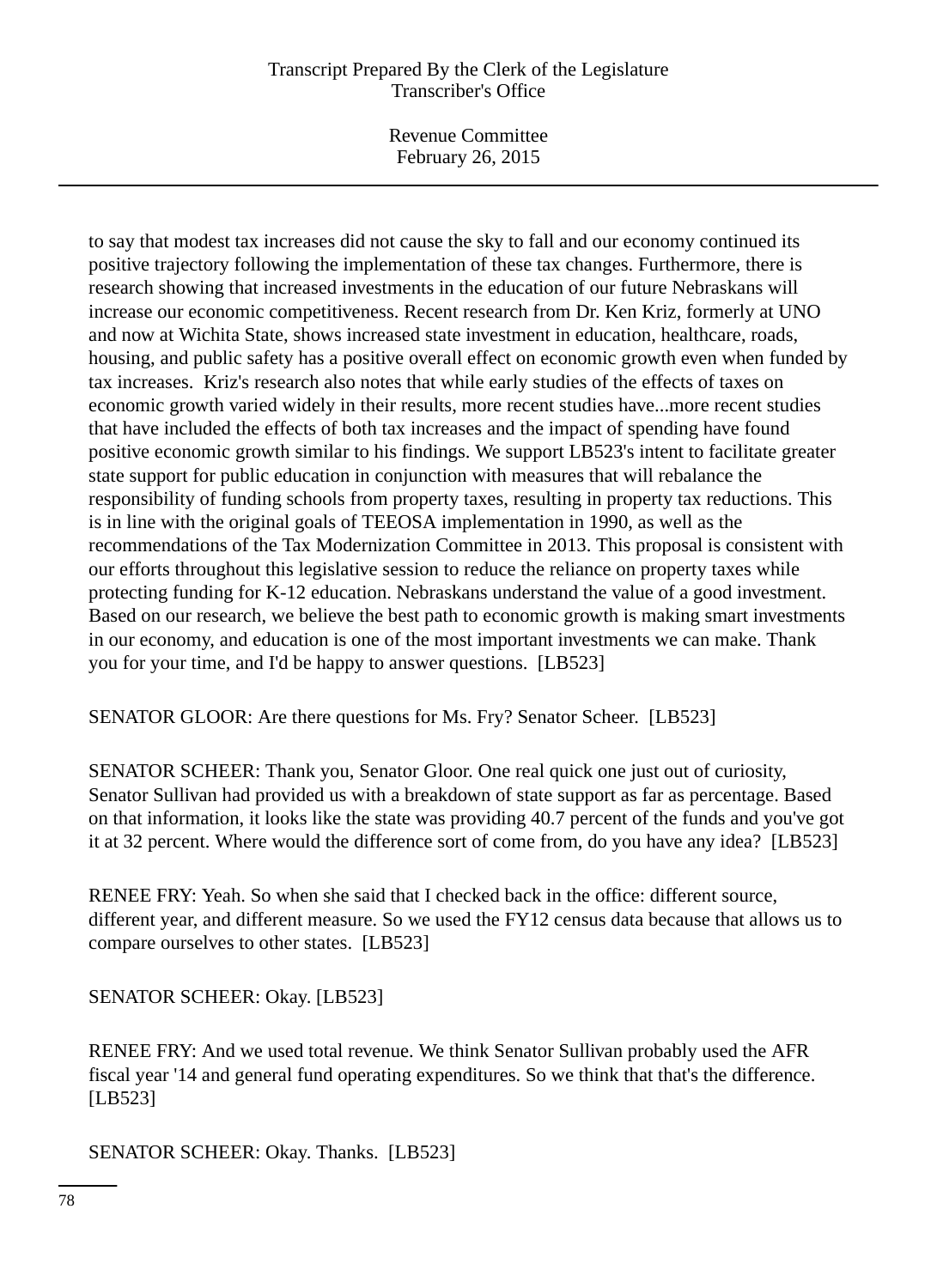to say that modest tax increases did not cause the sky to fall and our economy continued its positive trajectory following the implementation of these tax changes. Furthermore, there is research showing that increased investments in the education of our future Nebraskans will increase our economic competitiveness. Recent research from Dr. Ken Kriz, formerly at UNO and now at Wichita State, shows increased state investment in education, healthcare, roads, housing, and public safety has a positive overall effect on economic growth even when funded by tax increases. Kriz's research also notes that while early studies of the effects of taxes on economic growth varied widely in their results, more recent studies have...more recent studies that have included the effects of both tax increases and the impact of spending have found positive economic growth similar to his findings. We support LB523's intent to facilitate greater state support for public education in conjunction with measures that will rebalance the responsibility of funding schools from property taxes, resulting in property tax reductions. This is in line with the original goals of TEEOSA implementation in 1990, as well as the recommendations of the Tax Modernization Committee in 2013. This proposal is consistent with our efforts throughout this legislative session to reduce the reliance on property taxes while protecting funding for K-12 education. Nebraskans understand the value of a good investment. Based on our research, we believe the best path to economic growth is making smart investments in our economy, and education is one of the most important investments we can make. Thank you for your time, and I'd be happy to answer questions. [LB523]

SENATOR GLOOR: Are there questions for Ms. Fry? Senator Scheer. [LB523]

SENATOR SCHEER: Thank you, Senator Gloor. One real quick one just out of curiosity, Senator Sullivan had provided us with a breakdown of state support as far as percentage. Based on that information, it looks like the state was providing 40.7 percent of the funds and you've got it at 32 percent. Where would the difference sort of come from, do you have any idea? [LB523]

RENEE FRY: Yeah. So when she said that I checked back in the office: different source, different year, and different measure. So we used the FY12 census data because that allows us to compare ourselves to other states. [LB523]

SENATOR SCHEER: Okay. [LB523]

RENEE FRY: And we used total revenue. We think Senator Sullivan probably used the AFR fiscal year '14 and general fund operating expenditures. So we think that that's the difference. [LB523]

SENATOR SCHEER: Okay. Thanks. [LB523]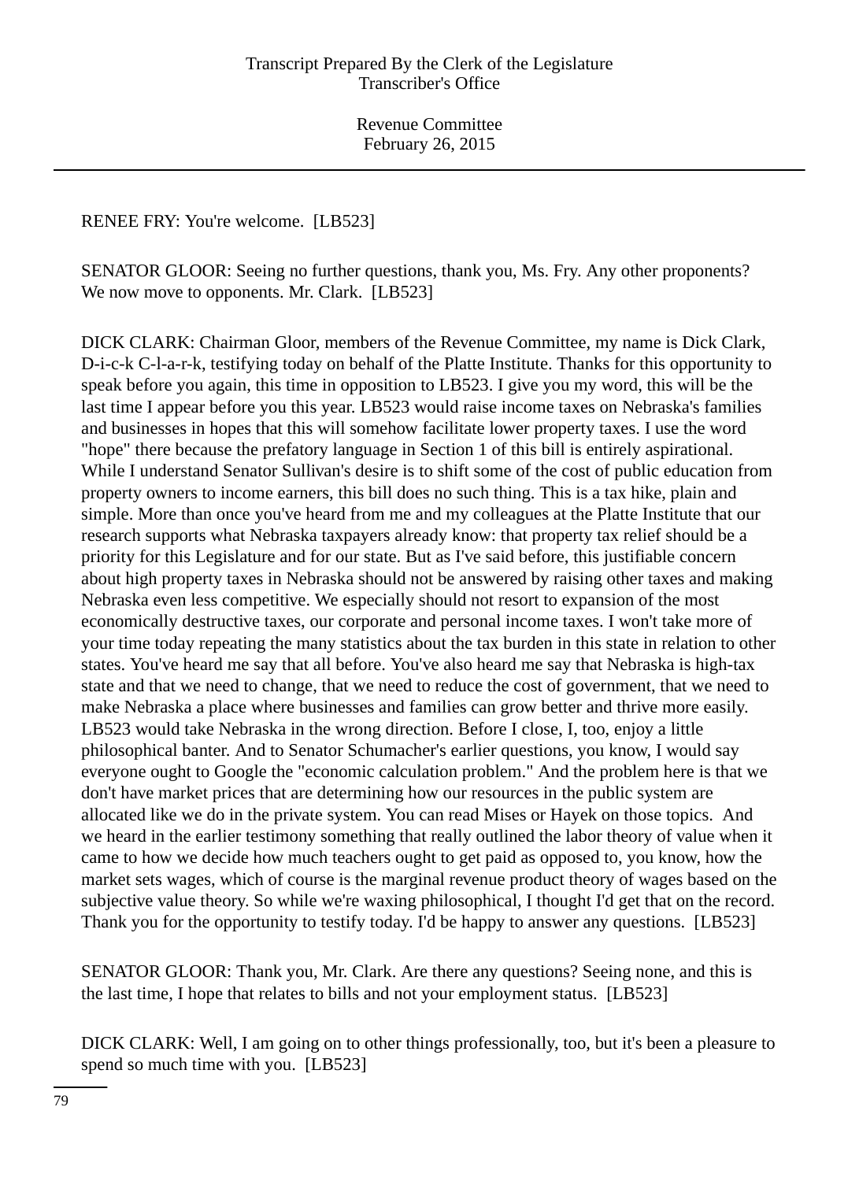RENEE FRY: You're welcome. [LB523]

SENATOR GLOOR: Seeing no further questions, thank you, Ms. Fry. Any other proponents? We now move to opponents. Mr. Clark. [LB523]

DICK CLARK: Chairman Gloor, members of the Revenue Committee, my name is Dick Clark, D-i-c-k C-l-a-r-k, testifying today on behalf of the Platte Institute. Thanks for this opportunity to speak before you again, this time in opposition to LB523. I give you my word, this will be the last time I appear before you this year. LB523 would raise income taxes on Nebraska's families and businesses in hopes that this will somehow facilitate lower property taxes. I use the word "hope" there because the prefatory language in Section 1 of this bill is entirely aspirational. While I understand Senator Sullivan's desire is to shift some of the cost of public education from property owners to income earners, this bill does no such thing. This is a tax hike, plain and simple. More than once you've heard from me and my colleagues at the Platte Institute that our research supports what Nebraska taxpayers already know: that property tax relief should be a priority for this Legislature and for our state. But as I've said before, this justifiable concern about high property taxes in Nebraska should not be answered by raising other taxes and making Nebraska even less competitive. We especially should not resort to expansion of the most economically destructive taxes, our corporate and personal income taxes. I won't take more of your time today repeating the many statistics about the tax burden in this state in relation to other states. You've heard me say that all before. You've also heard me say that Nebraska is high-tax state and that we need to change, that we need to reduce the cost of government, that we need to make Nebraska a place where businesses and families can grow better and thrive more easily. LB523 would take Nebraska in the wrong direction. Before I close, I, too, enjoy a little philosophical banter. And to Senator Schumacher's earlier questions, you know, I would say everyone ought to Google the "economic calculation problem." And the problem here is that we don't have market prices that are determining how our resources in the public system are allocated like we do in the private system. You can read Mises or Hayek on those topics. And we heard in the earlier testimony something that really outlined the labor theory of value when it came to how we decide how much teachers ought to get paid as opposed to, you know, how the market sets wages, which of course is the marginal revenue product theory of wages based on the subjective value theory. So while we're waxing philosophical, I thought I'd get that on the record. Thank you for the opportunity to testify today. I'd be happy to answer any questions. [LB523]

SENATOR GLOOR: Thank you, Mr. Clark. Are there any questions? Seeing none, and this is the last time, I hope that relates to bills and not your employment status. [LB523]

DICK CLARK: Well, I am going on to other things professionally, too, but it's been a pleasure to spend so much time with you. [LB523]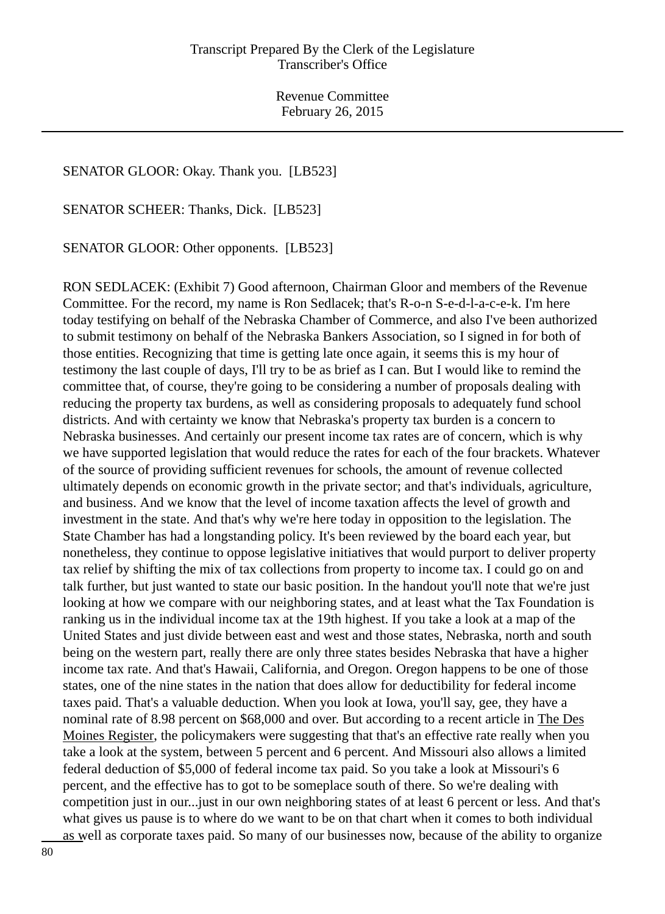SENATOR GLOOR: Okay. Thank you. [LB523]

SENATOR SCHEER: Thanks, Dick. [LB523]

SENATOR GLOOR: Other opponents. [LB523]

RON SEDLACEK: (Exhibit 7) Good afternoon, Chairman Gloor and members of the Revenue Committee. For the record, my name is Ron Sedlacek; that's R-o-n S-e-d-l-a-c-e-k. I'm here today testifying on behalf of the Nebraska Chamber of Commerce, and also I've been authorized to submit testimony on behalf of the Nebraska Bankers Association, so I signed in for both of those entities. Recognizing that time is getting late once again, it seems this is my hour of testimony the last couple of days, I'll try to be as brief as I can. But I would like to remind the committee that, of course, they're going to be considering a number of proposals dealing with reducing the property tax burdens, as well as considering proposals to adequately fund school districts. And with certainty we know that Nebraska's property tax burden is a concern to Nebraska businesses. And certainly our present income tax rates are of concern, which is why we have supported legislation that would reduce the rates for each of the four brackets. Whatever of the source of providing sufficient revenues for schools, the amount of revenue collected ultimately depends on economic growth in the private sector; and that's individuals, agriculture, and business. And we know that the level of income taxation affects the level of growth and investment in the state. And that's why we're here today in opposition to the legislation. The State Chamber has had a longstanding policy. It's been reviewed by the board each year, but nonetheless, they continue to oppose legislative initiatives that would purport to deliver property tax relief by shifting the mix of tax collections from property to income tax. I could go on and talk further, but just wanted to state our basic position. In the handout you'll note that we're just looking at how we compare with our neighboring states, and at least what the Tax Foundation is ranking us in the individual income tax at the 19th highest. If you take a look at a map of the United States and just divide between east and west and those states, Nebraska, north and south being on the western part, really there are only three states besides Nebraska that have a higher income tax rate. And that's Hawaii, California, and Oregon. Oregon happens to be one of those states, one of the nine states in the nation that does allow for deductibility for federal income taxes paid. That's a valuable deduction. When you look at Iowa, you'll say, gee, they have a nominal rate of 8.98 percent on $68,000 and over. But according to a recent article in The Des Moines Register, the policymakers were suggesting that that's an effective rate really when you take a look at the system, between 5 percent and 6 percent. And Missouri also allows a limited federal deduction of $5,000 of federal income tax paid. So you take a look at Missouri's 6 percent, and the effective has to got to be someplace south of there. So we're dealing with competition just in our...just in our own neighboring states of at least 6 percent or less. And that's what gives us pause is to where do we want to be on that chart when it comes to both individual as well as corporate taxes paid. So many of our businesses now, because of the ability to organize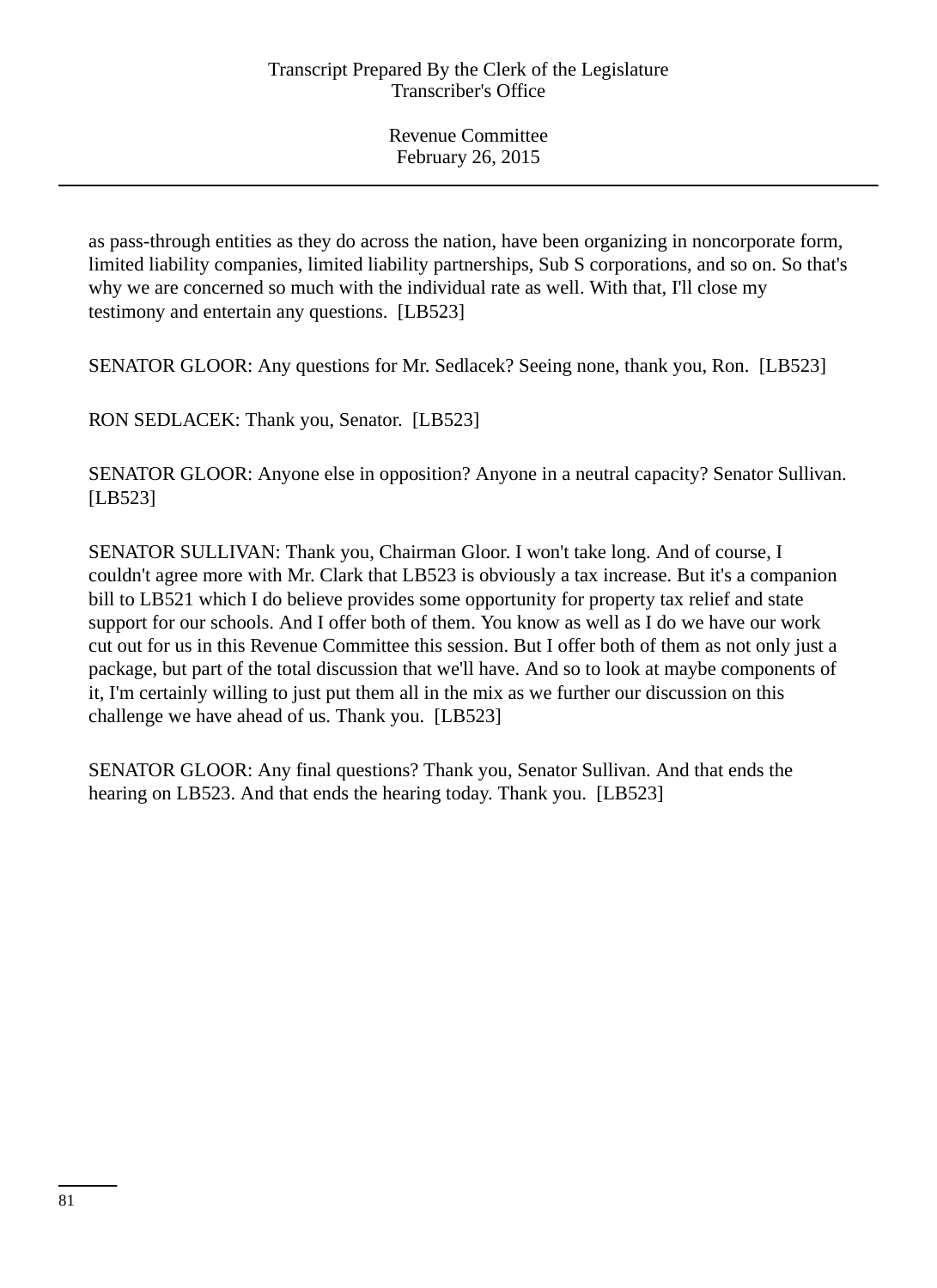as pass-through entities as they do across the nation, have been organizing in noncorporate form, limited liability companies, limited liability partnerships, Sub S corporations, and so on. So that's why we are concerned so much with the individual rate as well. With that, I'll close my testimony and entertain any questions. [LB523]

SENATOR GLOOR: Any questions for Mr. Sedlacek? Seeing none, thank you, Ron. [LB523]

RON SEDLACEK: Thank you, Senator. [LB523]

SENATOR GLOOR: Anyone else in opposition? Anyone in a neutral capacity? Senator Sullivan. [LB523]

SENATOR SULLIVAN: Thank you, Chairman Gloor. I won't take long. And of course, I couldn't agree more with Mr. Clark that LB523 is obviously a tax increase. But it's a companion bill to LB521 which I do believe provides some opportunity for property tax relief and state support for our schools. And I offer both of them. You know as well as I do we have our work cut out for us in this Revenue Committee this session. But I offer both of them as not only just a package, but part of the total discussion that we'll have. And so to look at maybe components of it, I'm certainly willing to just put them all in the mix as we further our discussion on this challenge we have ahead of us. Thank you. [LB523]

SENATOR GLOOR: Any final questions? Thank you, Senator Sullivan. And that ends the hearing on LB523. And that ends the hearing today. Thank you. [LB523]